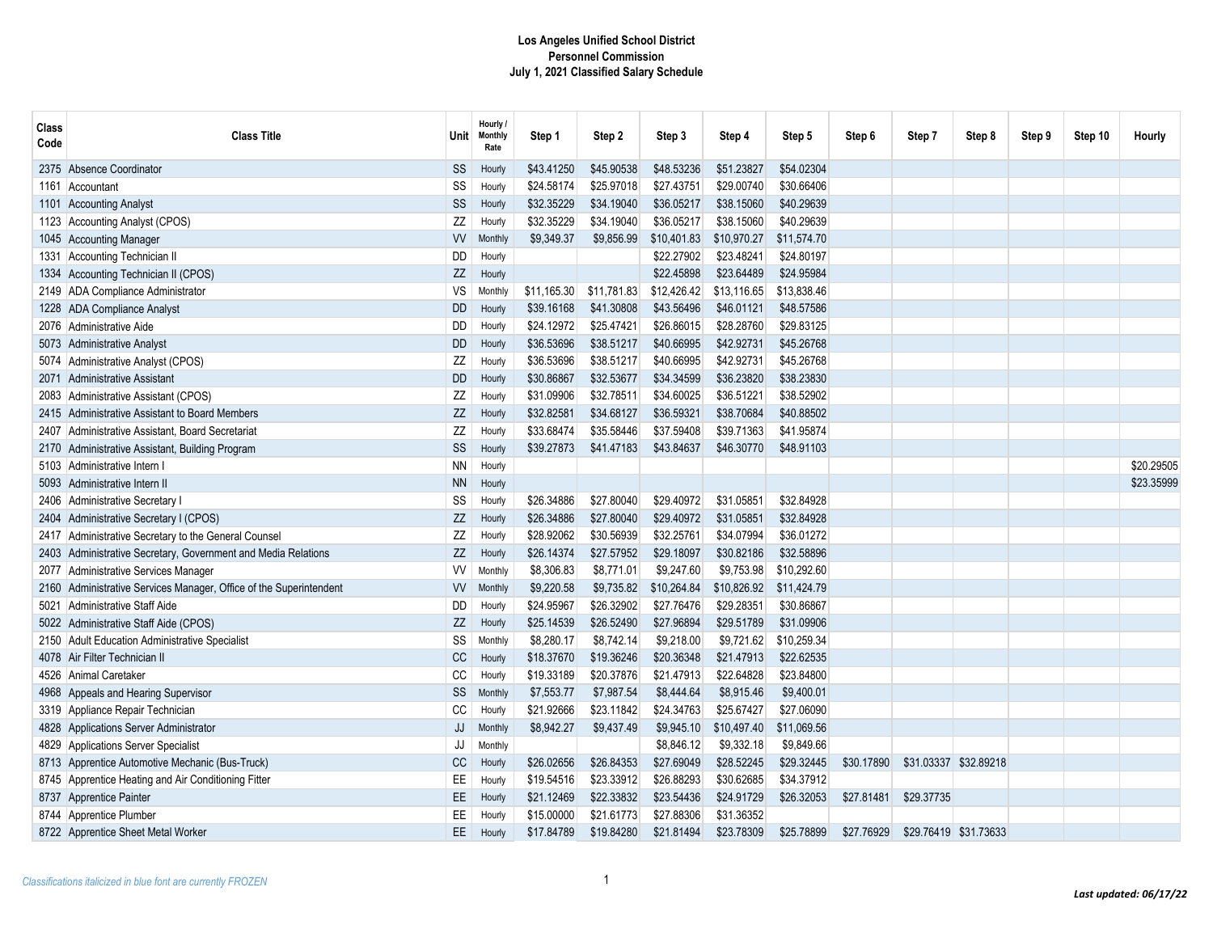**Los Angeles Unified School District**
**Personnel Commission**
**July 1, 2021 Classified Salary Schedule**

| Class Code | Class Title | Unit | Hourly / Monthly Rate | Step 1 | Step 2 | Step 3 | Step 4 | Step 5 | Step 6 | Step 7 | Step 8 | Step 9 | Step 10 | Hourly |
|---|---|---|---|---|---|---|---|---|---|---|---|---|---|---|
| 2375 | Absence Coordinator | SS | Hourly | $43.41250 | $45.90538 | $48.53236 | $51.23827 | $54.02304 | | | | | | |
| 1161 | Accountant | SS | Hourly | $24.58174 | $25.97018 | $27.43751 | $29.00740 | $30.66406 | | | | | | |
| 1101 | Accounting Analyst | SS | Hourly | $32.35229 | $34.19040 | $36.05217 | $38.15060 | $40.29639 | | | | | | |
| 1123 | Accounting Analyst (CPOS) | ZZ | Hourly | $32.35229 | $34.19040 | $36.05217 | $38.15060 | $40.29639 | | | | | | |
| 1045 | Accounting Manager | VV | Monthly | $9,349.37 | $9,856.99 | $10,401.83 | $10,970.27 | $11,574.70 | | | | | | |
| 1331 | Accounting Technician II | DD | Hourly | | | $22.27902 | $23.48241 | $24.80197 | | | | | | |
| 1334 | Accounting Technician II (CPOS) | ZZ | Hourly | | | $22.45898 | $23.64489 | $24.95984 | | | | | | |
| 2149 | ADA Compliance Administrator | VS | Monthly | $11,165.30 | $11,781.83 | $12,426.42 | $13,116.65 | $13,838.46 | | | | | | |
| 1228 | ADA Compliance Analyst | DD | Hourly | $39.16168 | $41.30808 | $43.56496 | $46.01121 | $48.57586 | | | | | | |
| 2076 | Administrative Aide | DD | Hourly | $24.12972 | $25.47421 | $26.86015 | $28.28760 | $29.83125 | | | | | | |
| 5073 | Administrative Analyst | DD | Hourly | $36.53696 | $38.51217 | $40.66995 | $42.92731 | $45.26768 | | | | | | |
| 5074 | Administrative Analyst (CPOS) | ZZ | Hourly | $36.53696 | $38.51217 | $40.66995 | $42.92731 | $45.26768 | | | | | | |
| 2071 | Administrative Assistant | DD | Hourly | $30.86867 | $32.53677 | $34.34599 | $36.23820 | $38.23830 | | | | | | |
| 2083 | Administrative Assistant (CPOS) | ZZ | Hourly | $31.09906 | $32.78511 | $34.60025 | $36.51221 | $38.52902 | | | | | | |
| 2415 | Administrative Assistant to Board Members | ZZ | Hourly | $32.82581 | $34.68127 | $36.59321 | $38.70684 | $40.88502 | | | | | | |
| 2407 | Administrative Assistant, Board Secretariat | ZZ | Hourly | $33.68474 | $35.58446 | $37.59408 | $39.71363 | $41.95874 | | | | | | |
| 2170 | Administrative Assistant, Building Program | SS | Hourly | $39.27873 | $41.47183 | $43.84637 | $46.30770 | $48.91103 | | | | | | |
| 5103 | Administrative Intern I | NN | Hourly | | | | | | | | | | | $20.29505 |
| 5093 | Administrative Intern II | NN | Hourly | | | | | | | | | | | $23.35999 |
| 2406 | Administrative Secretary I | SS | Hourly | $26.34886 | $27.80040 | $29.40972 | $31.05851 | $32.84928 | | | | | | |
| 2404 | Administrative Secretary I (CPOS) | ZZ | Hourly | $26.34886 | $27.80040 | $29.40972 | $31.05851 | $32.84928 | | | | | | |
| 2417 | Administrative Secretary to the General Counsel | ZZ | Hourly | $28.92062 | $30.56939 | $32.25761 | $34.07994 | $36.01272 | | | | | | |
| 2403 | Administrative Secretary, Government and Media Relations | ZZ | Hourly | $26.14374 | $27.57952 | $29.18097 | $30.82186 | $32.58896 | | | | | | |
| 2077 | Administrative Services Manager | VV | Monthly | $8,306.83 | $8,771.01 | $9,247.60 | $9,753.98 | $10,292.60 | | | | | | |
| 2160 | Administrative Services Manager, Office of the Superintendent | VV | Monthly | $9,220.58 | $9,735.82 | $10,264.84 | $10,826.92 | $11,424.79 | | | | | | |
| 5021 | Administrative Staff Aide | DD | Hourly | $24.95967 | $26.32902 | $27.76476 | $29.28351 | $30.86867 | | | | | | |
| 5022 | Administrative Staff Aide (CPOS) | ZZ | Hourly | $25.14539 | $26.52490 | $27.96894 | $29.51789 | $31.09906 | | | | | | |
| 2150 | Adult Education Administrative Specialist | SS | Monthly | $8,280.17 | $8,742.14 | $9,218.00 | $9,721.62 | $10,259.34 | | | | | | |
| 4078 | Air Filter Technician II | CC | Hourly | $18.37670 | $19.36246 | $20.36348 | $21.47913 | $22.62535 | | | | | | |
| 4526 | Animal Caretaker | CC | Hourly | $19.33189 | $20.37876 | $21.47913 | $22.64828 | $23.84800 | | | | | | |
| 4968 | Appeals and Hearing Supervisor | SS | Monthly | $7,553.77 | $7,987.54 | $8,444.64 | $8,915.46 | $9,400.01 | | | | | | |
| 3319 | Appliance Repair Technician | CC | Hourly | $21.92666 | $23.11842 | $24.34763 | $25.67427 | $27.06090 | | | | | | |
| 4828 | Applications Server Administrator | JJ | Monthly | $8,942.27 | $9,437.49 | $9,945.10 | $10,497.40 | $11,069.56 | | | | | | |
| 4829 | Applications Server Specialist | JJ | Monthly | | | $8,846.12 | $9,332.18 | $9,849.66 | | | | | | |
| 8713 | Apprentice Automotive Mechanic (Bus-Truck) | CC | Hourly | $26.02656 | $26.84353 | $27.69049 | $28.52245 | $29.32445 | $30.17890 | $31.03337 | $32.89218 | | | |
| 8745 | Apprentice Heating and Air Conditioning Fitter | EE | Hourly | $19.54516 | $23.33912 | $26.88293 | $30.62685 | $34.37912 | | | | | | |
| 8737 | Apprentice Painter | EE | Hourly | $21.12469 | $22.33832 | $23.54436 | $24.91729 | $26.32053 | $27.81481 | $29.37735 | | | | |
| 8744 | Apprentice Plumber | EE | Hourly | $15.00000 | $21.61773 | $27.88306 | $31.36352 | | | | | | | |
| 8722 | Apprentice Sheet Metal Worker | EE | Hourly | $17.84789 | $19.84280 | $21.81494 | $23.78309 | $25.78899 | $27.76929 | $29.76419 | $31.73633 | | | |

*Classifications italicized in blue font are currently FROZEN*

***Last updated: 06/17/22***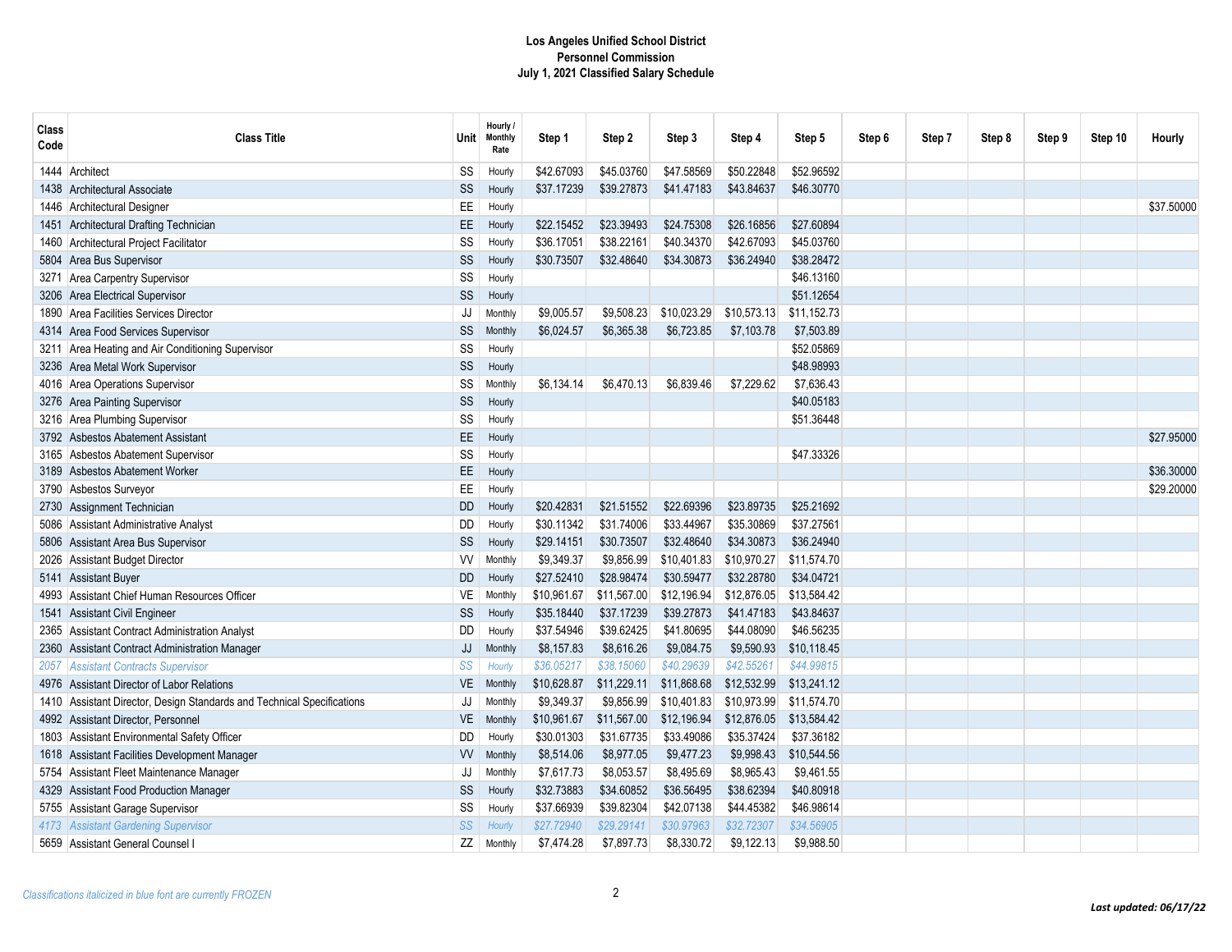**Los Angeles Unified School District**
**Personnel Commission**
**July 1, 2021 Classified Salary Schedule**

| Class Code | Class Title | Unit | Hourly / Monthly Rate | Step 1 | Step 2 | Step 3 | Step 4 | Step 5 | Step 6 | Step 7 | Step 8 | Step 9 | Step 10 | Hourly |
|---|---|---|---|---|---|---|---|---|---|---|---|---|---|---|
| 1444 | Architect | SS | Hourly | $42.67093 | $45.03760 | $47.58569 | $50.22848 | $52.96592 | | | | | | |
| 1438 | Architectural Associate | SS | Hourly | $37.17239 | $39.27873 | $41.47183 | $43.84637 | $46.30770 | | | | | | |
| 1446 | Architectural Designer | EE | Hourly | | | | | | | | | | | $37.50000 |
| 1451 | Architectural Drafting Technician | EE | Hourly | $22.15452 | $23.39493 | $24.75308 | $26.16856 | $27.60894 | | | | | | |
| 1460 | Architectural Project Facilitator | SS | Hourly | $36.17051 | $38.22161 | $40.34370 | $42.67093 | $45.03760 | | | | | | |
| 5804 | Area Bus Supervisor | SS | Hourly | $30.73507 | $32.48640 | $34.30873 | $36.24940 | $38.28472 | | | | | | |
| 3271 | Area Carpentry Supervisor | SS | Hourly | | | | | $46.13160 | | | | | | |
| 3206 | Area Electrical Supervisor | SS | Hourly | | | | | $51.12654 | | | | | | |
| 1890 | Area Facilities Services Director | JJ | Monthly | $9,005.57 | $9,508.23 | $10,023.29 | $10,573.13 | $11,152.73 | | | | | | |
| 4314 | Area Food Services Supervisor | SS | Monthly | $6,024.57 | $6,365.38 | $6,723.85 | $7,103.78 | $7,503.89 | | | | | | |
| 3211 | Area Heating and Air Conditioning Supervisor | SS | Hourly | | | | | $52.05869 | | | | | | |
| 3236 | Area Metal Work Supervisor | SS | Hourly | | | | | $48.98993 | | | | | | |
| 4016 | Area Operations Supervisor | SS | Monthly | $6,134.14 | $6,470.13 | $6,839.46 | $7,229.62 | $7,636.43 | | | | | | |
| 3276 | Area Painting Supervisor | SS | Hourly | | | | | $40.05183 | | | | | | |
| 3216 | Area Plumbing Supervisor | SS | Hourly | | | | | $51.36448 | | | | | | |
| 3792 | Asbestos Abatement Assistant | EE | Hourly | | | | | | | | | | | $27.95000 |
| 3165 | Asbestos Abatement Supervisor | SS | Hourly | | | | | $47.33326 | | | | | | |
| 3189 | Asbestos Abatement Worker | EE | Hourly | | | | | | | | | | | $36.30000 |
| 3790 | Asbestos Surveyor | EE | Hourly | | | | | | | | | | | $29.20000 |
| 2730 | Assignment Technician | DD | Hourly | $20.42831 | $21.51552 | $22.69396 | $23.89735 | $25.21692 | | | | | | |
| 5086 | Assistant Administrative Analyst | DD | Hourly | $30.11342 | $31.74006 | $33.44967 | $35.30869 | $37.27561 | | | | | | |
| 5806 | Assistant Area Bus Supervisor | SS | Hourly | $29.14151 | $30.73507 | $32.48640 | $34.30873 | $36.24940 | | | | | | |
| 2026 | Assistant Budget Director | VV | Monthly | $9,349.37 | $9,856.99 | $10,401.83 | $10,970.27 | $11,574.70 | | | | | | |
| 5141 | Assistant Buyer | DD | Hourly | $27.52410 | $28.98474 | $30.59477 | $32.28780 | $34.04721 | | | | | | |
| 4993 | Assistant Chief Human Resources Officer | VE | Monthly | $10,961.67 | $11,567.00 | $12,196.94 | $12,876.05 | $13,584.42 | | | | | | |
| 1541 | Assistant Civil Engineer | SS | Hourly | $35.18440 | $37.17239 | $39.27873 | $41.47183 | $43.84637 | | | | | | |
| 2365 | Assistant Contract Administration Analyst | DD | Hourly | $37.54946 | $39.62425 | $41.80695 | $44.08090 | $46.56235 | | | | | | |
| 2360 | Assistant Contract Administration Manager | JJ | Monthly | $8,157.83 | $8,616.26 | $9,084.75 | $9,590.93 | $10,118.45 | | | | | | |
| *2057* | *Assistant Contracts Supervisor* | *SS* | *Hourly* | *$36.05217* | *$38.15060* | *$40.29639* | *$42.55261* | *$44.99815* | | | | | | |
| 4976 | Assistant Director of Labor Relations | VE | Monthly | $10,628.87 | $11,229.11 | $11,868.68 | $12,532.99 | $13,241.12 | | | | | | |
| 1410 | Assistant Director, Design Standards and Technical Specifications | JJ | Monthly | $9,349.37 | $9,856.99 | $10,401.83 | $10,973.99 | $11,574.70 | | | | | | |
| 4992 | Assistant Director, Personnel | VE | Monthly | $10,961.67 | $11,567.00 | $12,196.94 | $12,876.05 | $13,584.42 | | | | | | |
| 1803 | Assistant Environmental Safety Officer | DD | Hourly | $30.01303 | $31.67735 | $33.49086 | $35.37424 | $37.36182 | | | | | | |
| 1618 | Assistant Facilities Development Manager | VV | Monthly | $8,514.06 | $8,977.05 | $9,477.23 | $9,998.43 | $10,544.56 | | | | | | |
| 5754 | Assistant Fleet Maintenance Manager | JJ | Monthly | $7,617.73 | $8,053.57 | $8,495.69 | $8,965.43 | $9,461.55 | | | | | | |
| 4329 | Assistant Food Production Manager | SS | Hourly | $32.73883 | $34.60852 | $36.56495 | $38.62394 | $40.80918 | | | | | | |
| 5755 | Assistant Garage Supervisor | SS | Hourly | $37.66939 | $39.82304 | $42.07138 | $44.45382 | $46.98614 | | | | | | |
| *4173* | *Assistant Gardening Supervisor* | *SS* | *Hourly* | *$27.72940* | *$29.29141* | *$30.97963* | *$32.72307* | *$34.56905* | | | | | | |
| 5659 | Assistant General Counsel I | ZZ | Monthly | $7,474.28 | $7,897.73 | $8,330.72 | $9,122.13 | $9,988.50 | | | | | | |

*Classifications italicized in blue font are currently FROZEN*

***Last updated: 06/17/22***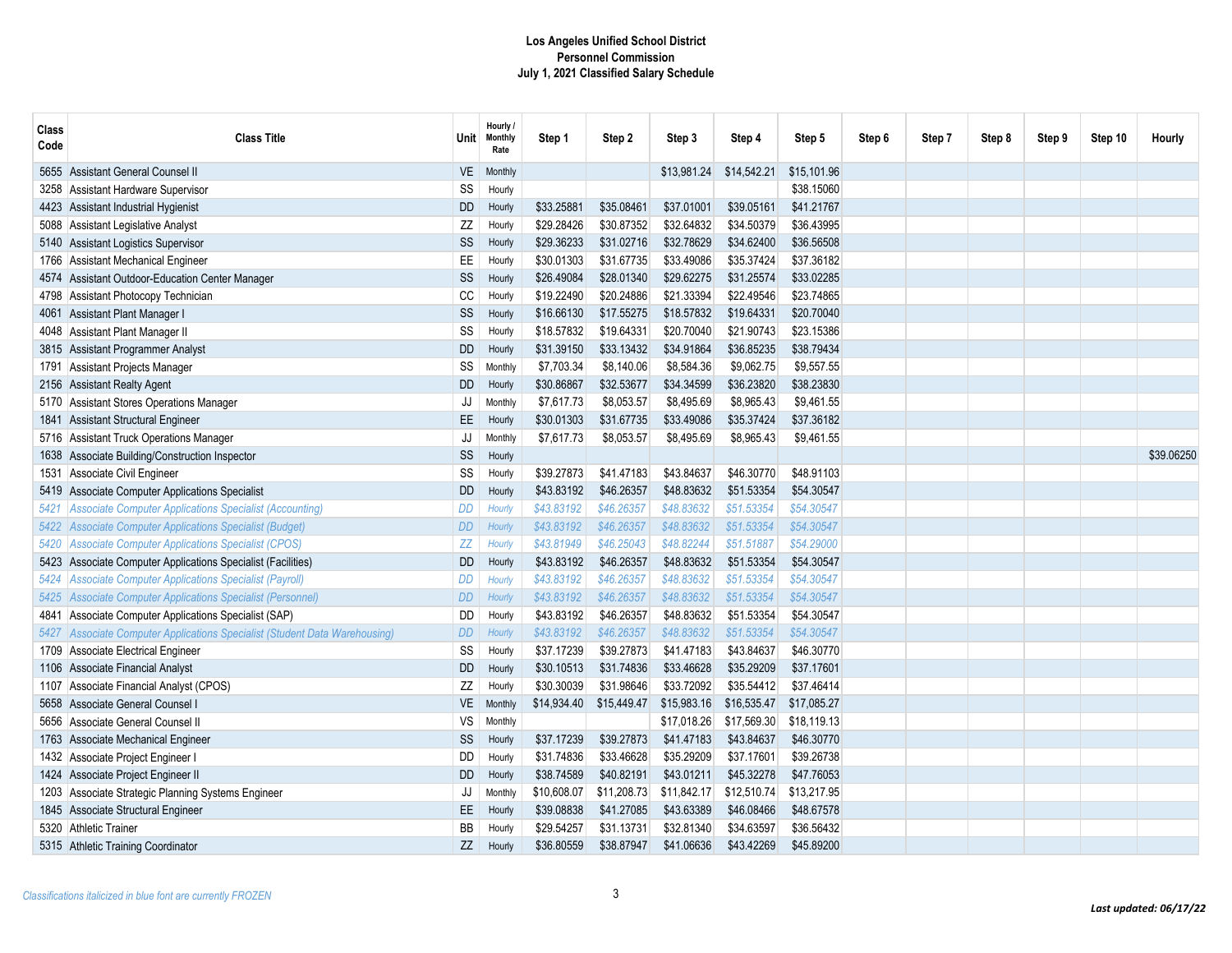**Los Angeles Unified School District**
**Personnel Commission**
**July 1, 2021 Classified Salary Schedule**

| Class Code | Class Title | Unit | Hourly / Monthly Rate | Step 1 | Step 2 | Step 3 | Step 4 | Step 5 | Step 6 | Step 7 | Step 8 | Step 9 | Step 10 | Hourly |
|---|---|---|---|---|---|---|---|---|---|---|---|---|---|---|
| 5655 | Assistant General Counsel II | VE | Monthly | | | $13,981.24 | $14,542.21 | $15,101.96 | | | | | | |
| 3258 | Assistant Hardware Supervisor | SS | Hourly | | | | | $38.15060 | | | | | | |
| 4423 | Assistant Industrial Hygienist | DD | Hourly | $33.25881 | $35.08461 | $37.01001 | $39.05161 | $41.21767 | | | | | | |
| 5088 | Assistant Legislative Analyst | ZZ | Hourly | $29.28426 | $30.87352 | $32.64832 | $34.50379 | $36.43995 | | | | | | |
| 5140 | Assistant Logistics Supervisor | SS | Hourly | $29.36233 | $31.02716 | $32.78629 | $34.62400 | $36.56508 | | | | | | |
| 1766 | Assistant Mechanical Engineer | EE | Hourly | $30.01303 | $31.67735 | $33.49086 | $35.37424 | $37.36182 | | | | | | |
| 4574 | Assistant Outdoor-Education Center Manager | SS | Hourly | $26.49084 | $28.01340 | $29.62275 | $31.25574 | $33.02285 | | | | | | |
| 4798 | Assistant Photocopy Technician | CC | Hourly | $19.22490 | $20.24886 | $21.33394 | $22.49546 | $23.74865 | | | | | | |
| 4061 | Assistant Plant Manager I | SS | Hourly | $16.66130 | $17.55275 | $18.57832 | $19.64331 | $20.70040 | | | | | | |
| 4048 | Assistant Plant Manager II | SS | Hourly | $18.57832 | $19.64331 | $20.70040 | $21.90743 | $23.15386 | | | | | | |
| 3815 | Assistant Programmer Analyst | DD | Hourly | $31.39150 | $33.13432 | $34.91864 | $36.85235 | $38.79434 | | | | | | |
| 1791 | Assistant Projects Manager | SS | Monthly | $7,703.34 | $8,140.06 | $8,584.36 | $9,062.75 | $9,557.55 | | | | | | |
| 2156 | Assistant Realty Agent | DD | Hourly | $30.86867 | $32.53677 | $34.34599 | $36.23820 | $38.23830 | | | | | | |
| 5170 | Assistant Stores Operations Manager | JJ | Monthly | $7,617.73 | $8,053.57 | $8,495.69 | $8,965.43 | $9,461.55 | | | | | | |
| 1841 | Assistant Structural Engineer | EE | Hourly | $30.01303 | $31.67735 | $33.49086 | $35.37424 | $37.36182 | | | | | | |
| 5716 | Assistant Truck Operations Manager | JJ | Monthly | $7,617.73 | $8,053.57 | $8,495.69 | $8,965.43 | $9,461.55 | | | | | | |
| 1638 | Associate Building/Construction Inspector | SS | Hourly | | | | | | | | | | | $39.06250 |
| 1531 | Associate Civil Engineer | SS | Hourly | $39.27873 | $41.47183 | $43.84637 | $46.30770 | $48.91103 | | | | | | |
| 5419 | Associate Computer Applications Specialist | DD | Hourly | $43.83192 | $46.26357 | $48.83632 | $51.53354 | $54.30547 | | | | | | |
| *5421* | *Associate Computer Applications Specialist (Accounting)* | *DD* | *Hourly* | *$43.83192* | *$46.26357* | *$48.83632* | *$51.53354* | *$54.30547* | | | | | | |
| *5422* | *Associate Computer Applications Specialist (Budget)* | *DD* | *Hourly* | *$43.83192* | *$46.26357* | *$48.83632* | *$51.53354* | *$54.30547* | | | | | | |
| *5420* | *Associate Computer Applications Specialist (CPOS)* | *ZZ* | *Hourly* | *$43.81949* | *$46.25043* | *$48.82244* | *$51.51887* | *$54.29000* | | | | | | |
| 5423 | Associate Computer Applications Specialist (Facilities) | DD | Hourly | $43.83192 | $46.26357 | $48.83632 | $51.53354 | $54.30547 | | | | | | |
| *5424* | *Associate Computer Applications Specialist (Payroll)* | *DD* | *Hourly* | *$43.83192* | *$46.26357* | *$48.83632* | *$51.53354* | *$54.30547* | | | | | | |
| *5425* | *Associate Computer Applications Specialist (Personnel)* | *DD* | *Hourly* | *$43.83192* | *$46.26357* | *$48.83632* | *$51.53354* | *$54.30547* | | | | | | |
| 4841 | Associate Computer Applications Specialist (SAP) | DD | Hourly | $43.83192 | $46.26357 | $48.83632 | $51.53354 | $54.30547 | | | | | | |
| *5427* | *Associate Computer Applications Specialist (Student Data Warehousing)* | *DD* | *Hourly* | *$43.83192* | *$46.26357* | *$48.83632* | *$51.53354* | *$54.30547* | | | | | | |
| 1709 | Associate Electrical Engineer | SS | Hourly | $37.17239 | $39.27873 | $41.47183 | $43.84637 | $46.30770 | | | | | | |
| 1106 | Associate Financial Analyst | DD | Hourly | $30.10513 | $31.74836 | $33.46628 | $35.29209 | $37.17601 | | | | | | |
| 1107 | Associate Financial Analyst (CPOS) | ZZ | Hourly | $30.30039 | $31.98646 | $33.72092 | $35.54412 | $37.46414 | | | | | | |
| 5658 | Associate General Counsel I | VE | Monthly | $14,934.40 | $15,449.47 | $15,983.16 | $16,535.47 | $17,085.27 | | | | | | |
| 5656 | Associate General Counsel II | VS | Monthly | | | $17,018.26 | $17,569.30 | $18,119.13 | | | | | | |
| 1763 | Associate Mechanical Engineer | SS | Hourly | $37.17239 | $39.27873 | $41.47183 | $43.84637 | $46.30770 | | | | | | |
| 1432 | Associate Project Engineer I | DD | Hourly | $31.74836 | $33.46628 | $35.29209 | $37.17601 | $39.26738 | | | | | | |
| 1424 | Associate Project Engineer II | DD | Hourly | $38.74589 | $40.82191 | $43.01211 | $45.32278 | $47.76053 | | | | | | |
| 1203 | Associate Strategic Planning Systems Engineer | JJ | Monthly | $10,608.07 | $11,208.73 | $11,842.17 | $12,510.74 | $13,217.95 | | | | | | |
| 1845 | Associate Structural Engineer | EE | Hourly | $39.08838 | $41.27085 | $43.63389 | $46.08466 | $48.67578 | | | | | | |
| 5320 | Athletic Trainer | BB | Hourly | $29.54257 | $31.13731 | $32.81340 | $34.63597 | $36.56432 | | | | | | |
| 5315 | Athletic Training Coordinator | ZZ | Hourly | $36.80559 | $38.87947 | $41.06636 | $43.42269 | $45.89200 | | | | | | |

*Classifications italicized in blue font are currently FROZEN*

***Last updated: 06/17/22***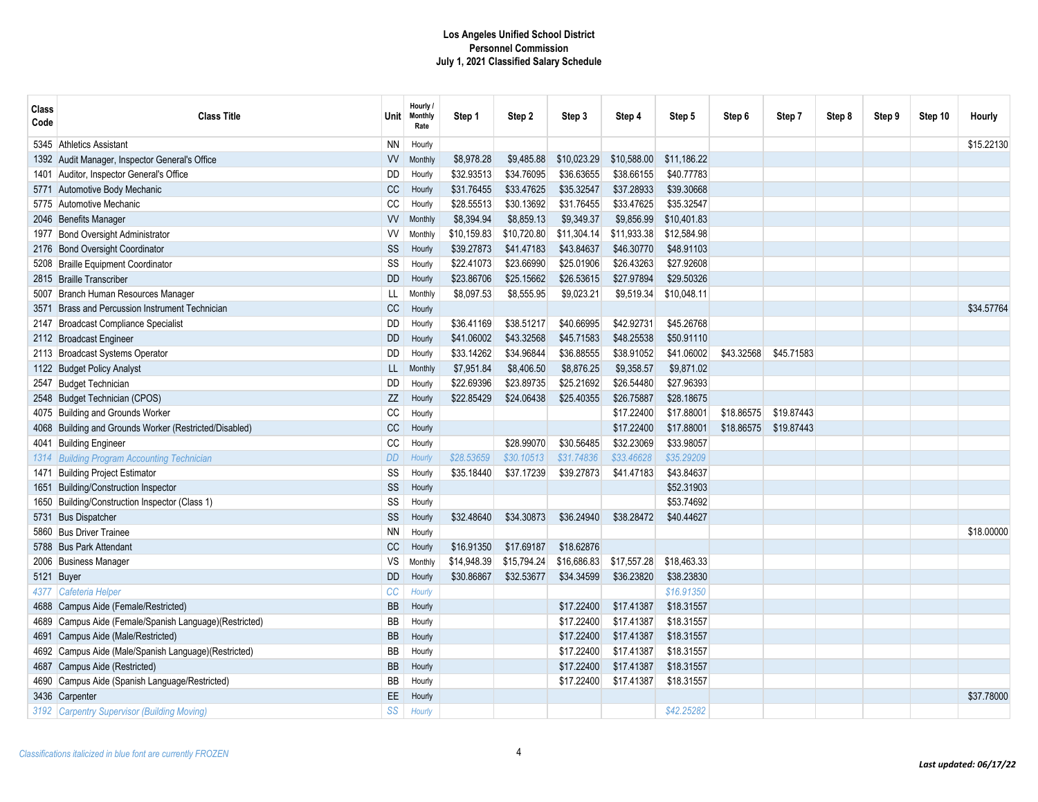**Los Angeles Unified School District**
**Personnel Commission**
**July 1, 2021 Classified Salary Schedule**

| Class Code | Class Title | Unit | Hourly / Monthly Rate | Step 1 | Step 2 | Step 3 | Step 4 | Step 5 | Step 6 | Step 7 | Step 8 | Step 9 | Step 10 | Hourly |
|---|---|---|---|---|---|---|---|---|---|---|---|---|---|---|
| 5345 | Athletics Assistant | NN | Hourly | | | | | | | | | | | $15.22130 |
| 1392 | Audit Manager, Inspector General's Office | VV | Monthly | $8,978.28 | $9,485.88 | $10,023.29 | $10,588.00 | $11,186.22 | | | | | | |
| 1401 | Auditor, Inspector General's Office | DD | Hourly | $32.93513 | $34.76095 | $36.63655 | $38.66155 | $40.77783 | | | | | | |
| 5771 | Automotive Body Mechanic | CC | Hourly | $31.76455 | $33.47625 | $35.32547 | $37.28933 | $39.30668 | | | | | | |
| 5775 | Automotive Mechanic | CC | Hourly | $28.55513 | $30.13692 | $31.76455 | $33.47625 | $35.32547 | | | | | | |
| 2046 | Benefits Manager | VV | Monthly | $8,394.94 | $8,859.13 | $9,349.37 | $9,856.99 | $10,401.83 | | | | | | |
| 1977 | Bond Oversight Administrator | VV | Monthly | $10,159.83 | $10,720.80 | $11,304.14 | $11,933.38 | $12,584.98 | | | | | | |
| 2176 | Bond Oversight Coordinator | SS | Hourly | $39.27873 | $41.47183 | $43.84637 | $46.30770 | $48.91103 | | | | | | |
| 5208 | Braille Equipment Coordinator | SS | Hourly | $22.41073 | $23.66990 | $25.01906 | $26.43263 | $27.92608 | | | | | | |
| 2815 | Braille Transcriber | DD | Hourly | $23.86706 | $25.15662 | $26.53615 | $27.97894 | $29.50326 | | | | | | |
| 5007 | Branch Human Resources Manager | LL | Monthly | $8,097.53 | $8,555.95 | $9,023.21 | $9,519.34 | $10,048.11 | | | | | | |
| 3571 | Brass and Percussion Instrument Technician | CC | Hourly | | | | | | | | | | | $34.57764 |
| 2147 | Broadcast Compliance Specialist | DD | Hourly | $36.41169 | $38.51217 | $40.66995 | $42.92731 | $45.26768 | | | | | | |
| 2112 | Broadcast Engineer | DD | Hourly | $41.06002 | $43.32568 | $45.71583 | $48.25538 | $50.91110 | | | | | | |
| 2113 | Broadcast Systems Operator | DD | Hourly | $33.14262 | $34.96844 | $36.88555 | $38.91052 | $41.06002 | $43.32568 | $45.71583 | | | | |
| 1122 | Budget Policy Analyst | LL | Monthly | $7,951.84 | $8,406.50 | $8,876.25 | $9,358.57 | $9,871.02 | | | | | | |
| 2547 | Budget Technician | DD | Hourly | $22.69396 | $23.89735 | $25.21692 | $26.54480 | $27.96393 | | | | | | |
| 2548 | Budget Technician (CPOS) | ZZ | Hourly | $22.85429 | $24.06438 | $25.40355 | $26.75887 | $28.18675 | | | | | | |
| 4075 | Building and Grounds Worker | CC | Hourly | | | | $17.22400 | $17.88001 | $18.86575 | $19.87443 | | | | |
| 4068 | Building and Grounds Worker (Restricted/Disabled) | CC | Hourly | | | | $17.22400 | $17.88001 | $18.86575 | $19.87443 | | | | |
| 4041 | Building Engineer | CC | Hourly | | $28.99070 | $30.56485 | $32.23069 | $33.98057 | | | | | | |
| *1314* | *Building Program Accounting Technician* | *DD* | *Hourly* | *$28.53659* | *$30.10513* | *$31.74836* | *$33.46628* | *$35.29209* | | | | | | |
| 1471 | Building Project Estimator | SS | Hourly | $35.18440 | $37.17239 | $39.27873 | $41.47183 | $43.84637 | | | | | | |
| 1651 | Building/Construction Inspector | SS | Hourly | | | | | $52.31903 | | | | | | |
| 1650 | Building/Construction Inspector (Class 1) | SS | Hourly | | | | | $53.74692 | | | | | | |
| 5731 | Bus Dispatcher | SS | Hourly | $32.48640 | $34.30873 | $36.24940 | $38.28472 | $40.44627 | | | | | | |
| 5860 | Bus Driver Trainee | NN | Hourly | | | | | | | | | | | $18.00000 |
| 5788 | Bus Park Attendant | CC | Hourly | $16.91350 | $17.69187 | $18.62876 | | | | | | | | |
| 2006 | Business Manager | VS | Monthly | $14,948.39 | $15,794.24 | $16,686.83 | $17,557.28 | $18,463.33 | | | | | | |
| 5121 | Buyer | DD | Hourly | $30.86867 | $32.53677 | $34.34599 | $36.23820 | $38.23830 | | | | | | |
| *4377* | *Cafeteria Helper* | *CC* | *Hourly* | | | | | *$16.91350* | | | | | | |
| 4688 | Campus Aide (Female/Restricted) | BB | Hourly | | | $17.22400 | $17.41387 | $18.31557 | | | | | | |
| 4689 | Campus Aide (Female/Spanish Language)(Restricted) | BB | Hourly | | | $17.22400 | $17.41387 | $18.31557 | | | | | | |
| 4691 | Campus Aide (Male/Restricted) | BB | Hourly | | | $17.22400 | $17.41387 | $18.31557 | | | | | | |
| 4692 | Campus Aide (Male/Spanish Language)(Restricted) | BB | Hourly | | | $17.22400 | $17.41387 | $18.31557 | | | | | | |
| 4687 | Campus Aide (Restricted) | BB | Hourly | | | $17.22400 | $17.41387 | $18.31557 | | | | | | |
| 4690 | Campus Aide (Spanish Language/Restricted) | BB | Hourly | | | $17.22400 | $17.41387 | $18.31557 | | | | | | |
| 3436 | Carpenter | EE | Hourly | | | | | | | | | | | $37.78000 |
| *3192* | *Carpentry Supervisor (Building Moving)* | *SS* | *Hourly* | | | | | *$42.25282* | | | | | | |

*Classifications italicized in blue font are currently FROZEN*

***Last updated: 06/17/22***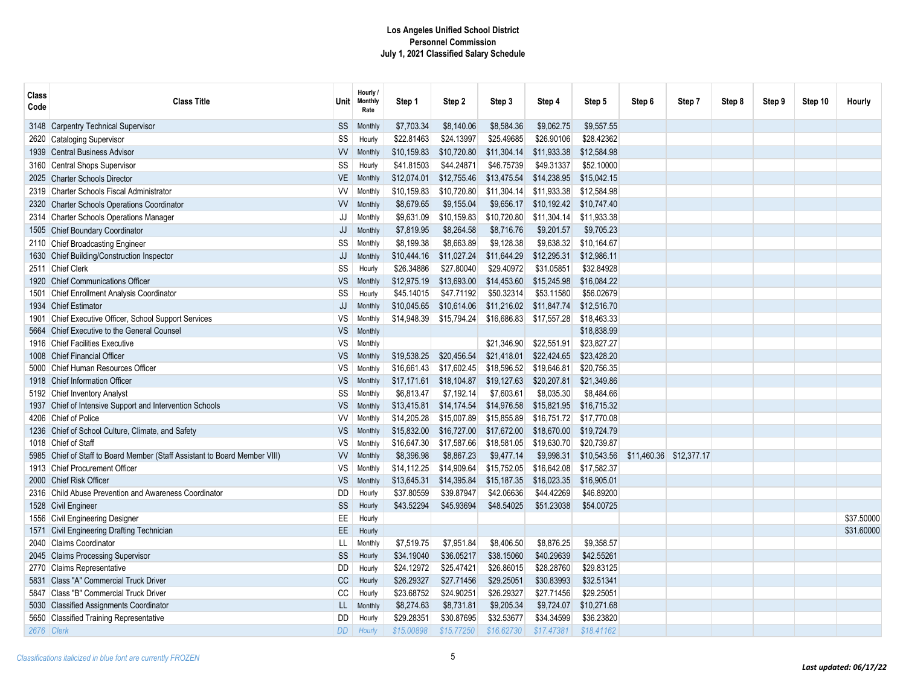**Los Angeles Unified School District**
**Personnel Commission**
**July 1, 2021 Classified Salary Schedule**

| Class Code | Class Title | Unit | Hourly / Monthly Rate | Step 1 | Step 2 | Step 3 | Step 4 | Step 5 | Step 6 | Step 7 | Step 8 | Step 9 | Step 10 | Hourly |
|---|---|---|---|---|---|---|---|---|---|---|---|---|---|---|
| 3148 | Carpentry Technical Supervisor | SS | Monthly | $7,703.34 | $8,140.06 | $8,584.36 | $9,062.75 | $9,557.55 | | | | | | |
| 2620 | Cataloging Supervisor | SS | Hourly | $22.81463 | $24.13997 | $25.49685 | $26.90106 | $28.42362 | | | | | | |
| 1939 | Central Business Advisor | VV | Monthly | $10,159.83 | $10,720.80 | $11,304.14 | $11,933.38 | $12,584.98 | | | | | | |
| 3160 | Central Shops Supervisor | SS | Hourly | $41.81503 | $44.24871 | $46.75739 | $49.31337 | $52.10000 | | | | | | |
| 2025 | Charter Schools Director | VE | Monthly | $12,074.01 | $12,755.46 | $13,475.54 | $14,238.95 | $15,042.15 | | | | | | |
| 2319 | Charter Schools Fiscal Administrator | VV | Monthly | $10,159.83 | $10,720.80 | $11,304.14 | $11,933.38 | $12,584.98 | | | | | | |
| 2320 | Charter Schools Operations Coordinator | VV | Monthly | $8,679.65 | $9,155.04 | $9,656.17 | $10,192.42 | $10,747.40 | | | | | | |
| 2314 | Charter Schools Operations Manager | JJ | Monthly | $9,631.09 | $10,159.83 | $10,720.80 | $11,304.14 | $11,933.38 | | | | | | |
| 1505 | Chief Boundary Coordinator | JJ | Monthly | $7,819.95 | $8,264.58 | $8,716.76 | $9,201.57 | $9,705.23 | | | | | | |
| 2110 | Chief Broadcasting Engineer | SS | Monthly | $8,199.38 | $8,663.89 | $9,128.38 | $9,638.32 | $10,164.67 | | | | | | |
| 1630 | Chief Building/Construction Inspector | JJ | Monthly | $10,444.16 | $11,027.24 | $11,644.29 | $12,295.31 | $12,986.11 | | | | | | |
| 2511 | Chief Clerk | SS | Hourly | $26.34886 | $27.80040 | $29.40972 | $31.05851 | $32.84928 | | | | | | |
| 1920 | Chief Communications Officer | VS | Monthly | $12,975.19 | $13,693.00 | $14,453.60 | $15,245.98 | $16,084.22 | | | | | | |
| 1501 | Chief Enrollment Analysis Coordinator | SS | Hourly | $45.14015 | $47.71192 | $50.32314 | $53.11580 | $56.02679 | | | | | | |
| 1934 | Chief Estimator | JJ | Monthly | $10,045.65 | $10,614.06 | $11,216.02 | $11,847.74 | $12,516.70 | | | | | | |
| 1901 | Chief Executive Officer, School Support Services | VS | Monthly | $14,948.39 | $15,794.24 | $16,686.83 | $17,557.28 | $18,463.33 | | | | | | |
| 5664 | Chief Executive to the General Counsel | VS | Monthly | | | | | $18,838.99 | | | | | | |
| 1916 | Chief Facilities Executive | VS | Monthly | | | $21,346.90 | $22,551.91 | $23,827.27 | | | | | | |
| 1008 | Chief Financial Officer | VS | Monthly | $19,538.25 | $20,456.54 | $21,418.01 | $22,424.65 | $23,428.20 | | | | | | |
| 5000 | Chief Human Resources Officer | VS | Monthly | $16,661.43 | $17,602.45 | $18,596.52 | $19,646.81 | $20,756.35 | | | | | | |
| 1918 | Chief Information Officer | VS | Monthly | $17,171.61 | $18,104.87 | $19,127.63 | $20,207.81 | $21,349.86 | | | | | | |
| 5192 | Chief Inventory Analyst | SS | Monthly | $6,813.47 | $7,192.14 | $7,603.61 | $8,035.30 | $8,484.66 | | | | | | |
| 1937 | Chief of Intensive Support and Intervention Schools | VS | Monthly | $13,415.81 | $14,174.54 | $14,976.58 | $15,821.95 | $16,715.32 | | | | | | |
| 4206 | Chief of Police | VV | Monthly | $14,205.28 | $15,007.89 | $15,855.89 | $16,751.72 | $17,770.08 | | | | | | |
| 1236 | Chief of School Culture, Climate, and Safety | VS | Monthly | $15,832.00 | $16,727.00 | $17,672.00 | $18,670.00 | $19,724.79 | | | | | | |
| 1018 | Chief of Staff | VS | Monthly | $16,647.30 | $17,587.66 | $18,581.05 | $19,630.70 | $20,739.87 | | | | | | |
| 5985 | Chief of Staff to Board Member (Staff Assistant to Board Member VIII) | VV | Monthly | $8,396.98 | $8,867.23 | $9,477.14 | $9,998.31 | $10,543.56 | $11,460.36 | $12,377.17 | | | | |
| 1913 | Chief Procurement Officer | VS | Monthly | $14,112.25 | $14,909.64 | $15,752.05 | $16,642.08 | $17,582.37 | | | | | | |
| 2000 | Chief Risk Officer | VS | Monthly | $13,645.31 | $14,395.84 | $15,187.35 | $16,023.35 | $16,905.01 | | | | | | |
| 2316 | Child Abuse Prevention and Awareness Coordinator | DD | Hourly | $37.80559 | $39.87947 | $42.06636 | $44.42269 | $46.89200 | | | | | | |
| 1528 | Civil Engineer | SS | Hourly | $43.52294 | $45.93694 | $48.54025 | $51.23038 | $54.00725 | | | | | | |
| 1556 | Civil Engineering Designer | EE | Hourly | | | | | | | | | | | $37.50000 |
| 1571 | Civil Engineering Drafting Technician | EE | Hourly | | | | | | | | | | | $31.60000 |
| 2040 | Claims Coordinator | LL | Monthly | $7,519.75 | $7,951.84 | $8,406.50 | $8,876.25 | $9,358.57 | | | | | | |
| 2045 | Claims Processing Supervisor | SS | Hourly | $34.19040 | $36.05217 | $38.15060 | $40.29639 | $42.55261 | | | | | | |
| 2770 | Claims Representative | DD | Hourly | $24.12972 | $25.47421 | $26.86015 | $28.28760 | $29.83125 | | | | | | |
| 5831 | Class "A" Commercial Truck Driver | CC | Hourly | $26.29327 | $27.71456 | $29.25051 | $30.83993 | $32.51341 | | | | | | |
| 5847 | Class "B" Commercial Truck Driver | CC | Hourly | $23.68752 | $24.90251 | $26.29327 | $27.71456 | $29.25051 | | | | | | |
| 5030 | Classified Assignments Coordinator | LL | Monthly | $8,274.63 | $8,731.81 | $9,205.34 | $9,724.07 | $10,271.68 | | | | | | |
| 5650 | Classified Training Representative | DD | Hourly | $29.28351 | $30.87695 | $32.53677 | $34.34599 | $36.23820 | | | | | | |
| *2676* | *Clerk* | *DD* | *Hourly* | *$15.00898* | *$15.77250* | *$16.62730* | *$17.47381* | *$18.41162* | | | | | | |

*Classifications italicized in blue font are currently FROZEN*

***Last updated: 06/17/22***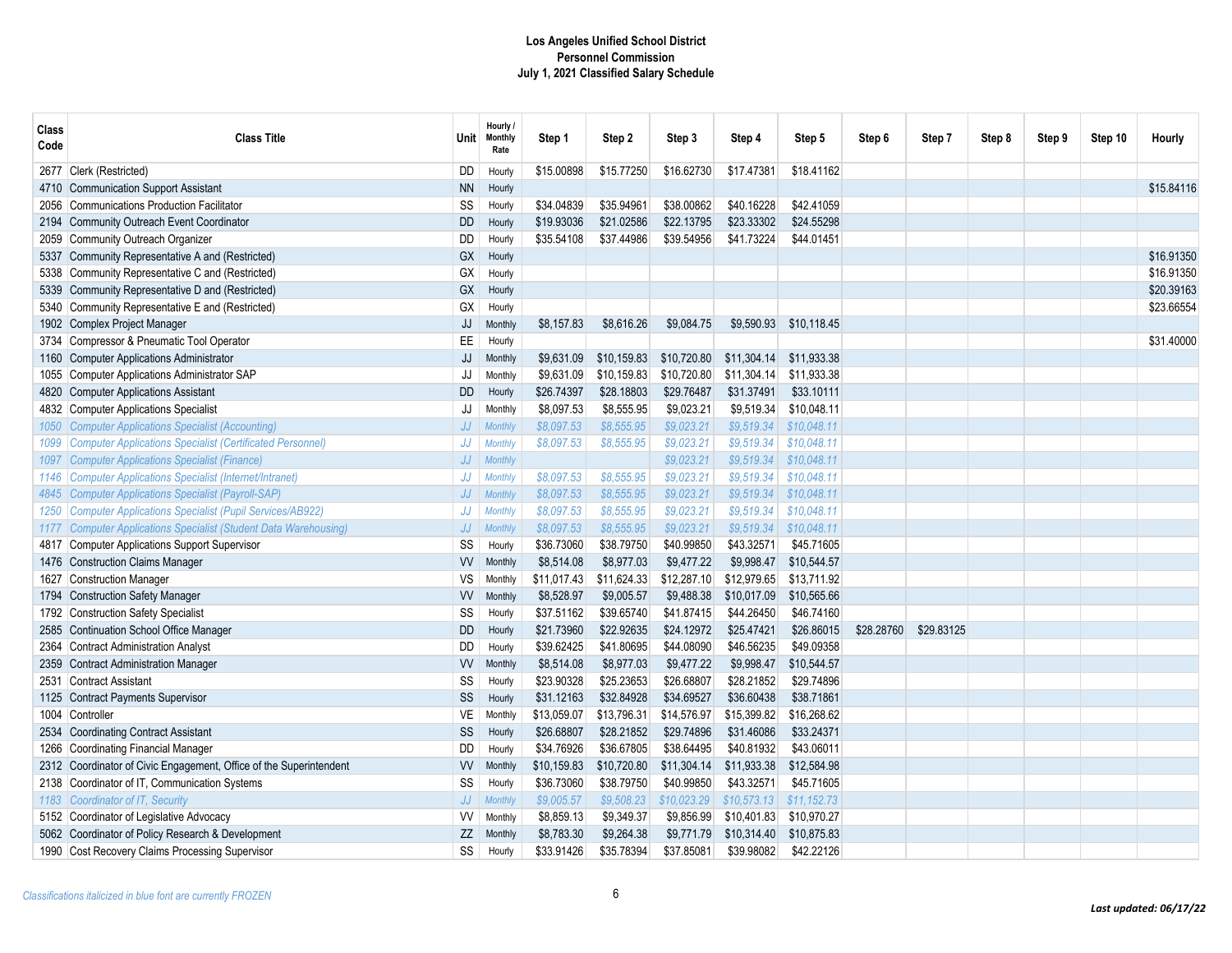# Los Angeles Unified School District
## Personnel Commission
### July 1, 2021 Classified Salary Schedule

| Class Code | Class Title | Unit | Hourly / Monthly Rate | Step 1 | Step 2 | Step 3 | Step 4 | Step 5 | Step 6 | Step 7 | Step 8 | Step 9 | Step 10 | Hourly |
|---|---|---|---|---|---|---|---|---|---|---|---|---|---|---|
| 2677 | Clerk (Restricted) | DD | Hourly | $15.00898 | $15.77250 | $16.62730 | $17.47381 | $18.41162 | | | | | | |
| 4710 | Communication Support Assistant | NN | Hourly | | | | | | | | | | | $15.84116 |
| 2056 | Communications Production Facilitator | SS | Hourly | $34.04839 | $35.94961 | $38.00862 | $40.16228 | $42.41059 | | | | | | |
| 2194 | Community Outreach Event Coordinator | DD | Hourly | $19.93036 | $21.02586 | $22.13795 | $23.33302 | $24.55298 | | | | | | |
| 2059 | Community Outreach Organizer | DD | Hourly | $35.54108 | $37.44986 | $39.54956 | $41.73224 | $44.01451 | | | | | | |
| 5337 | Community Representative A and (Restricted) | GX | Hourly | | | | | | | | | | | $16.91350 |
| 5338 | Community Representative C and (Restricted) | GX | Hourly | | | | | | | | | | | $16.91350 |
| 5339 | Community Representative D and (Restricted) | GX | Hourly | | | | | | | | | | | $20.39163 |
| 5340 | Community Representative E and (Restricted) | GX | Hourly | | | | | | | | | | | $23.66554 |
| 1902 | Complex Project Manager | JJ | Monthly | $8,157.83 | $8,616.26 | $9,084.75 | $9,590.93 | $10,118.45 | | | | | | |
| 3734 | Compressor & Pneumatic Tool Operator | EE | Hourly | | | | | | | | | | | $31.40000 |
| 1160 | Computer Applications Administrator | JJ | Monthly | $9,631.09 | $10,159.83 | $10,720.80 | $11,304.14 | $11,933.38 | | | | | | |
| 1055 | Computer Applications Administrator SAP | JJ | Monthly | $9,631.09 | $10,159.83 | $10,720.80 | $11,304.14 | $11,933.38 | | | | | | |
| 4820 | Computer Applications Assistant | DD | Hourly | $26.74397 | $28.18803 | $29.76487 | $31.37491 | $33.10111 | | | | | | |
| 4832 | Computer Applications Specialist | JJ | Monthly | $8,097.53 | $8,555.95 | $9,023.21 | $9,519.34 | $10,048.11 | | | | | | |
| *1050* | *Computer Applications Specialist (Accounting)* | *JJ* | *Monthly* | *$8,097.53* | *$8,555.95* | *$9,023.21* | *$9,519.34* | *$10,048.11* | | | | | | |
| *1099* | *Computer Applications Specialist (Certificated Personnel)* | *JJ* | *Monthly* | *$8,097.53* | *$8,555.95* | *$9,023.21* | *$9,519.34* | *$10,048.11* | | | | | | |
| *1097* | *Computer Applications Specialist (Finance)* | *JJ* | *Monthly* | | | *$9,023.21* | *$9,519.34* | *$10,048.11* | | | | | | |
| *1146* | *Computer Applications Specialist (Internet/Intranet)* | *JJ* | *Monthly* | *$8,097.53* | *$8,555.95* | *$9,023.21* | *$9,519.34* | *$10,048.11* | | | | | | |
| *4845* | *Computer Applications Specialist (Payroll-SAP)* | *JJ* | *Monthly* | *$8,097.53* | *$8,555.95* | *$9,023.21* | *$9,519.34* | *$10,048.11* | | | | | | |
| *1250* | *Computer Applications Specialist (Pupil Services/AB922)* | *JJ* | *Monthly* | *$8,097.53* | *$8,555.95* | *$9,023.21* | *$9,519.34* | *$10,048.11* | | | | | | |
| *1177* | *Computer Applications Specialist (Student Data Warehousing)* | *JJ* | *Monthly* | *$8,097.53* | *$8,555.95* | *$9,023.21* | *$9,519.34* | *$10,048.11* | | | | | | |
| 4817 | Computer Applications Support Supervisor | SS | Hourly | $36.73060 | $38.79750 | $40.99850 | $43.32571 | $45.71605 | | | | | | |
| 1476 | Construction Claims Manager | VV | Monthly | $8,514.08 | $8,977.03 | $9,477.22 | $9,998.47 | $10,544.57 | | | | | | |
| 1627 | Construction Manager | VS | Monthly | $11,017.43 | $11,624.33 | $12,287.10 | $12,979.65 | $13,711.92 | | | | | | |
| 1794 | Construction Safety Manager | VV | Monthly | $8,528.97 | $9,005.57 | $9,488.38 | $10,017.09 | $10,565.66 | | | | | | |
| 1792 | Construction Safety Specialist | SS | Hourly | $37.51162 | $39.65740 | $41.87415 | $44.26450 | $46.74160 | | | | | | |
| 2585 | Continuation School Office Manager | DD | Hourly | $21.73960 | $22.92635 | $24.12972 | $25.47421 | $26.86015 | $28.28760 | $29.83125 | | | | |
| 2364 | Contract Administration Analyst | DD | Hourly | $39.62425 | $41.80695 | $44.08090 | $46.56235 | $49.09358 | | | | | | |
| 2359 | Contract Administration Manager | VV | Monthly | $8,514.08 | $8,977.03 | $9,477.22 | $9,998.47 | $10,544.57 | | | | | | |
| 2531 | Contract Assistant | SS | Hourly | $23.90328 | $25.23653 | $26.68807 | $28.21852 | $29.74896 | | | | | | |
| 1125 | Contract Payments Supervisor | SS | Hourly | $31.12163 | $32.84928 | $34.69527 | $36.60438 | $38.71861 | | | | | | |
| 1004 | Controller | VE | Monthly | $13,059.07 | $13,796.31 | $14,576.97 | $15,399.82 | $16,268.62 | | | | | | |
| 2534 | Coordinating Contract Assistant | SS | Hourly | $26.68807 | $28.21852 | $29.74896 | $31.46086 | $33.24371 | | | | | | |
| 1266 | Coordinating Financial Manager | DD | Hourly | $34.76926 | $36.67805 | $38.64495 | $40.81932 | $43.06011 | | | | | | |
| 2312 | Coordinator of Civic Engagement, Office of the Superintendent | VV | Monthly | $10,159.83 | $10,720.80 | $11,304.14 | $11,933.38 | $12,584.98 | | | | | | |
| 2138 | Coordinator of IT, Communication Systems | SS | Hourly | $36.73060 | $38.79750 | $40.99850 | $43.32571 | $45.71605 | | | | | | |
| *1183* | *Coordinator of IT, Security* | *JJ* | *Monthly* | *$9,005.57* | *$9,508.23* | *$10,023.29* | *$10,573.13* | *$11,152.73* | | | | | | |
| 5152 | Coordinator of Legislative Advocacy | VV | Monthly | $8,859.13 | $9,349.37 | $9,856.99 | $10,401.83 | $10,970.27 | | | | | | |
| 5062 | Coordinator of Policy Research & Development | ZZ | Monthly | $8,783.30 | $9,264.38 | $9,771.79 | $10,314.40 | $10,875.83 | | | | | | |
| 1990 | Cost Recovery Claims Processing Supervisor | SS | Hourly | $33.91426 | $35.78394 | $37.85081 | $39.98082 | $42.22126 | | | | | | |

*Classifications italicized in blue font are currently FROZEN*

***Last updated: 06/17/22***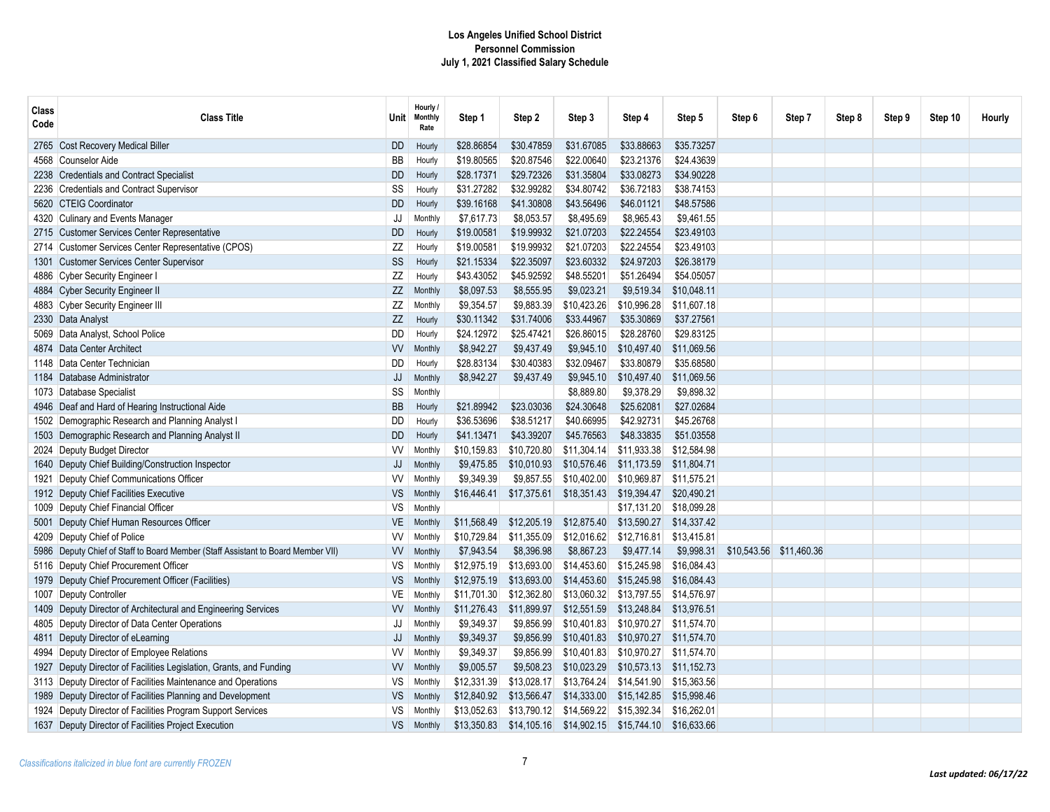**Los Angeles Unified School District**
**Personnel Commission**
**July 1, 2021 Classified Salary Schedule**

| Class Code | Class Title | Unit | Hourly / Monthly Rate | Step 1 | Step 2 | Step 3 | Step 4 | Step 5 | Step 6 | Step 7 | Step 8 | Step 9 | Step 10 | Hourly |
|---|---|---|---|---|---|---|---|---|---|---|---|---|---|---|
| 2765 | Cost Recovery Medical Biller | DD | Hourly | $28.86854 | $30.47859 | $31.67085 | $33.88663 | $35.73257 | | | | | | |
| 4568 | Counselor Aide | BB | Hourly | $19.80565 | $20.87546 | $22.00640 | $23.21376 | $24.43639 | | | | | | |
| 2238 | Credentials and Contract Specialist | DD | Hourly | $28.17371 | $29.72326 | $31.35804 | $33.08273 | $34.90228 | | | | | | |
| 2236 | Credentials and Contract Supervisor | SS | Hourly | $31.27282 | $32.99282 | $34.80742 | $36.72183 | $38.74153 | | | | | | |
| 5620 | CTEIG Coordinator | DD | Hourly | $39.16168 | $41.30808 | $43.56496 | $46.01121 | $48.57586 | | | | | | |
| 4320 | Culinary and Events Manager | JJ | Monthly | $7,617.73 | $8,053.57 | $8,495.69 | $8,965.43 | $9,461.55 | | | | | | |
| 2715 | Customer Services Center Representative | DD | Hourly | $19.00581 | $19.99932 | $21.07203 | $22.24554 | $23.49103 | | | | | | |
| 2714 | Customer Services Center Representative (CPOS) | ZZ | Hourly | $19.00581 | $19.99932 | $21.07203 | $22.24554 | $23.49103 | | | | | | |
| 1301 | Customer Services Center Supervisor | SS | Hourly | $21.15334 | $22.35097 | $23.60332 | $24.97203 | $26.38179 | | | | | | |
| 4886 | Cyber Security Engineer I | ZZ | Hourly | $43.43052 | $45.92592 | $48.55201 | $51.26494 | $54.05057 | | | | | | |
| 4884 | Cyber Security Engineer II | ZZ | Monthly | $8,097.53 | $8,555.95 | $9,023.21 | $9,519.34 | $10,048.11 | | | | | | |
| 4883 | Cyber Security Engineer III | ZZ | Monthly | $9,354.57 | $9,883.39 | $10,423.26 | $10,996.28 | $11,607.18 | | | | | | |
| 2330 | Data Analyst | ZZ | Hourly | $30.11342 | $31.74006 | $33.44967 | $35.30869 | $37.27561 | | | | | | |
| 5069 | Data Analyst, School Police | DD | Hourly | $24.12972 | $25.47421 | $26.86015 | $28.28760 | $29.83125 | | | | | | |
| 4874 | Data Center Architect | VV | Monthly | $8,942.27 | $9,437.49 | $9,945.10 | $10,497.40 | $11,069.56 | | | | | | |
| 1148 | Data Center Technician | DD | Hourly | $28.83134 | $30.40383 | $32.09467 | $33.80879 | $35.68580 | | | | | | |
| 1184 | Database Administrator | JJ | Monthly | $8,942.27 | $9,437.49 | $9,945.10 | $10,497.40 | $11,069.56 | | | | | | |
| 1073 | Database Specialist | SS | Monthly | | | $8,889.80 | $9,378.29 | $9,898.32 | | | | | | |
| 4946 | Deaf and Hard of Hearing Instructional Aide | BB | Hourly | $21.89942 | $23.03036 | $24.30648 | $25.62081 | $27.02684 | | | | | | |
| 1502 | Demographic Research and Planning Analyst I | DD | Hourly | $36.53696 | $38.51217 | $40.66995 | $42.92731 | $45.26768 | | | | | | |
| 1503 | Demographic Research and Planning Analyst II | DD | Hourly | $41.13471 | $43.39207 | $45.76563 | $48.33835 | $51.03558 | | | | | | |
| 2024 | Deputy Budget Director | VV | Monthly | $10,159.83 | $10,720.80 | $11,304.14 | $11,933.38 | $12,584.98 | | | | | | |
| 1640 | Deputy Chief Building/Construction Inspector | JJ | Monthly | $9,475.85 | $10,010.93 | $10,576.46 | $11,173.59 | $11,804.71 | | | | | | |
| 1921 | Deputy Chief Communications Officer | VV | Monthly | $9,349.39 | $9,857.55 | $10,402.00 | $10,969.87 | $11,575.21 | | | | | | |
| 1912 | Deputy Chief Facilities Executive | VS | Monthly | $16,446.41 | $17,375.61 | $18,351.43 | $19,394.47 | $20,490.21 | | | | | | |
| 1009 | Deputy Chief Financial Officer | VS | Monthly | | | | $17,131.20 | $18,099.28 | | | | | | |
| 5001 | Deputy Chief Human Resources Officer | VE | Monthly | $11,568.49 | $12,205.19 | $12,875.40 | $13,590.27 | $14,337.42 | | | | | | |
| 4209 | Deputy Chief of Police | VV | Monthly | $10,729.84 | $11,355.09 | $12,016.62 | $12,716.81 | $13,415.81 | | | | | | |
| 5986 | Deputy Chief of Staff to Board Member (Staff Assistant to Board Member VII) | VV | Monthly | $7,943.54 | $8,396.98 | $8,867.23 | $9,477.14 | $9,998.31 | $10,543.56 | $11,460.36 | | | | |
| 5116 | Deputy Chief Procurement Officer | VS | Monthly | $12,975.19 | $13,693.00 | $14,453.60 | $15,245.98 | $16,084.43 | | | | | | |
| 1979 | Deputy Chief Procurement Officer (Facilities) | VS | Monthly | $12,975.19 | $13,693.00 | $14,453.60 | $15,245.98 | $16,084.43 | | | | | | |
| 1007 | Deputy Controller | VE | Monthly | $11,701.30 | $12,362.80 | $13,060.32 | $13,797.55 | $14,576.97 | | | | | | |
| 1409 | Deputy Director of Architectural and Engineering Services | VV | Monthly | $11,276.43 | $11,899.97 | $12,551.59 | $13,248.84 | $13,976.51 | | | | | | |
| 4805 | Deputy Director of Data Center Operations | JJ | Monthly | $9,349.37 | $9,856.99 | $10,401.83 | $10,970.27 | $11,574.70 | | | | | | |
| 4811 | Deputy Director of eLearning | JJ | Monthly | $9,349.37 | $9,856.99 | $10,401.83 | $10,970.27 | $11,574.70 | | | | | | |
| 4994 | Deputy Director of Employee Relations | VV | Monthly | $9,349.37 | $9,856.99 | $10,401.83 | $10,970.27 | $11,574.70 | | | | | | |
| 1927 | Deputy Director of Facilities Legislation, Grants, and Funding | VV | Monthly | $9,005.57 | $9,508.23 | $10,023.29 | $10,573.13 | $11,152.73 | | | | | | |
| 3113 | Deputy Director of Facilities Maintenance and Operations | VS | Monthly | $12,331.39 | $13,028.17 | $13,764.24 | $14,541.90 | $15,363.56 | | | | | | |
| 1989 | Deputy Director of Facilities Planning and Development | VS | Monthly | $12,840.92 | $13,566.47 | $14,333.00 | $15,142.85 | $15,998.46 | | | | | | |
| 1924 | Deputy Director of Facilities Program Support Services | VS | Monthly | $13,052.63 | $13,790.12 | $14,569.22 | $15,392.34 | $16,262.01 | | | | | | |
| 1637 | Deputy Director of Facilities Project Execution | VS | Monthly | $13,350.83 | $14,105.16 | $14,902.15 | $15,744.10 | $16,633.66 | | | | | | |

*Classifications italicized in blue font are currently FROZEN*

***Last updated: 06/17/22***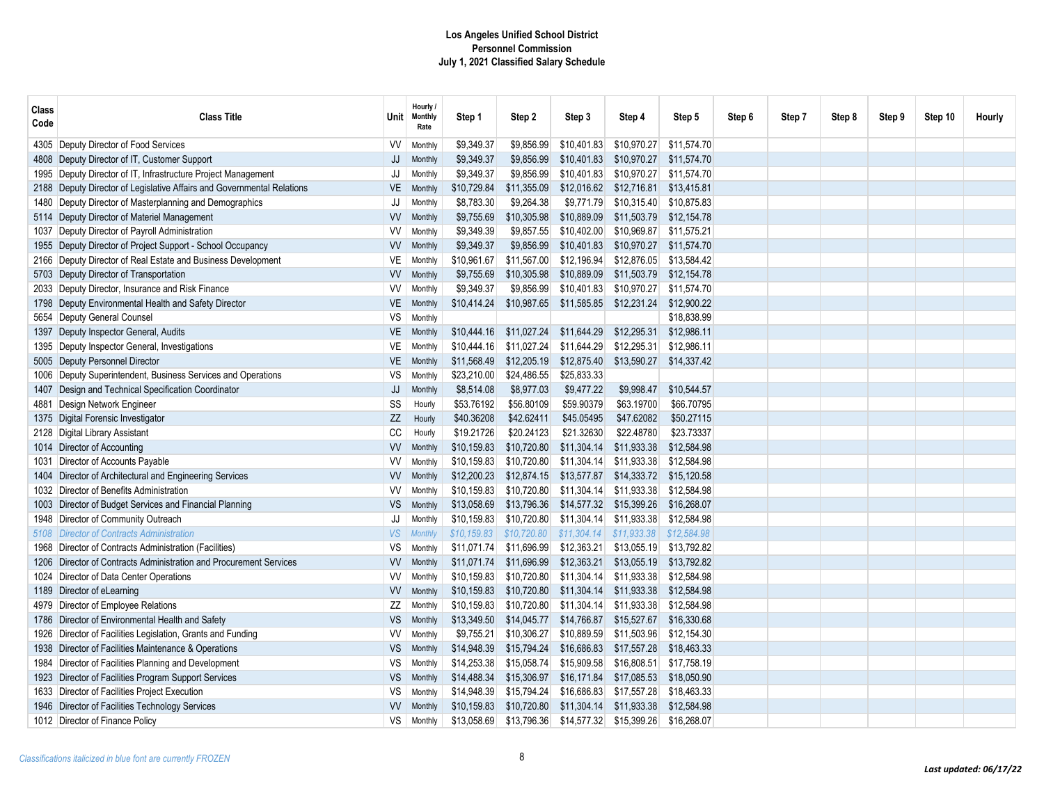**Los Angeles Unified School District**
**Personnel Commission**
**July 1, 2021 Classified Salary Schedule**

| Class Code | Class Title | Unit | Hourly / Monthly Rate | Step 1 | Step 2 | Step 3 | Step 4 | Step 5 | Step 6 | Step 7 | Step 8 | Step 9 | Step 10 | Hourly |
|---|---|---|---|---|---|---|---|---|---|---|---|---|---|---|
| 4305 | Deputy Director of Food Services | VV | Monthly | $9,349.37 | $9,856.99 | $10,401.83 | $10,970.27 | $11,574.70 | | | | | | |
| 4808 | Deputy Director of IT, Customer Support | JJ | Monthly | $9,349.37 | $9,856.99 | $10,401.83 | $10,970.27 | $11,574.70 | | | | | | |
| 1995 | Deputy Director of IT, Infrastructure Project Management | JJ | Monthly | $9,349.37 | $9,856.99 | $10,401.83 | $10,970.27 | $11,574.70 | | | | | | |
| 2188 | Deputy Director of Legislative Affairs and Governmental Relations | VE | Monthly | $10,729.84 | $11,355.09 | $12,016.62 | $12,716.81 | $13,415.81 | | | | | | |
| 1480 | Deputy Director of Masterplanning and Demographics | JJ | Monthly | $8,783.30 | $9,264.38 | $9,771.79 | $10,315.40 | $10,875.83 | | | | | | |
| 5114 | Deputy Director of Materiel Management | VV | Monthly | $9,755.69 | $10,305.98 | $10,889.09 | $11,503.79 | $12,154.78 | | | | | | |
| 1037 | Deputy Director of Payroll Administration | VV | Monthly | $9,349.39 | $9,857.55 | $10,402.00 | $10,969.87 | $11,575.21 | | | | | | |
| 1955 | Deputy Director of Project Support - School Occupancy | VV | Monthly | $9,349.37 | $9,856.99 | $10,401.83 | $10,970.27 | $11,574.70 | | | | | | |
| 2166 | Deputy Director of Real Estate and Business Development | VE | Monthly | $10,961.67 | $11,567.00 | $12,196.94 | $12,876.05 | $13,584.42 | | | | | | |
| 5703 | Deputy Director of Transportation | VV | Monthly | $9,755.69 | $10,305.98 | $10,889.09 | $11,503.79 | $12,154.78 | | | | | | |
| 2033 | Deputy Director, Insurance and Risk Finance | VV | Monthly | $9,349.37 | $9,856.99 | $10,401.83 | $10,970.27 | $11,574.70 | | | | | | |
| 1798 | Deputy Environmental Health and Safety Director | VE | Monthly | $10,414.24 | $10,987.65 | $11,585.85 | $12,231.24 | $12,900.22 | | | | | | |
| 5654 | Deputy General Counsel | VS | Monthly | | | | | $18,838.99 | | | | | | |
| 1397 | Deputy Inspector General, Audits | VE | Monthly | $10,444.16 | $11,027.24 | $11,644.29 | $12,295.31 | $12,986.11 | | | | | | |
| 1395 | Deputy Inspector General, Investigations | VE | Monthly | $10,444.16 | $11,027.24 | $11,644.29 | $12,295.31 | $12,986.11 | | | | | | |
| 5005 | Deputy Personnel Director | VE | Monthly | $11,568.49 | $12,205.19 | $12,875.40 | $13,590.27 | $14,337.42 | | | | | | |
| 1006 | Deputy Superintendent, Business Services and Operations | VS | Monthly | $23,210.00 | $24,486.55 | $25,833.33 | | | | | | | | |
| 1407 | Design and Technical Specification Coordinator | JJ | Monthly | $8,514.08 | $8,977.03 | $9,477.22 | $9,998.47 | $10,544.57 | | | | | | |
| 4881 | Design Network Engineer | SS | Hourly | $53.76192 | $56.80109 | $59.90379 | $63.19700 | $66.70795 | | | | | | |
| 1375 | Digital Forensic Investigator | ZZ | Hourly | $40.36208 | $42.62411 | $45.05495 | $47.62082 | $50.27115 | | | | | | |
| 2128 | Digital Library Assistant | CC | Hourly | $19.21726 | $20.24123 | $21.32630 | $22.48780 | $23.73337 | | | | | | |
| 1014 | Director of Accounting | VV | Monthly | $10,159.83 | $10,720.80 | $11,304.14 | $11,933.38 | $12,584.98 | | | | | | |
| 1031 | Director of Accounts Payable | VV | Monthly | $10,159.83 | $10,720.80 | $11,304.14 | $11,933.38 | $12,584.98 | | | | | | |
| 1404 | Director of Architectural and Engineering Services | VV | Monthly | $12,200.23 | $12,874.15 | $13,577.87 | $14,333.72 | $15,120.58 | | | | | | |
| 1032 | Director of Benefits Administration | VV | Monthly | $10,159.83 | $10,720.80 | $11,304.14 | $11,933.38 | $12,584.98 | | | | | | |
| 1003 | Director of Budget Services and Financial Planning | VS | Monthly | $13,058.69 | $13,796.36 | $14,577.32 | $15,399.26 | $16,268.07 | | | | | | |
| 1948 | Director of Community Outreach | JJ | Monthly | $10,159.83 | $10,720.80 | $11,304.14 | $11,933.38 | $12,584.98 | | | | | | |
| *5108* | *Director of Contracts Administration* | *VS* | *Monthly* | *$10,159.83* | *$10,720.80* | *$11,304.14* | *$11,933.38* | *$12,584.98* | | | | | | |
| 1968 | Director of Contracts Administration (Facilities) | VS | Monthly | $11,071.74 | $11,696.99 | $12,363.21 | $13,055.19 | $13,792.82 | | | | | | |
| 1206 | Director of Contracts Administration and Procurement Services | VV | Monthly | $11,071.74 | $11,696.99 | $12,363.21 | $13,055.19 | $13,792.82 | | | | | | |
| 1024 | Director of Data Center Operations | VV | Monthly | $10,159.83 | $10,720.80 | $11,304.14 | $11,933.38 | $12,584.98 | | | | | | |
| 1189 | Director of eLearning | VV | Monthly | $10,159.83 | $10,720.80 | $11,304.14 | $11,933.38 | $12,584.98 | | | | | | |
| 4979 | Director of Employee Relations | ZZ | Monthly | $10,159.83 | $10,720.80 | $11,304.14 | $11,933.38 | $12,584.98 | | | | | | |
| 1786 | Director of Environmental Health and Safety | VS | Monthly | $13,349.50 | $14,045.77 | $14,766.87 | $15,527.67 | $16,330.68 | | | | | | |
| 1926 | Director of Facilities Legislation, Grants and Funding | VV | Monthly | $9,755.21 | $10,306.27 | $10,889.59 | $11,503.96 | $12,154.30 | | | | | | |
| 1938 | Director of Facilities Maintenance & Operations | VS | Monthly | $14,948.39 | $15,794.24 | $16,686.83 | $17,557.28 | $18,463.33 | | | | | | |
| 1984 | Director of Facilities Planning and Development | VS | Monthly | $14,253.38 | $15,058.74 | $15,909.58 | $16,808.51 | $17,758.19 | | | | | | |
| 1923 | Director of Facilities Program Support Services | VS | Monthly | $14,488.34 | $15,306.97 | $16,171.84 | $17,085.53 | $18,050.90 | | | | | | |
| 1633 | Director of Facilities Project Execution | VS | Monthly | $14,948.39 | $15,794.24 | $16,686.83 | $17,557.28 | $18,463.33 | | | | | | |
| 1946 | Director of Facilities Technology Services | VV | Monthly | $10,159.83 | $10,720.80 | $11,304.14 | $11,933.38 | $12,584.98 | | | | | | |
| 1012 | Director of Finance Policy | VS | Monthly | $13,058.69 | $13,796.36 | $14,577.32 | $15,399.26 | $16,268.07 | | | | | | |

*Classifications italicized in blue font are currently FROZEN*

***Last updated: 06/17/22***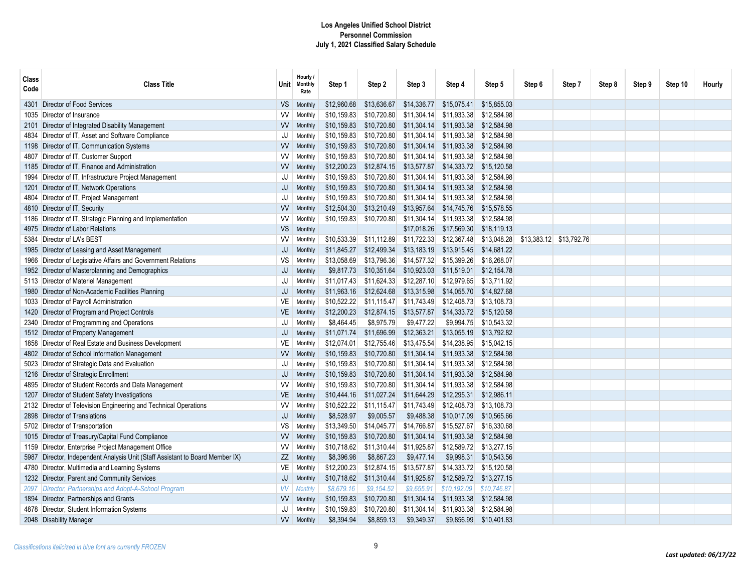**Los Angeles Unified School District**
**Personnel Commission**
**July 1, 2021 Classified Salary Schedule**

| Class Code | Class Title | Unit | Hourly / Monthly Rate | Step 1 | Step 2 | Step 3 | Step 4 | Step 5 | Step 6 | Step 7 | Step 8 | Step 9 | Step 10 | Hourly |
|---|---|---|---|---|---|---|---|---|---|---|---|---|---|---|
| 4301 | Director of Food Services | VS | Monthly | $12,960.68 | $13,636.67 | $14,336.77 | $15,075.41 | $15,855.03 | | | | | | |
| 1035 | Director of Insurance | VV | Monthly | $10,159.83 | $10,720.80 | $11,304.14 | $11,933.38 | $12,584.98 | | | | | | |
| 2101 | Director of Integrated Disability Management | VV | Monthly | $10,159.83 | $10,720.80 | $11,304.14 | $11,933.38 | $12,584.98 | | | | | | |
| 4834 | Director of IT, Asset and Software Compliance | JJ | Monthly | $10,159.83 | $10,720.80 | $11,304.14 | $11,933.38 | $12,584.98 | | | | | | |
| 1198 | Director of IT, Communication Systems | VV | Monthly | $10,159.83 | $10,720.80 | $11,304.14 | $11,933.38 | $12,584.98 | | | | | | |
| 4807 | Director of IT, Customer Support | VV | Monthly | $10,159.83 | $10,720.80 | $11,304.14 | $11,933.38 | $12,584.98 | | | | | | |
| 1185 | Director of IT, Finance and Administration | VV | Monthly | $12,200.23 | $12,874.15 | $13,577.87 | $14,333.72 | $15,120.58 | | | | | | |
| 1994 | Director of IT, Infrastructure Project Management | JJ | Monthly | $10,159.83 | $10,720.80 | $11,304.14 | $11,933.38 | $12,584.98 | | | | | | |
| 1201 | Director of IT, Network Operations | JJ | Monthly | $10,159.83 | $10,720.80 | $11,304.14 | $11,933.38 | $12,584.98 | | | | | | |
| 4804 | Director of IT, Project Management | JJ | Monthly | $10,159.83 | $10,720.80 | $11,304.14 | $11,933.38 | $12,584.98 | | | | | | |
| 4810 | Director of IT, Security | VV | Monthly | $12,504.30 | $13,210.49 | $13,957.64 | $14,745.76 | $15,578.55 | | | | | | |
| 1186 | Director of IT, Strategic Planning and Implementation | VV | Monthly | $10,159.83 | $10,720.80 | $11,304.14 | $11,933.38 | $12,584.98 | | | | | | |
| 4975 | Director of Labor Relations | VS | Monthly | | | $17,018.26 | $17,569.30 | $18,119.13 | | | | | | |
| 5384 | Director of LA's BEST | VV | Monthly | $10,533.39 | $11,112.89 | $11,722.33 | $12,367.48 | $13,048.28 | $13,383.12 | $13,792.76 | | | | |
| 1985 | Director of Leasing and Asset Management | JJ | Monthly | $11,845.27 | $12,499.34 | $13,183.19 | $13,915.45 | $14,681.22 | | | | | | |
| 1966 | Director of Legislative Affairs and Government Relations | VS | Monthly | $13,058.69 | $13,796.36 | $14,577.32 | $15,399.26 | $16,268.07 | | | | | | |
| 1952 | Director of Masterplanning and Demographics | JJ | Monthly | $9,817.73 | $10,351.64 | $10,923.03 | $11,519.01 | $12,154.78 | | | | | | |
| 5113 | Director of Materiel Management | JJ | Monthly | $11,017.43 | $11,624.33 | $12,287.10 | $12,979.65 | $13,711.92 | | | | | | |
| 1980 | Director of Non-Academic Facilities Planning | JJ | Monthly | $11,963.16 | $12,624.68 | $13,315.98 | $14,055.70 | $14,827.68 | | | | | | |
| 1033 | Director of Payroll Administration | VE | Monthly | $10,522.22 | $11,115.47 | $11,743.49 | $12,408.73 | $13,108.73 | | | | | | |
| 1420 | Director of Program and Project Controls | VE | Monthly | $12,200.23 | $12,874.15 | $13,577.87 | $14,333.72 | $15,120.58 | | | | | | |
| 2340 | Director of Programming and Operations | JJ | Monthly | $8,464.45 | $8,975.79 | $9,477.22 | $9,994.75 | $10,543.32 | | | | | | |
| 1512 | Director of Property Management | JJ | Monthly | $11,071.74 | $11,696.99 | $12,363.21 | $13,055.19 | $13,792.82 | | | | | | |
| 1858 | Director of Real Estate and Business Development | VE | Monthly | $12,074.01 | $12,755.46 | $13,475.54 | $14,238.95 | $15,042.15 | | | | | | |
| 4802 | Director of School Information Management | VV | Monthly | $10,159.83 | $10,720.80 | $11,304.14 | $11,933.38 | $12,584.98 | | | | | | |
| 5023 | Director of Strategic Data and Evaluation | JJ | Monthly | $10,159.83 | $10,720.80 | $11,304.14 | $11,933.38 | $12,584.98 | | | | | | |
| 1216 | Director of Strategic Enrollment | JJ | Monthly | $10,159.83 | $10,720.80 | $11,304.14 | $11,933.38 | $12,584.98 | | | | | | |
| 4895 | Director of Student Records and Data Management | VV | Monthly | $10,159.83 | $10,720.80 | $11,304.14 | $11,933.38 | $12,584.98 | | | | | | |
| 1207 | Director of Student Safety Investigations | VE | Monthly | $10,444.16 | $11,027.24 | $11,644.29 | $12,295.31 | $12,986.11 | | | | | | |
| 2132 | Director of Television Engineering and Technical Operations | VV | Monthly | $10,522.22 | $11,115.47 | $11,743.49 | $12,408.73 | $13,108.73 | | | | | | |
| 2898 | Director of Translations | JJ | Monthly | $8,528.97 | $9,005.57 | $9,488.38 | $10,017.09 | $10,565.66 | | | | | | |
| 5702 | Director of Transportation | VS | Monthly | $13,349.50 | $14,045.77 | $14,766.87 | $15,527.67 | $16,330.68 | | | | | | |
| 1015 | Director of Treasury/Capital Fund Compliance | VV | Monthly | $10,159.83 | $10,720.80 | $11,304.14 | $11,933.38 | $12,584.98 | | | | | | |
| 1159 | Director, Enterprise Project Management Office | VV | Monthly | $10,718.62 | $11,310.44 | $11,925.87 | $12,589.72 | $13,277.15 | | | | | | |
| 5987 | Director, Independent Analysis Unit (Staff Assistant to Board Member IX) | ZZ | Monthly | $8,396.98 | $8,867.23 | $9,477.14 | $9,998.31 | $10,543.56 | | | | | | |
| 4780 | Director, Multimedia and Learning Systems | VE | Monthly | $12,200.23 | $12,874.15 | $13,577.87 | $14,333.72 | $15,120.58 | | | | | | |
| 1232 | Director, Parent and Community Services | JJ | Monthly | $10,718.62 | $11,310.44 | $11,925.87 | $12,589.72 | $13,277.15 | | | | | | |
| *2097* | *Director, Partnerships and Adopt-A-School Program* | *VV* | *Monthly* | *$8,679.16* | *$9,154.52* | *$9,655.91* | *$10,192.09* | *$10,746.87* | | | | | | |
| 1894 | Director, Partnerships and Grants | VV | Monthly | $10,159.83 | $10,720.80 | $11,304.14 | $11,933.38 | $12,584.98 | | | | | | |
| 4878 | Director, Student Information Systems | JJ | Monthly | $10,159.83 | $10,720.80 | $11,304.14 | $11,933.38 | $12,584.98 | | | | | | |
| 2048 | Disability Manager | VV | Monthly | $8,394.94 | $8,859.13 | $9,349.37 | $9,856.99 | $10,401.83 | | | | | | |

*Classifications italicized in blue font are currently FROZEN*

***Last updated: 06/17/22***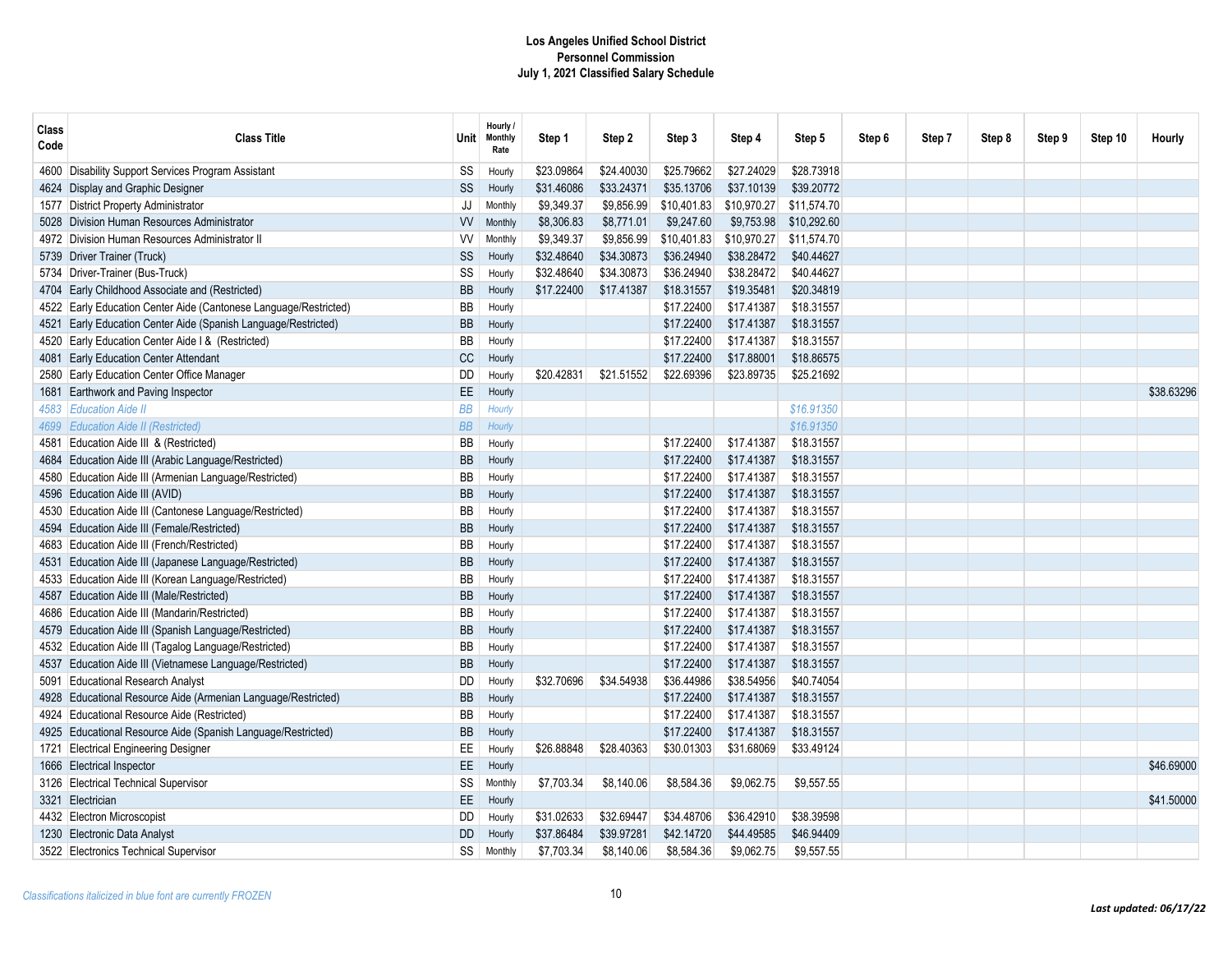**Los Angeles Unified School District**
**Personnel Commission**
**July 1, 2021 Classified Salary Schedule**

| Class Code | Class Title | Unit | Hourly / Monthly Rate | Step 1 | Step 2 | Step 3 | Step 4 | Step 5 | Step 6 | Step 7 | Step 8 | Step 9 | Step 10 | Hourly |
|---|---|---|---|---|---|---|---|---|---|---|---|---|---|---|
| 4600 | Disability Support Services Program Assistant | SS | Hourly | $23.09864 | $24.40030 | $25.79662 | $27.24029 | $28.73918 | | | | | | |
| 4624 | Display and Graphic Designer | SS | Hourly | $31.46086 | $33.24371 | $35.13706 | $37.10139 | $39.20772 | | | | | | |
| 1577 | District Property Administrator | JJ | Monthly | $9,349.37 | $9,856.99 | $10,401.83 | $10,970.27 | $11,574.70 | | | | | | |
| 5028 | Division Human Resources Administrator | VV | Monthly | $8,306.83 | $8,771.01 | $9,247.60 | $9,753.98 | $10,292.60 | | | | | | |
| 4972 | Division Human Resources Administrator II | VV | Monthly | $9,349.37 | $9,856.99 | $10,401.83 | $10,970.27 | $11,574.70 | | | | | | |
| 5739 | Driver Trainer (Truck) | SS | Hourly | $32.48640 | $34.30873 | $36.24940 | $38.28472 | $40.44627 | | | | | | |
| 5734 | Driver-Trainer (Bus-Truck) | SS | Hourly | $32.48640 | $34.30873 | $36.24940 | $38.28472 | $40.44627 | | | | | | |
| 4704 | Early Childhood Associate and (Restricted) | BB | Hourly | $17.22400 | $17.41387 | $18.31557 | $19.35481 | $20.34819 | | | | | | |
| 4522 | Early Education Center Aide (Cantonese Language/Restricted) | BB | Hourly | | | $17.22400 | $17.41387 | $18.31557 | | | | | | |
| 4521 | Early Education Center Aide (Spanish Language/Restricted) | BB | Hourly | | | $17.22400 | $17.41387 | $18.31557 | | | | | | |
| 4520 | Early Education Center Aide I & (Restricted) | BB | Hourly | | | $17.22400 | $17.41387 | $18.31557 | | | | | | |
| 4081 | Early Education Center Attendant | CC | Hourly | | | $17.22400 | $17.88001 | $18.86575 | | | | | | |
| 2580 | Early Education Center Office Manager | DD | Hourly | $20.42831 | $21.51552 | $22.69396 | $23.89735 | $25.21692 | | | | | | |
| 1681 | Earthwork and Paving Inspector | EE | Hourly | | | | | | | | | | | $38.63296 |
| *4583* | *Education Aide II* | *BB* | *Hourly* | | | | | *$16.91350* | | | | | | |
| *4699* | *Education Aide II (Restricted)* | *BB* | *Hourly* | | | | | *$16.91350* | | | | | | |
| 4581 | Education Aide III & (Restricted) | BB | Hourly | | | $17.22400 | $17.41387 | $18.31557 | | | | | | |
| 4684 | Education Aide III (Arabic Language/Restricted) | BB | Hourly | | | $17.22400 | $17.41387 | $18.31557 | | | | | | |
| 4580 | Education Aide III (Armenian Language/Restricted) | BB | Hourly | | | $17.22400 | $17.41387 | $18.31557 | | | | | | |
| 4596 | Education Aide III (AVID) | BB | Hourly | | | $17.22400 | $17.41387 | $18.31557 | | | | | | |
| 4530 | Education Aide III (Cantonese Language/Restricted) | BB | Hourly | | | $17.22400 | $17.41387 | $18.31557 | | | | | | |
| 4594 | Education Aide III (Female/Restricted) | BB | Hourly | | | $17.22400 | $17.41387 | $18.31557 | | | | | | |
| 4683 | Education Aide III (French/Restricted) | BB | Hourly | | | $17.22400 | $17.41387 | $18.31557 | | | | | | |
| 4531 | Education Aide III (Japanese Language/Restricted) | BB | Hourly | | | $17.22400 | $17.41387 | $18.31557 | | | | | | |
| 4533 | Education Aide III (Korean Language/Restricted) | BB | Hourly | | | $17.22400 | $17.41387 | $18.31557 | | | | | | |
| 4587 | Education Aide III (Male/Restricted) | BB | Hourly | | | $17.22400 | $17.41387 | $18.31557 | | | | | | |
| 4686 | Education Aide III (Mandarin/Restricted) | BB | Hourly | | | $17.22400 | $17.41387 | $18.31557 | | | | | | |
| 4579 | Education Aide III (Spanish Language/Restricted) | BB | Hourly | | | $17.22400 | $17.41387 | $18.31557 | | | | | | |
| 4532 | Education Aide III (Tagalog Language/Restricted) | BB | Hourly | | | $17.22400 | $17.41387 | $18.31557 | | | | | | |
| 4537 | Education Aide III (Vietnamese Language/Restricted) | BB | Hourly | | | $17.22400 | $17.41387 | $18.31557 | | | | | | |
| 5091 | Educational Research Analyst | DD | Hourly | $32.70696 | $34.54938 | $36.44986 | $38.54956 | $40.74054 | | | | | | |
| 4928 | Educational Resource Aide (Armenian Language/Restricted) | BB | Hourly | | | $17.22400 | $17.41387 | $18.31557 | | | | | | |
| 4924 | Educational Resource Aide (Restricted) | BB | Hourly | | | $17.22400 | $17.41387 | $18.31557 | | | | | | |
| 4925 | Educational Resource Aide (Spanish Language/Restricted) | BB | Hourly | | | $17.22400 | $17.41387 | $18.31557 | | | | | | |
| 1721 | Electrical Engineering Designer | EE | Hourly | $26.88848 | $28.40363 | $30.01303 | $31.68069 | $33.49124 | | | | | | |
| 1666 | Electrical Inspector | EE | Hourly | | | | | | | | | | | $46.69000 |
| 3126 | Electrical Technical Supervisor | SS | Monthly | $7,703.34 | $8,140.06 | $8,584.36 | $9,062.75 | $9,557.55 | | | | | | |
| 3321 | Electrician | EE | Hourly | | | | | | | | | | | $41.50000 |
| 4432 | Electron Microscopist | DD | Hourly | $31.02633 | $32.69447 | $34.48706 | $36.42910 | $38.39598 | | | | | | |
| 1230 | Electronic Data Analyst | DD | Hourly | $37.86484 | $39.97281 | $42.14720 | $44.49585 | $46.94409 | | | | | | |
| 3522 | Electronics Technical Supervisor | SS | Monthly | $7,703.34 | $8,140.06 | $8,584.36 | $9,062.75 | $9,557.55 | | | | | | |

*Classifications italicized in blue font are currently FROZEN*

***Last updated: 06/17/22***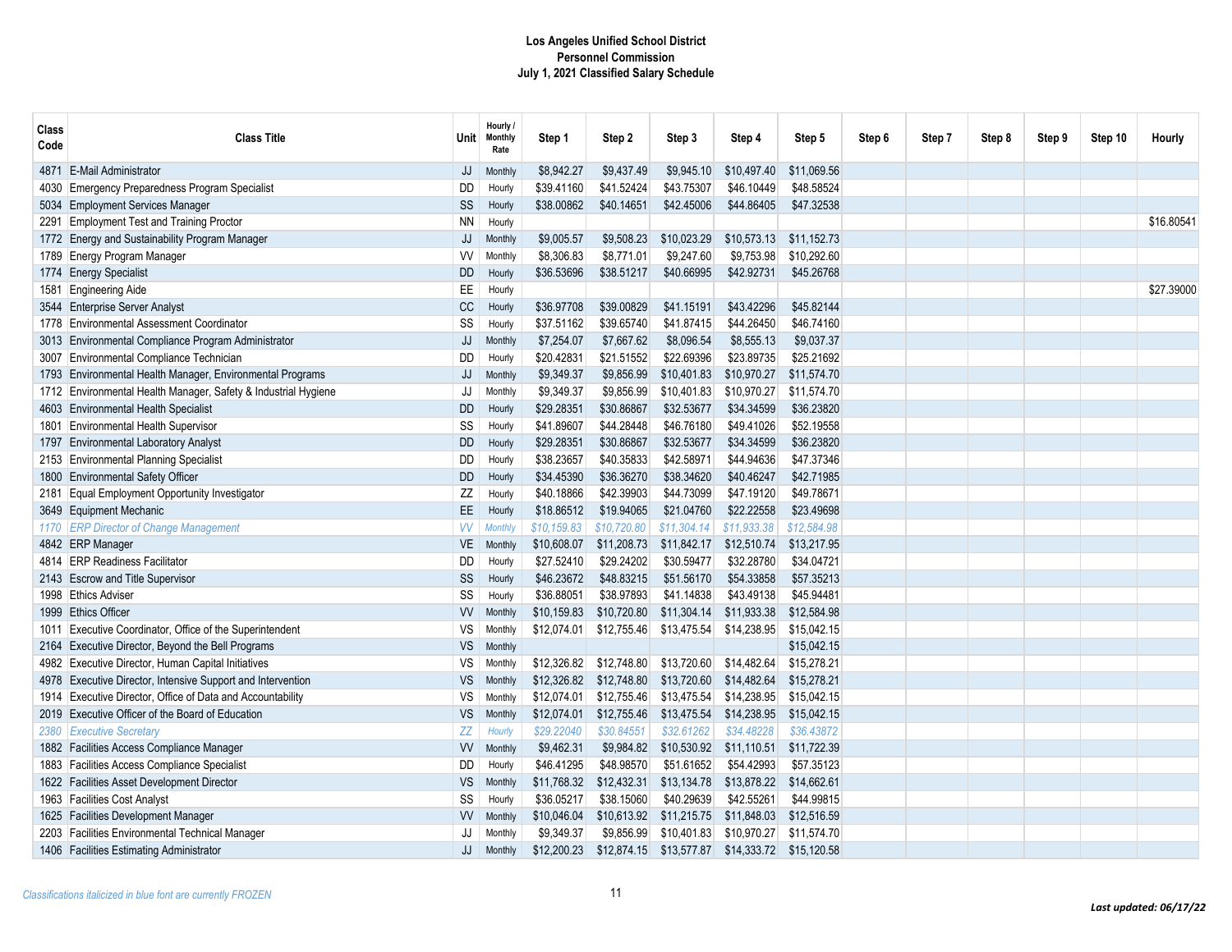# Los Angeles Unified School District
## Personnel Commission
## July 1, 2021 Classified Salary Schedule

| Class Code | Class Title | Unit | Hourly / Monthly Rate | Step 1 | Step 2 | Step 3 | Step 4 | Step 5 | Step 6 | Step 7 | Step 8 | Step 9 | Step 10 | Hourly |
|---|---|---|---|---|---|---|---|---|---|---|---|---|---|---|
| 4871 | E-Mail Administrator | JJ | Monthly | $8,942.27 | $9,437.49 | $9,945.10 | $10,497.40 | $11,069.56 | | | | | | |
| 4030 | Emergency Preparedness Program Specialist | DD | Hourly | $39.41160 | $41.52424 | $43.75307 | $46.10449 | $48.58524 | | | | | | |
| 5034 | Employment Services Manager | SS | Hourly | $38.00862 | $40.14651 | $42.45006 | $44.86405 | $47.32538 | | | | | | |
| 2291 | Employment Test and Training Proctor | NN | Hourly | | | | | | | | | | | $16.80541 |
| 1772 | Energy and Sustainability Program Manager | JJ | Monthly | $9,005.57 | $9,508.23 | $10,023.29 | $10,573.13 | $11,152.73 | | | | | | |
| 1789 | Energy Program Manager | VV | Monthly | $8,306.83 | $8,771.01 | $9,247.60 | $9,753.98 | $10,292.60 | | | | | | |
| 1774 | Energy Specialist | DD | Hourly | $36.53696 | $38.51217 | $40.66995 | $42.92731 | $45.26768 | | | | | | |
| 1581 | Engineering Aide | EE | Hourly | | | | | | | | | | | $27.39000 |
| 3544 | Enterprise Server Analyst | CC | Hourly | $36.97708 | $39.00829 | $41.15191 | $43.42296 | $45.82144 | | | | | | |
| 1778 | Environmental Assessment Coordinator | SS | Hourly | $37.51162 | $39.65740 | $41.87415 | $44.26450 | $46.74160 | | | | | | |
| 3013 | Environmental Compliance Program Administrator | JJ | Monthly | $7,254.07 | $7,667.62 | $8,096.54 | $8,555.13 | $9,037.37 | | | | | | |
| 3007 | Environmental Compliance Technician | DD | Hourly | $20.42831 | $21.51552 | $22.69396 | $23.89735 | $25.21692 | | | | | | |
| 1793 | Environmental Health Manager, Environmental Programs | JJ | Monthly | $9,349.37 | $9,856.99 | $10,401.83 | $10,970.27 | $11,574.70 | | | | | | |
| 1712 | Environmental Health Manager, Safety & Industrial Hygiene | JJ | Monthly | $9,349.37 | $9,856.99 | $10,401.83 | $10,970.27 | $11,574.70 | | | | | | |
| 4603 | Environmental Health Specialist | DD | Hourly | $29.28351 | $30.86867 | $32.53677 | $34.34599 | $36.23820 | | | | | | |
| 1801 | Environmental Health Supervisor | SS | Hourly | $41.89607 | $44.28448 | $46.76180 | $49.41026 | $52.19558 | | | | | | |
| 1797 | Environmental Laboratory Analyst | DD | Hourly | $29.28351 | $30.86867 | $32.53677 | $34.34599 | $36.23820 | | | | | | |
| 2153 | Environmental Planning Specialist | DD | Hourly | $38.23657 | $40.35833 | $42.58971 | $44.94636 | $47.37346 | | | | | | |
| 1800 | Environmental Safety Officer | DD | Hourly | $34.45390 | $36.36270 | $38.34620 | $40.46247 | $42.71985 | | | | | | |
| 2181 | Equal Employment Opportunity Investigator | ZZ | Hourly | $40.18866 | $42.39903 | $44.73099 | $47.19120 | $49.78671 | | | | | | |
| 3649 | Equipment Mechanic | EE | Hourly | $18.86512 | $19.94065 | $21.04760 | $22.22558 | $23.49698 | | | | | | |
| *1170* | *ERP Director of Change Management* | *VV* | *Monthly* | *$10,159.83* | *$10,720.80* | *$11,304.14* | *$11,933.38* | *$12,584.98* | | | | | | |
| 4842 | ERP Manager | VE | Monthly | $10,608.07 | $11,208.73 | $11,842.17 | $12,510.74 | $13,217.95 | | | | | | |
| 4814 | ERP Readiness Facilitator | DD | Hourly | $27.52410 | $29.24202 | $30.59477 | $32.28780 | $34.04721 | | | | | | |
| 2143 | Escrow and Title Supervisor | SS | Hourly | $46.23672 | $48.83215 | $51.56170 | $54.33858 | $57.35213 | | | | | | |
| 1998 | Ethics Adviser | SS | Hourly | $36.88051 | $38.97893 | $41.14838 | $43.49138 | $45.94481 | | | | | | |
| 1999 | Ethics Officer | VV | Monthly | $10,159.83 | $10,720.80 | $11,304.14 | $11,933.38 | $12,584.98 | | | | | | |
| 1011 | Executive Coordinator, Office of the Superintendent | VS | Monthly | $12,074.01 | $12,755.46 | $13,475.54 | $14,238.95 | $15,042.15 | | | | | | |
| 2164 | Executive Director, Beyond the Bell Programs | VS | Monthly | | | | | $15,042.15 | | | | | | |
| 4982 | Executive Director, Human Capital Initiatives | VS | Monthly | $12,326.82 | $12,748.80 | $13,720.60 | $14,482.64 | $15,278.21 | | | | | | |
| 4978 | Executive Director, Intensive Support and Intervention | VS | Monthly | $12,326.82 | $12,748.80 | $13,720.60 | $14,482.64 | $15,278.21 | | | | | | |
| 1914 | Executive Director, Office of Data and Accountability | VS | Monthly | $12,074.01 | $12,755.46 | $13,475.54 | $14,238.95 | $15,042.15 | | | | | | |
| 2019 | Executive Officer of the Board of Education | VS | Monthly | $12,074.01 | $12,755.46 | $13,475.54 | $14,238.95 | $15,042.15 | | | | | | |
| *2380* | *Executive Secretary* | *ZZ* | *Hourly* | *$29.22040* | *$30.84551* | *$32.61262* | *$34.48228* | *$36.43872* | | | | | | |
| 1882 | Facilities Access Compliance Manager | VV | Monthly | $9,462.31 | $9,984.82 | $10,530.92 | $11,110.51 | $11,722.39 | | | | | | |
| 1883 | Facilities Access Compliance Specialist | DD | Hourly | $46.41295 | $48.98570 | $51.61652 | $54.42993 | $57.35123 | | | | | | |
| 1622 | Facilities Asset Development Director | VS | Monthly | $11,768.32 | $12,432.31 | $13,134.78 | $13,878.22 | $14,662.61 | | | | | | |
| 1963 | Facilities Cost Analyst | SS | Hourly | $36.05217 | $38.15060 | $40.29639 | $42.55261 | $44.99815 | | | | | | |
| 1625 | Facilities Development Manager | VV | Monthly | $10,046.04 | $10,613.92 | $11,215.75 | $11,848.03 | $12,516.59 | | | | | | |
| 2203 | Facilities Environmental Technical Manager | JJ | Monthly | $9,349.37 | $9,856.99 | $10,401.83 | $10,970.27 | $11,574.70 | | | | | | |
| 1406 | Facilities Estimating Administrator | JJ | Monthly | $12,200.23 | $12,874.15 | $13,577.87 | $14,333.72 | $15,120.58 | | | | | | |

*Classifications italicized in blue font are currently FROZEN*

***Last updated: 06/17/22***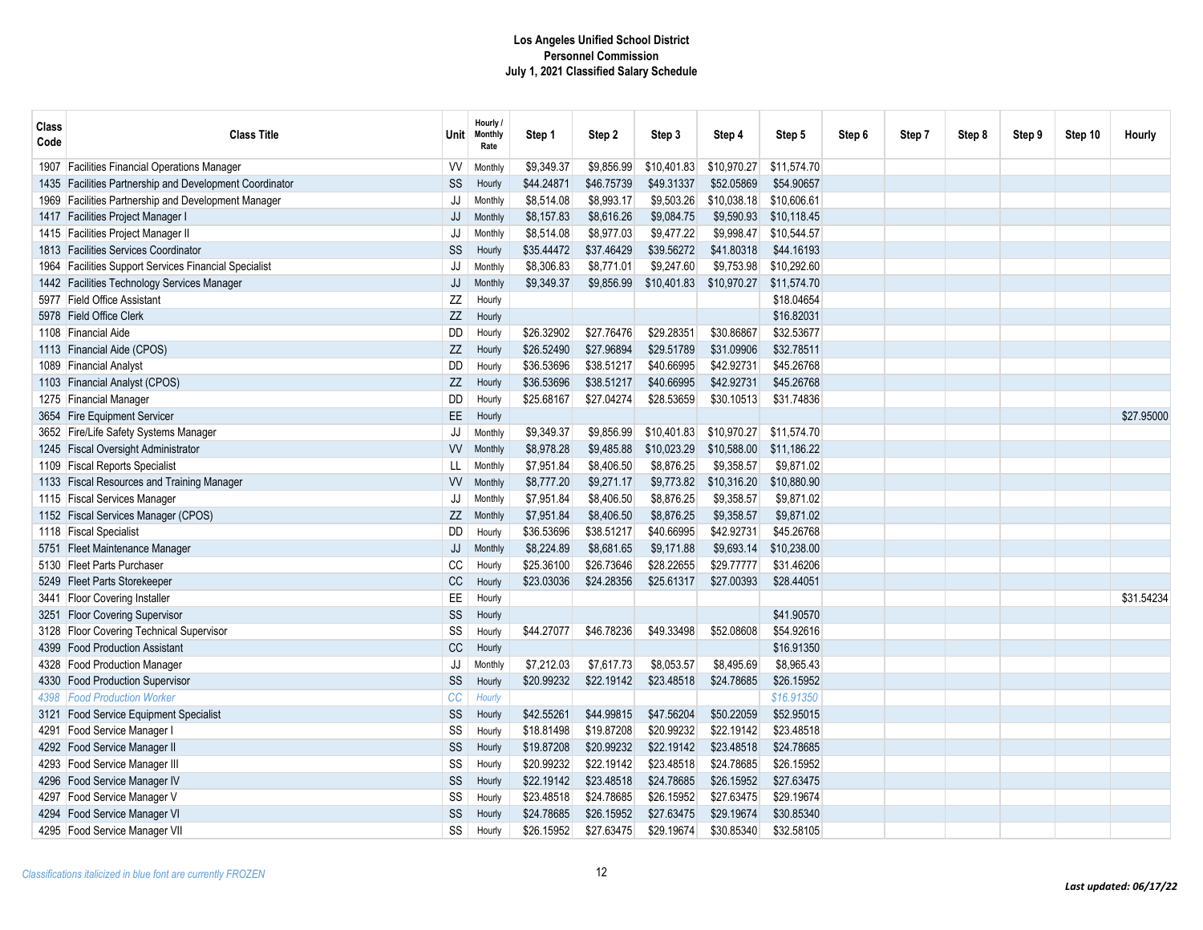**Los Angeles Unified School District**
**Personnel Commission**
**July 1, 2021 Classified Salary Schedule**

| Class Code | Class Title | Unit | Hourly / Monthly Rate | Step 1 | Step 2 | Step 3 | Step 4 | Step 5 | Step 6 | Step 7 | Step 8 | Step 9 | Step 10 | Hourly |
|---|---|---|---|---|---|---|---|---|---|---|---|---|---|---|
| 1907 | Facilities Financial Operations Manager | VV | Monthly | $9,349.37 | $9,856.99 | $10,401.83 | $10,970.27 | $11,574.70 | | | | | | |
| 1435 | Facilities Partnership and Development Coordinator | SS | Hourly | $44.24871 | $46.75739 | $49.31337 | $52.05869 | $54.90657 | | | | | | |
| 1969 | Facilities Partnership and Development Manager | JJ | Monthly | $8,514.08 | $8,993.17 | $9,503.26 | $10,038.18 | $10,606.61 | | | | | | |
| 1417 | Facilities Project Manager I | JJ | Monthly | $8,157.83 | $8,616.26 | $9,084.75 | $9,590.93 | $10,118.45 | | | | | | |
| 1415 | Facilities Project Manager II | JJ | Monthly | $8,514.08 | $8,977.03 | $9,477.22 | $9,998.47 | $10,544.57 | | | | | | |
| 1813 | Facilities Services Coordinator | SS | Hourly | $35.44472 | $37.46429 | $39.56272 | $41.80318 | $44.16193 | | | | | | |
| 1964 | Facilities Support Services Financial Specialist | JJ | Monthly | $8,306.83 | $8,771.01 | $9,247.60 | $9,753.98 | $10,292.60 | | | | | | |
| 1442 | Facilities Technology Services Manager | JJ | Monthly | $9,349.37 | $9,856.99 | $10,401.83 | $10,970.27 | $11,574.70 | | | | | | |
| 5977 | Field Office Assistant | ZZ | Hourly | | | | | $18.04654 | | | | | | |
| 5978 | Field Office Clerk | ZZ | Hourly | | | | | $16.82031 | | | | | | |
| 1108 | Financial Aide | DD | Hourly | $26.32902 | $27.76476 | $29.28351 | $30.86867 | $32.53677 | | | | | | |
| 1113 | Financial Aide (CPOS) | ZZ | Hourly | $26.52490 | $27.96894 | $29.51789 | $31.09906 | $32.78511 | | | | | | |
| 1089 | Financial Analyst | DD | Hourly | $36.53696 | $38.51217 | $40.66995 | $42.92731 | $45.26768 | | | | | | |
| 1103 | Financial Analyst (CPOS) | ZZ | Hourly | $36.53696 | $38.51217 | $40.66995 | $42.92731 | $45.26768 | | | | | | |
| 1275 | Financial Manager | DD | Hourly | $25.68167 | $27.04274 | $28.53659 | $30.10513 | $31.74836 | | | | | | |
| 3654 | Fire Equipment Servicer | EE | Hourly | | | | | | | | | | | $27.95000 |
| 3652 | Fire/Life Safety Systems Manager | JJ | Monthly | $9,349.37 | $9,856.99 | $10,401.83 | $10,970.27 | $11,574.70 | | | | | | |
| 1245 | Fiscal Oversight Administrator | VV | Monthly | $8,978.28 | $9,485.88 | $10,023.29 | $10,588.00 | $11,186.22 | | | | | | |
| 1109 | Fiscal Reports Specialist | LL | Monthly | $7,951.84 | $8,406.50 | $8,876.25 | $9,358.57 | $9,871.02 | | | | | | |
| 1133 | Fiscal Resources and Training Manager | VV | Monthly | $8,777.20 | $9,271.17 | $9,773.82 | $10,316.20 | $10,880.90 | | | | | | |
| 1115 | Fiscal Services Manager | JJ | Monthly | $7,951.84 | $8,406.50 | $8,876.25 | $9,358.57 | $9,871.02 | | | | | | |
| 1152 | Fiscal Services Manager (CPOS) | ZZ | Monthly | $7,951.84 | $8,406.50 | $8,876.25 | $9,358.57 | $9,871.02 | | | | | | |
| 1118 | Fiscal Specialist | DD | Hourly | $36.53696 | $38.51217 | $40.66995 | $42.92731 | $45.26768 | | | | | | |
| 5751 | Fleet Maintenance Manager | JJ | Monthly | $8,224.89 | $8,681.65 | $9,171.88 | $9,693.14 | $10,238.00 | | | | | | |
| 5130 | Fleet Parts Purchaser | CC | Hourly | $25.36100 | $26.73646 | $28.22655 | $29.77777 | $31.46206 | | | | | | |
| 5249 | Fleet Parts Storekeeper | CC | Hourly | $23.03036 | $24.28356 | $25.61317 | $27.00393 | $28.44051 | | | | | | |
| 3441 | Floor Covering Installer | EE | Hourly | | | | | | | | | | | $31.54234 |
| 3251 | Floor Covering Supervisor | SS | Hourly | | | | | $41.90570 | | | | | | |
| 3128 | Floor Covering Technical Supervisor | SS | Hourly | $44.27077 | $46.78236 | $49.33498 | $52.08608 | $54.92616 | | | | | | |
| 4399 | Food Production Assistant | CC | Hourly | | | | | $16.91350 | | | | | | |
| 4328 | Food Production Manager | JJ | Monthly | $7,212.03 | $7,617.73 | $8,053.57 | $8,495.69 | $8,965.43 | | | | | | |
| 4330 | Food Production Supervisor | SS | Hourly | $20.99232 | $22.19142 | $23.48518 | $24.78685 | $26.15952 | | | | | | |
| *4398* | *Food Production Worker* | *CC* | *Hourly* | | | | | *$16.91350* | | | | | | |
| 3121 | Food Service Equipment Specialist | SS | Hourly | $42.55261 | $44.99815 | $47.56204 | $50.22059 | $52.95015 | | | | | | |
| 4291 | Food Service Manager I | SS | Hourly | $18.81498 | $19.87208 | $20.99232 | $22.19142 | $23.48518 | | | | | | |
| 4292 | Food Service Manager II | SS | Hourly | $19.87208 | $20.99232 | $22.19142 | $23.48518 | $24.78685 | | | | | | |
| 4293 | Food Service Manager III | SS | Hourly | $20.99232 | $22.19142 | $23.48518 | $24.78685 | $26.15952 | | | | | | |
| 4296 | Food Service Manager IV | SS | Hourly | $22.19142 | $23.48518 | $24.78685 | $26.15952 | $27.63475 | | | | | | |
| 4297 | Food Service Manager V | SS | Hourly | $23.48518 | $24.78685 | $26.15952 | $27.63475 | $29.19674 | | | | | | |
| 4294 | Food Service Manager VI | SS | Hourly | $24.78685 | $26.15952 | $27.63475 | $29.19674 | $30.85340 | | | | | | |
| 4295 | Food Service Manager VII | SS | Hourly | $26.15952 | $27.63475 | $29.19674 | $30.85340 | $32.58105 | | | | | | |

*Classifications italicized in blue font are currently FROZEN*

***Last updated: 06/17/22***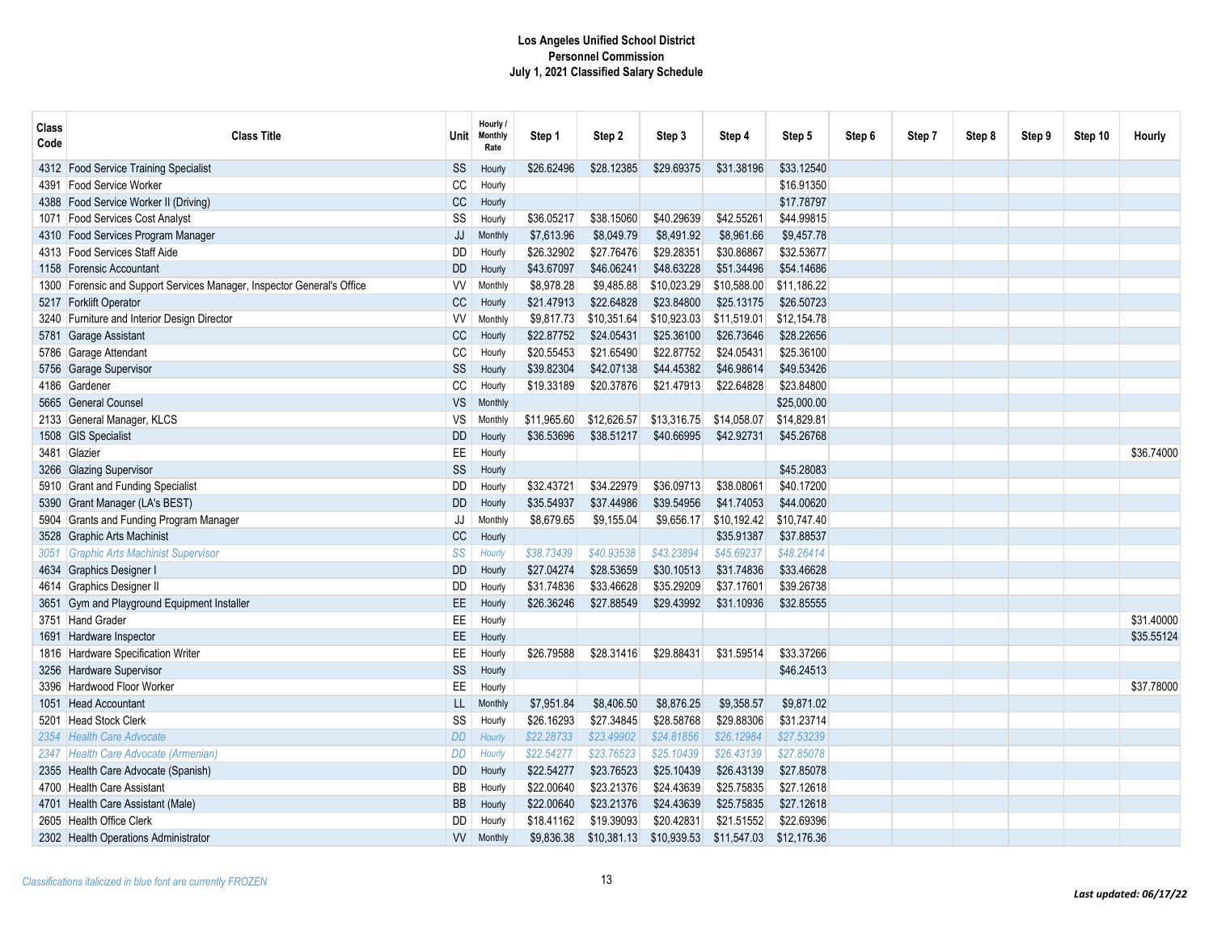# Los Angeles Unified School District
## Personnel Commission
### July 1, 2021 Classified Salary Schedule

| Class Code | Class Title | Unit | Hourly / Monthly Rate | Step 1 | Step 2 | Step 3 | Step 4 | Step 5 | Step 6 | Step 7 | Step 8 | Step 9 | Step 10 | Hourly |
|---|---|---|---|---|---|---|---|---|---|---|---|---|---|---|
| 4312 | Food Service Training Specialist | SS | Hourly | $26.62496 | $28.12385 | $29.69375 | $31.38196 | $33.12540 | | | | | | |
| 4391 | Food Service Worker | CC | Hourly | | | | | $16.91350 | | | | | | |
| 4388 | Food Service Worker II (Driving) | CC | Hourly | | | | | $17.78797 | | | | | | |
| 1071 | Food Services Cost Analyst | SS | Hourly | $36.05217 | $38.15060 | $40.29639 | $42.55261 | $44.99815 | | | | | | |
| 4310 | Food Services Program Manager | JJ | Monthly | $7,613.96 | $8,049.79 | $8,491.92 | $8,961.66 | $9,457.78 | | | | | | |
| 4313 | Food Services Staff Aide | DD | Hourly | $26.32902 | $27.76476 | $29.28351 | $30.86867 | $32.53677 | | | | | | |
| 1158 | Forensic Accountant | DD | Hourly | $43.67097 | $46.06241 | $48.63228 | $51.34496 | $54.14686 | | | | | | |
| 1300 | Forensic and Support Services Manager, Inspector General's Office | VV | Monthly | $8,978.28 | $9,485.88 | $10,023.29 | $10,588.00 | $11,186.22 | | | | | | |
| 5217 | Forklift Operator | CC | Hourly | $21.47913 | $22.64828 | $23.84800 | $25.13175 | $26.50723 | | | | | | |
| 3240 | Furniture and Interior Design Director | VV | Monthly | $9,817.73 | $10,351.64 | $10,923.03 | $11,519.01 | $12,154.78 | | | | | | |
| 5781 | Garage Assistant | CC | Hourly | $22.87752 | $24.05431 | $25.36100 | $26.73646 | $28.22656 | | | | | | |
| 5786 | Garage Attendant | CC | Hourly | $20.55453 | $21.65490 | $22.87752 | $24.05431 | $25.36100 | | | | | | |
| 5756 | Garage Supervisor | SS | Hourly | $39.82304 | $42.07138 | $44.45382 | $46.98614 | $49.53426 | | | | | | |
| 4186 | Gardener | CC | Hourly | $19.33189 | $20.37876 | $21.47913 | $22.64828 | $23.84800 | | | | | | |
| 5665 | General Counsel | VS | Monthly | | | | | $25,000.00 | | | | | | |
| 2133 | General Manager, KLCS | VS | Monthly | $11,965.60 | $12,626.57 | $13,316.75 | $14,058.07 | $14,829.81 | | | | | | |
| 1508 | GIS Specialist | DD | Hourly | $36.53696 | $38.51217 | $40.66995 | $42.92731 | $45.26768 | | | | | | |
| 3481 | Glazier | EE | Hourly | | | | | | | | | | | $36.74000 |
| 3266 | Glazing Supervisor | SS | Hourly | | | | | $45.28083 | | | | | | |
| 5910 | Grant and Funding Specialist | DD | Hourly | $32.43721 | $34.22979 | $36.09713 | $38.08061 | $40.17200 | | | | | | |
| 5390 | Grant Manager (LA's BEST) | DD | Hourly | $35.54937 | $37.44986 | $39.54956 | $41.74053 | $44.00620 | | | | | | |
| 5904 | Grants and Funding Program Manager | JJ | Monthly | $8,679.65 | $9,155.04 | $9,656.17 | $10,192.42 | $10,747.40 | | | | | | |
| 3528 | Graphic Arts Machinist | CC | Hourly | | | | $35.91387 | $37.88537 | | | | | | |
| *3051* | *Graphic Arts Machinist Supervisor* | *SS* | *Hourly* | *$38.73439* | *$40.93538* | *$43.23894* | *$45.69237* | *$48.26414* | | | | | | |
| 4634 | Graphics Designer I | DD | Hourly | $27.04274 | $28.53659 | $30.10513 | $31.74836 | $33.46628 | | | | | | |
| 4614 | Graphics Designer II | DD | Hourly | $31.74836 | $33.46628 | $35.29209 | $37.17601 | $39.26738 | | | | | | |
| 3651 | Gym and Playground Equipment Installer | EE | Hourly | $26.36246 | $27.88549 | $29.43992 | $31.10936 | $32.85555 | | | | | | |
| 3751 | Hand Grader | EE | Hourly | | | | | | | | | | | $31.40000 |
| 1691 | Hardware Inspector | EE | Hourly | | | | | | | | | | | $35.55124 |
| 1816 | Hardware Specification Writer | EE | Hourly | $26.79588 | $28.31416 | $29.88431 | $31.59514 | $33.37266 | | | | | | |
| 3256 | Hardware Supervisor | SS | Hourly | | | | | $46.24513 | | | | | | |
| 3396 | Hardwood Floor Worker | EE | Hourly | | | | | | | | | | | $37.78000 |
| 1051 | Head Accountant | LL | Monthly | $7,951.84 | $8,406.50 | $8,876.25 | $9,358.57 | $9,871.02 | | | | | | |
| 5201 | Head Stock Clerk | SS | Hourly | $26.16293 | $27.34845 | $28.58768 | $29.88306 | $31.23714 | | | | | | |
| *2354* | *Health Care Advocate* | *DD* | *Hourly* | *$22.28733* | *$23.49902* | *$24.81856* | *$26.12984* | *$27.53239* | | | | | | |
| *2347* | *Health Care Advocate (Armenian)* | *DD* | *Hourly* | *$22.54277* | *$23.76523* | *$25.10439* | *$26.43139* | *$27.85078* | | | | | | |
| 2355 | Health Care Advocate (Spanish) | DD | Hourly | $22.54277 | $23.76523 | $25.10439 | $26.43139 | $27.85078 | | | | | | |
| 4700 | Health Care Assistant | BB | Hourly | $22.00640 | $23.21376 | $24.43639 | $25.75835 | $27.12618 | | | | | | |
| 4701 | Health Care Assistant (Male) | BB | Hourly | $22.00640 | $23.21376 | $24.43639 | $25.75835 | $27.12618 | | | | | | |
| 2605 | Health Office Clerk | DD | Hourly | $18.41162 | $19.39093 | $20.42831 | $21.51552 | $22.69396 | | | | | | |
| 2302 | Health Operations Administrator | VV | Monthly | $9,836.38 | $10,381.13 | $10,939.53 | $11,547.03 | $12,176.36 | | | | | | |

*Classifications italicized in blue font are currently FROZEN*

***Last updated: 06/17/22***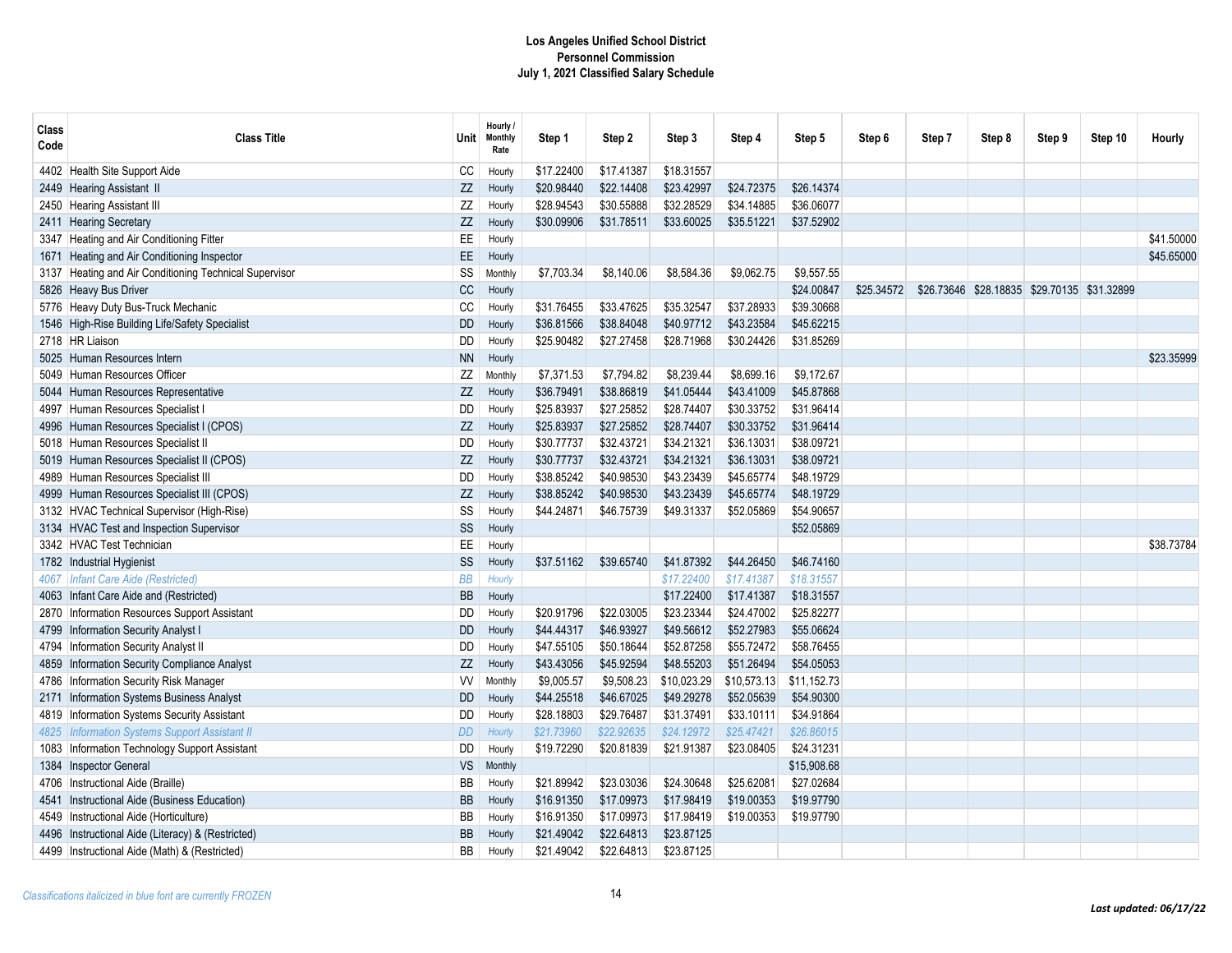**Los Angeles Unified School District**
**Personnel Commission**
**July 1, 2021 Classified Salary Schedule**

| Class Code | Class Title | Unit | Hourly / Monthly Rate | Step 1 | Step 2 | Step 3 | Step 4 | Step 5 | Step 6 | Step 7 | Step 8 | Step 9 | Step 10 | Hourly |
|---|---|---|---|---|---|---|---|---|---|---|---|---|---|---|
| 4402 | Health Site Support Aide | CC | Hourly | $17.22400 | $17.41387 | $18.31557 | | | | | | | | |
| 2449 | Hearing Assistant II | ZZ | Hourly | $20.98440 | $22.14408 | $23.42997 | $24.72375 | $26.14374 | | | | | | |
| 2450 | Hearing Assistant III | ZZ | Hourly | $28.94543 | $30.55888 | $32.28529 | $34.14885 | $36.06077 | | | | | | |
| 2411 | Hearing Secretary | ZZ | Hourly | $30.09906 | $31.78511 | $33.60025 | $35.51221 | $37.52902 | | | | | | |
| 3347 | Heating and Air Conditioning Fitter | EE | Hourly | | | | | | | | | | | $41.50000 |
| 1671 | Heating and Air Conditioning Inspector | EE | Hourly | | | | | | | | | | | $45.65000 |
| 3137 | Heating and Air Conditioning Technical Supervisor | SS | Monthly | $7,703.34 | $8,140.06 | $8,584.36 | $9,062.75 | $9,557.55 | | | | | | |
| 5826 | Heavy Bus Driver | CC | Hourly | | | | | $24.00847 | $25.34572 | $26.73646 | $28.18835 | $29.70135 | $31.32899 | |
| 5776 | Heavy Duty Bus-Truck Mechanic | CC | Hourly | $31.76455 | $33.47625 | $35.32547 | $37.28933 | $39.30668 | | | | | | |
| 1546 | High-Rise Building Life/Safety Specialist | DD | Hourly | $36.81566 | $38.84048 | $40.97712 | $43.23584 | $45.62215 | | | | | | |
| 2718 | HR Liaison | DD | Hourly | $25.90482 | $27.27458 | $28.71968 | $30.24426 | $31.85269 | | | | | | |
| 5025 | Human Resources Intern | NN | Hourly | | | | | | | | | | | $23.35999 |
| 5049 | Human Resources Officer | ZZ | Monthly | $7,371.53 | $7,794.82 | $8,239.44 | $8,699.16 | $9,172.67 | | | | | | |
| 5044 | Human Resources Representative | ZZ | Hourly | $36.79491 | $38.86819 | $41.05444 | $43.41009 | $45.87868 | | | | | | |
| 4997 | Human Resources Specialist I | DD | Hourly | $25.83937 | $27.25852 | $28.74407 | $30.33752 | $31.96414 | | | | | | |
| 4996 | Human Resources Specialist I (CPOS) | ZZ | Hourly | $25.83937 | $27.25852 | $28.74407 | $30.33752 | $31.96414 | | | | | | |
| 5018 | Human Resources Specialist II | DD | Hourly | $30.77737 | $32.43721 | $34.21321 | $36.13031 | $38.09721 | | | | | | |
| 5019 | Human Resources Specialist II (CPOS) | ZZ | Hourly | $30.77737 | $32.43721 | $34.21321 | $36.13031 | $38.09721 | | | | | | |
| 4989 | Human Resources Specialist III | DD | Hourly | $38.85242 | $40.98530 | $43.23439 | $45.65774 | $48.19729 | | | | | | |
| 4999 | Human Resources Specialist III (CPOS) | ZZ | Hourly | $38.85242 | $40.98530 | $43.23439 | $45.65774 | $48.19729 | | | | | | |
| 3132 | HVAC Technical Supervisor (High-Rise) | SS | Hourly | $44.24871 | $46.75739 | $49.31337 | $52.05869 | $54.90657 | | | | | | |
| 3134 | HVAC Test and Inspection Supervisor | SS | Hourly | | | | | $52.05869 | | | | | | |
| 3342 | HVAC Test Technician | EE | Hourly | | | | | | | | | | | $38.73784 |
| 1782 | Industrial Hygienist | SS | Hourly | $37.51162 | $39.65740 | $41.87392 | $44.26450 | $46.74160 | | | | | | |
| *4067* | *Infant Care Aide (Restricted)* | *BB* | *Hourly* | | | *$17.22400* | *$17.41387* | *$18.31557* | | | | | | |
| 4063 | Infant Care Aide and (Restricted) | BB | Hourly | | | $17.22400 | $17.41387 | $18.31557 | | | | | | |
| 2870 | Information Resources Support Assistant | DD | Hourly | $20.91796 | $22.03005 | $23.23344 | $24.47002 | $25.82277 | | | | | | |
| 4799 | Information Security Analyst I | DD | Hourly | $44.44317 | $46.93927 | $49.56612 | $52.27983 | $55.06624 | | | | | | |
| 4794 | Information Security Analyst II | DD | Hourly | $47.55105 | $50.18644 | $52.87258 | $55.72472 | $58.76455 | | | | | | |
| 4859 | Information Security Compliance Analyst | ZZ | Hourly | $43.43056 | $45.92594 | $48.55203 | $51.26494 | $54.05053 | | | | | | |
| 4786 | Information Security Risk Manager | VV | Monthly | $9,005.57 | $9,508.23 | $10,023.29 | $10,573.13 | $11,152.73 | | | | | | |
| 2171 | Information Systems Business Analyst | DD | Hourly | $44.25518 | $46.67025 | $49.29278 | $52.05639 | $54.90300 | | | | | | |
| 4819 | Information Systems Security Assistant | DD | Hourly | $28.18803 | $29.76487 | $31.37491 | $33.10111 | $34.91864 | | | | | | |
| *4825* | *Information Systems Support Assistant II* | *DD* | *Hourly* | *$21.73960* | *$22.92635* | *$24.12972* | *$25.47421* | *$26.86015* | | | | | | |
| 1083 | Information Technology Support Assistant | DD | Hourly | $19.72290 | $20.81839 | $21.91387 | $23.08405 | $24.31231 | | | | | | |
| 1384 | Inspector General | VS | Monthly | | | | | $15,908.68 | | | | | | |
| 4706 | Instructional Aide (Braille) | BB | Hourly | $21.89942 | $23.03036 | $24.30648 | $25.62081 | $27.02684 | | | | | | |
| 4541 | Instructional Aide (Business Education) | BB | Hourly | $16.91350 | $17.09973 | $17.98419 | $19.00353 | $19.97790 | | | | | | |
| 4549 | Instructional Aide (Horticulture) | BB | Hourly | $16.91350 | $17.09973 | $17.98419 | $19.00353 | $19.97790 | | | | | | |
| 4496 | Instructional Aide (Literacy) & (Restricted) | BB | Hourly | $21.49042 | $22.64813 | $23.87125 | | | | | | | | |
| 4499 | Instructional Aide (Math) & (Restricted) | BB | Hourly | $21.49042 | $22.64813 | $23.87125 | | | | | | | | |

*Classifications italicized in blue font are currently FROZEN*

***Last updated: 06/17/22***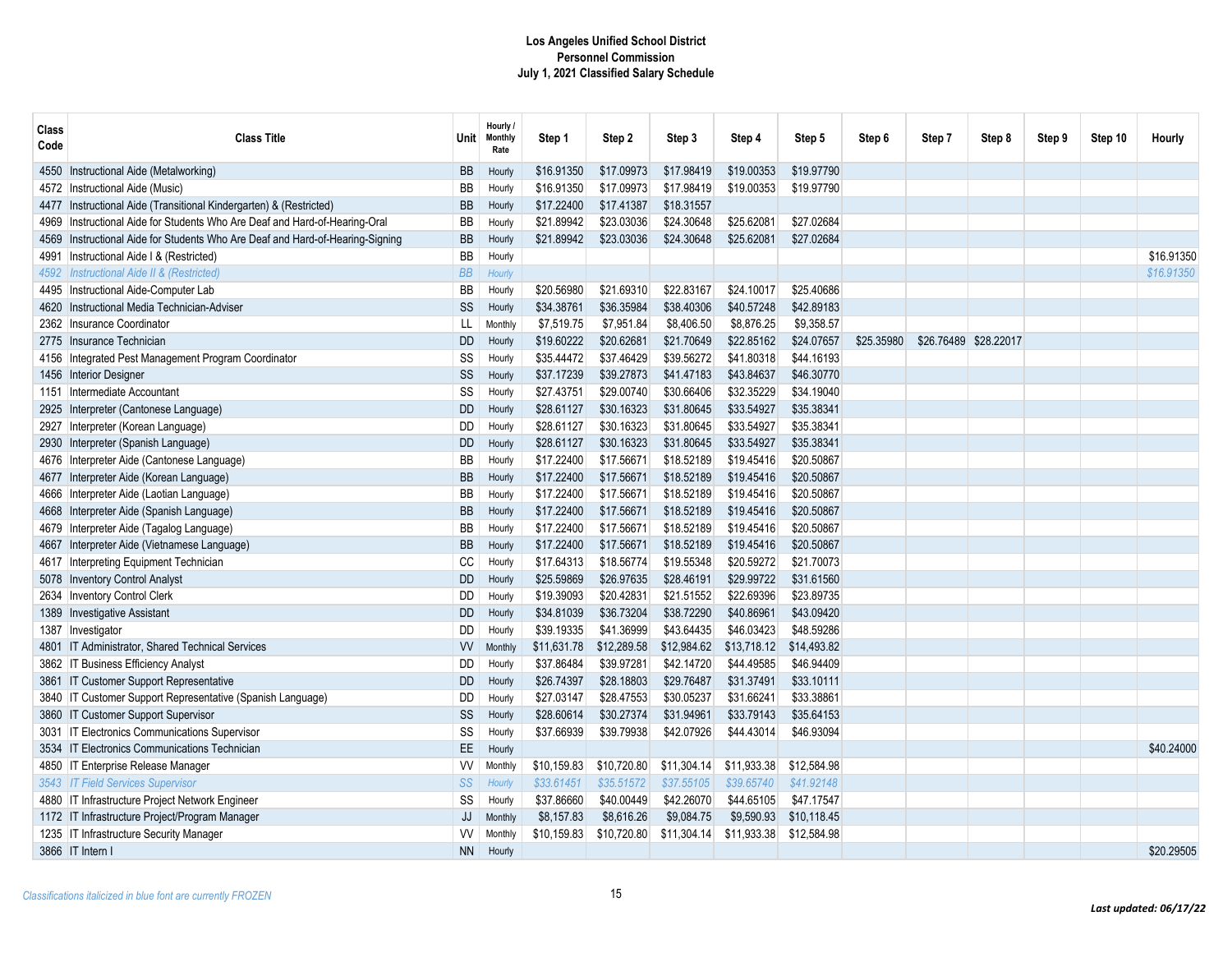**Los Angeles Unified School District**
**Personnel Commission**
**July 1, 2021 Classified Salary Schedule**

| Class Code | Class Title | Unit | Hourly / Monthly Rate | Step 1 | Step 2 | Step 3 | Step 4 | Step 5 | Step 6 | Step 7 | Step 8 | Step 9 | Step 10 | Hourly |
|---|---|---|---|---|---|---|---|---|---|---|---|---|---|---|
| 4550 | Instructional Aide (Metalworking) | BB | Hourly | $16.91350 | $17.09973 | $17.98419 | $19.00353 | $19.97790 | | | | | | |
| 4572 | Instructional Aide (Music) | BB | Hourly | $16.91350 | $17.09973 | $17.98419 | $19.00353 | $19.97790 | | | | | | |
| 4477 | Instructional Aide (Transitional Kindergarten) & (Restricted) | BB | Hourly | $17.22400 | $17.41387 | $18.31557 | | | | | | | | |
| 4969 | Instructional Aide for Students Who Are Deaf and Hard-of-Hearing-Oral | BB | Hourly | $21.89942 | $23.03036 | $24.30648 | $25.62081 | $27.02684 | | | | | | |
| 4569 | Instructional Aide for Students Who Are Deaf and Hard-of-Hearing-Signing | BB | Hourly | $21.89942 | $23.03036 | $24.30648 | $25.62081 | $27.02684 | | | | | | |
| 4991 | Instructional Aide I & (Restricted) | BB | Hourly | | | | | | | | | | | $16.91350 |
| *4592* | *Instructional Aide II & (Restricted)* | *BB* | *Hourly* | | | | | | | | | | | *$16.91350* |
| 4495 | Instructional Aide-Computer Lab | BB | Hourly | $20.56980 | $21.69310 | $22.83167 | $24.10017 | $25.40686 | | | | | | |
| 4620 | Instructional Media Technician-Adviser | SS | Hourly | $34.38761 | $36.35984 | $38.40306 | $40.57248 | $42.89183 | | | | | | |
| 2362 | Insurance Coordinator | LL | Monthly | $7,519.75 | $7,951.84 | $8,406.50 | $8,876.25 | $9,358.57 | | | | | | |
| 2775 | Insurance Technician | DD | Hourly | $19.60222 | $20.62681 | $21.70649 | $22.85162 | $24.07657 | $25.35980 | $26.76489 | $28.22017 | | | |
| 4156 | Integrated Pest Management Program Coordinator | SS | Hourly | $35.44472 | $37.46429 | $39.56272 | $41.80318 | $44.16193 | | | | | | |
| 1456 | Interior Designer | SS | Hourly | $37.17239 | $39.27873 | $41.47183 | $43.84637 | $46.30770 | | | | | | |
| 1151 | Intermediate Accountant | SS | Hourly | $27.43751 | $29.00740 | $30.66406 | $32.35229 | $34.19040 | | | | | | |
| 2925 | Interpreter (Cantonese Language) | DD | Hourly | $28.61127 | $30.16323 | $31.80645 | $33.54927 | $35.38341 | | | | | | |
| 2927 | Interpreter (Korean Language) | DD | Hourly | $28.61127 | $30.16323 | $31.80645 | $33.54927 | $35.38341 | | | | | | |
| 2930 | Interpreter (Spanish Language) | DD | Hourly | $28.61127 | $30.16323 | $31.80645 | $33.54927 | $35.38341 | | | | | | |
| 4676 | Interpreter Aide (Cantonese Language) | BB | Hourly | $17.22400 | $17.56671 | $18.52189 | $19.45416 | $20.50867 | | | | | | |
| 4677 | Interpreter Aide (Korean Language) | BB | Hourly | $17.22400 | $17.56671 | $18.52189 | $19.45416 | $20.50867 | | | | | | |
| 4666 | Interpreter Aide (Laotian Language) | BB | Hourly | $17.22400 | $17.56671 | $18.52189 | $19.45416 | $20.50867 | | | | | | |
| 4668 | Interpreter Aide (Spanish Language) | BB | Hourly | $17.22400 | $17.56671 | $18.52189 | $19.45416 | $20.50867 | | | | | | |
| 4679 | Interpreter Aide (Tagalog Language) | BB | Hourly | $17.22400 | $17.56671 | $18.52189 | $19.45416 | $20.50867 | | | | | | |
| 4667 | Interpreter Aide (Vietnamese Language) | BB | Hourly | $17.22400 | $17.56671 | $18.52189 | $19.45416 | $20.50867 | | | | | | |
| 4617 | Interpreting Equipment Technician | CC | Hourly | $17.64313 | $18.56774 | $19.55348 | $20.59272 | $21.70073 | | | | | | |
| 5078 | Inventory Control Analyst | DD | Hourly | $25.59869 | $26.97635 | $28.46191 | $29.99722 | $31.61560 | | | | | | |
| 2634 | Inventory Control Clerk | DD | Hourly | $19.39093 | $20.42831 | $21.51552 | $22.69396 | $23.89735 | | | | | | |
| 1389 | Investigative Assistant | DD | Hourly | $34.81039 | $36.73204 | $38.72290 | $40.86961 | $43.09420 | | | | | | |
| 1387 | Investigator | DD | Hourly | $39.19335 | $41.36999 | $43.64435 | $46.03423 | $48.59286 | | | | | | |
| 4801 | IT Administrator, Shared Technical Services | VV | Monthly | $11,631.78 | $12,289.58 | $12,984.62 | $13,718.12 | $14,493.82 | | | | | | |
| 3862 | IT Business Efficiency Analyst | DD | Hourly | $37.86484 | $39.97281 | $42.14720 | $44.49585 | $46.94409 | | | | | | |
| 3861 | IT Customer Support Representative | DD | Hourly | $26.74397 | $28.18803 | $29.76487 | $31.37491 | $33.10111 | | | | | | |
| 3840 | IT Customer Support Representative (Spanish Language) | DD | Hourly | $27.03147 | $28.47553 | $30.05237 | $31.66241 | $33.38861 | | | | | | |
| 3860 | IT Customer Support Supervisor | SS | Hourly | $28.60614 | $30.27374 | $31.94961 | $33.79143 | $35.64153 | | | | | | |
| 3031 | IT Electronics Communications Supervisor | SS | Hourly | $37.66939 | $39.79938 | $42.07926 | $44.43014 | $46.93094 | | | | | | |
| 3534 | IT Electronics Communications Technician | EE | Hourly | | | | | | | | | | | $40.24000 |
| 4850 | IT Enterprise Release Manager | VV | Monthly | $10,159.83 | $10,720.80 | $11,304.14 | $11,933.38 | $12,584.98 | | | | | | |
| *3543* | *IT Field Services Supervisor* | *SS* | *Hourly* | *$33.61451* | *$35.51572* | *$37.55105* | *$39.65740* | *$41.92148* | | | | | | |
| 4880 | IT Infrastructure Project Network Engineer | SS | Hourly | $37.86660 | $40.00449 | $42.26070 | $44.65105 | $47.17547 | | | | | | |
| 1172 | IT Infrastructure Project/Program Manager | JJ | Monthly | $8,157.83 | $8,616.26 | $9,084.75 | $9,590.93 | $10,118.45 | | | | | | |
| 1235 | IT Infrastructure Security Manager | VV | Monthly | $10,159.83 | $10,720.80 | $11,304.14 | $11,933.38 | $12,584.98 | | | | | | |
| 3866 | IT Intern I | NN | Hourly | | | | | | | | | | | $20.29505 |

*Classifications italicized in blue font are currently FROZEN*

***Last updated: 06/17/22***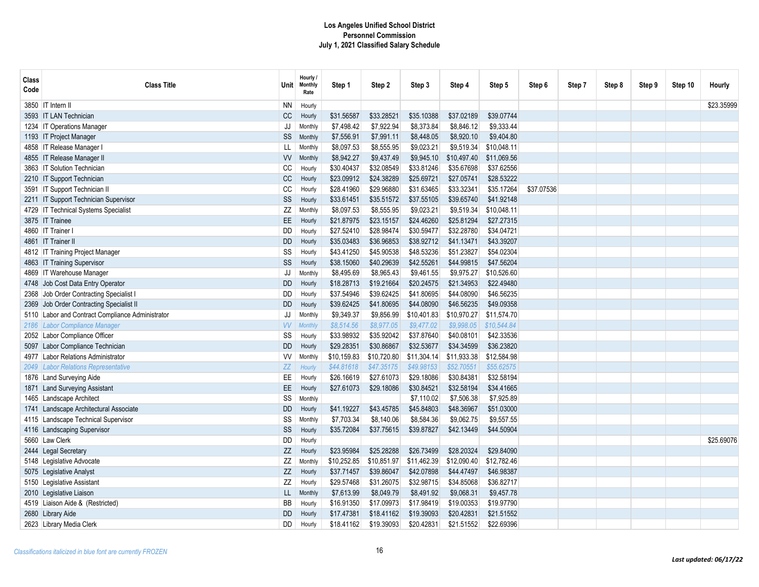**Los Angeles Unified School District**
**Personnel Commission**
**July 1, 2021 Classified Salary Schedule**

| Class Code | Class Title | Unit | Hourly / Monthly Rate | Step 1 | Step 2 | Step 3 | Step 4 | Step 5 | Step 6 | Step 7 | Step 8 | Step 9 | Step 10 | Hourly |
|---|---|---|---|---|---|---|---|---|---|---|---|---|---|---|
| 3850 | IT Intern II | NN | Hourly | | | | | | | | | | | $23.35999 |
| 3593 | IT LAN Technician | CC | Hourly | $31.56587 | $33.28521 | $35.10388 | $37.02189 | $39.07744 | | | | | | |
| 1234 | IT Operations Manager | JJ | Monthly | $7,498.42 | $7,922.94 | $8,373.84 | $8,846.12 | $9,333.44 | | | | | | |
| 1193 | IT Project Manager | SS | Monthly | $7,556.91 | $7,991.11 | $8,448.05 | $8,920.10 | $9,404.80 | | | | | | |
| 4858 | IT Release Manager I | LL | Monthly | $8,097.53 | $8,555.95 | $9,023.21 | $9,519.34 | $10,048.11 | | | | | | |
| 4855 | IT Release Manager II | VV | Monthly | $8,942.27 | $9,437.49 | $9,945.10 | $10,497.40 | $11,069.56 | | | | | | |
| 3863 | IT Solution Technician | CC | Hourly | $30.40437 | $32.08549 | $33.81246 | $35.67698 | $37.62556 | | | | | | |
| 2210 | IT Support Technician | CC | Hourly | $23.09912 | $24.38289 | $25.69721 | $27.05741 | $28.53222 | | | | | | |
| 3591 | IT Support Technician II | CC | Hourly | $28.41960 | $29.96880 | $31.63465 | $33.32341 | $35.17264 | $37.07536 | | | | | |
| 2211 | IT Support Technician Supervisor | SS | Hourly | $33.61451 | $35.51572 | $37.55105 | $39.65740 | $41.92148 | | | | | | |
| 4729 | IT Technical Systems Specialist | ZZ | Monthly | $8,097.53 | $8,555.95 | $9,023.21 | $9,519.34 | $10,048.11 | | | | | | |
| 3875 | IT Trainee | EE | Hourly | $21.87975 | $23.15157 | $24.46260 | $25.81294 | $27.27315 | | | | | | |
| 4860 | IT Trainer I | DD | Hourly | $27.52410 | $28.98474 | $30.59477 | $32.28780 | $34.04721 | | | | | | |
| 4861 | IT Trainer II | DD | Hourly | $35.03483 | $36.96853 | $38.92712 | $41.13471 | $43.39207 | | | | | | |
| 4812 | IT Training Project Manager | SS | Hourly | $43.41250 | $45.90538 | $48.53236 | $51.23827 | $54.02304 | | | | | | |
| 4863 | IT Training Supervisor | SS | Hourly | $38.15060 | $40.29639 | $42.55261 | $44.99815 | $47.56204 | | | | | | |
| 4869 | IT Warehouse Manager | JJ | Monthly | $8,495.69 | $8,965.43 | $9,461.55 | $9,975.27 | $10,526.60 | | | | | | |
| 4748 | Job Cost Data Entry Operator | DD | Hourly | $18.28713 | $19.21664 | $20.24575 | $21.34953 | $22.49480 | | | | | | |
| 2368 | Job Order Contracting Specialist I | DD | Hourly | $37.54946 | $39.62425 | $41.80695 | $44.08090 | $46.56235 | | | | | | |
| 2369 | Job Order Contracting Specialist II | DD | Hourly | $39.62425 | $41.80695 | $44.08090 | $46.56235 | $49.09358 | | | | | | |
| 5110 | Labor and Contract Compliance Administrator | JJ | Monthly | $9,349.37 | $9,856.99 | $10,401.83 | $10,970.27 | $11,574.70 | | | | | | |
| *2186* | *Labor Compliance Manager* | *VV* | *Monthly* | *$8,514.56* | *$8,977.05* | *$9,477.02* | *$9,998.05* | *$10,544.84* | | | | | | |
| 2052 | Labor Compliance Officer | SS | Hourly | $33.98932 | $35.92042 | $37.87640 | $40.08101 | $42.33536 | | | | | | |
| 5097 | Labor Compliance Technician | DD | Hourly | $29.28351 | $30.86867 | $32.53677 | $34.34599 | $36.23820 | | | | | | |
| 4977 | Labor Relations Administrator | VV | Monthly | $10,159.83 | $10,720.80 | $11,304.14 | $11,933.38 | $12,584.98 | | | | | | |
| *2049* | *Labor Relations Representative* | *ZZ* | *Hourly* | *$44.81618* | *$47.35175* | *$49.98153* | *$52.70551* | *$55.62575* | | | | | | |
| 1876 | Land Surveying Aide | EE | Hourly | $26.16619 | $27.61073 | $29.18086 | $30.84381 | $32.58194 | | | | | | |
| 1871 | Land Surveying Assistant | EE | Hourly | $27.61073 | $29.18086 | $30.84521 | $32.58194 | $34.41665 | | | | | | |
| 1465 | Landscape Architect | SS | Monthly | | | $7,110.02 | $7,506.38 | $7,925.89 | | | | | | |
| 1741 | Landscape Architectural Associate | DD | Hourly | $41.19227 | $43.45785 | $45.84803 | $48.36967 | $51.03000 | | | | | | |
| 4115 | Landscape Technical Supervisor | SS | Monthly | $7,703.34 | $8,140.06 | $8,584.36 | $9,062.75 | $9,557.55 | | | | | | |
| 4116 | Landscaping Supervisor | SS | Hourly | $35.72084 | $37.75615 | $39.87827 | $42.13449 | $44.50904 | | | | | | |
| 5660 | Law Clerk | DD | Hourly | | | | | | | | | | | $25.69076 |
| 2444 | Legal Secretary | ZZ | Hourly | $23.95984 | $25.28288 | $26.73499 | $28.20324 | $29.84090 | | | | | | |
| 5148 | Legislative Advocate | ZZ | Monthly | $10,252.85 | $10,851.97 | $11,462.39 | $12,090.40 | $12,782.46 | | | | | | |
| 5075 | Legislative Analyst | ZZ | Hourly | $37.71457 | $39.86047 | $42.07898 | $44.47497 | $46.98387 | | | | | | |
| 5150 | Legislative Assistant | ZZ | Hourly | $29.57468 | $31.26075 | $32.98715 | $34.85068 | $36.82717 | | | | | | |
| 2010 | Legislative Liaison | LL | Monthly | $7,613.99 | $8,049.79 | $8,491.92 | $9,068.31 | $9,457.78 | | | | | | |
| 4519 | Liaison Aide & (Restricted) | BB | Hourly | $16.91350 | $17.09973 | $17.98419 | $19.00353 | $19.97790 | | | | | | |
| 2680 | Library Aide | DD | Hourly | $17.47381 | $18.41162 | $19.39093 | $20.42831 | $21.51552 | | | | | | |
| 2623 | Library Media Clerk | DD | Hourly | $18.41162 | $19.39093 | $20.42831 | $21.51552 | $22.69396 | | | | | | |

*Classifications italicized in blue font are currently FROZEN*

***Last updated: 06/17/22***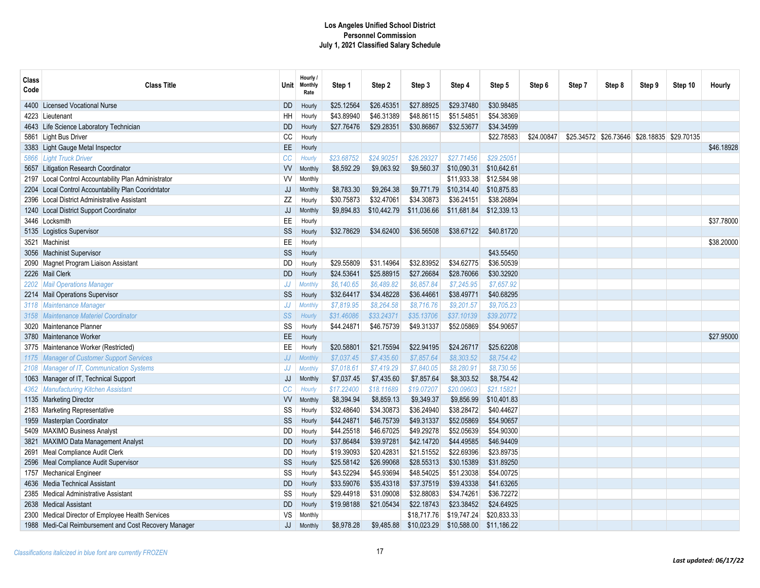# Los Angeles Unified School District
## Personnel Commission
### July 1, 2021 Classified Salary Schedule

| Class Code | Class Title | Unit | Hourly / Monthly Rate | Step 1 | Step 2 | Step 3 | Step 4 | Step 5 | Step 6 | Step 7 | Step 8 | Step 9 | Step 10 | Hourly |
|---|---|---|---|---|---|---|---|---|---|---|---|---|---|---|
| 4400 | Licensed Vocational Nurse | DD | Hourly | $25.12564 | $26.45351 | $27.88925 | $29.37480 | $30.98485 | | | | | | |
| 4223 | Lieutenant | HH | Hourly | $43.89940 | $46.31389 | $48.86115 | $51.54851 | $54.38369 | | | | | | |
| 4643 | Life Science Laboratory Technician | DD | Hourly | $27.76476 | $29.28351 | $30.86867 | $32.53677 | $34.34599 | | | | | | |
| 5861 | Light Bus Driver | CC | Hourly | | | | | $22.78583 | $24.00847 | $25.34572 | $26.73646 | $28.18835 | $29.70135 | |
| 3383 | Light Gauge Metal Inspector | EE | Hourly | | | | | | | | | | | $46.18928 |
| *5866* | *Light Truck Driver* | *CC* | *Hourly* | *$23.68752* | *$24.90251* | *$26.29327* | *$27.71456* | *$29.25051* | | | | | | |
| 5657 | Litigation Research Coordinator | VV | Monthly | $8,592.29 | $9,063.92 | $9,560.37 | $10,090.31 | $10,642.61 | | | | | | |
| 2197 | Local Control Accountability Plan Administrator | VV | Monthly | | | | $11,933.38 | $12,584.98 | | | | | | |
| 2204 | Local Control Accountability Plan Cooridntator | JJ | Monthly | $8,783.30 | $9,264.38 | $9,771.79 | $10,314.40 | $10,875.83 | | | | | | |
| 2396 | Local District Administrative Assistant | ZZ | Hourly | $30.75873 | $32.47061 | $34.30873 | $36.24151 | $38.26894 | | | | | | |
| 1240 | Local District Support Coordinator | JJ | Monthly | $9,894.83 | $10,442.79 | $11,036.66 | $11,681.84 | $12,339.13 | | | | | | |
| 3446 | Locksmith | EE | Hourly | | | | | | | | | | | $37.78000 |
| 5135 | Logistics Supervisor | SS | Hourly | $32.78629 | $34.62400 | $36.56508 | $38.67122 | $40.81720 | | | | | | |
| 3521 | Machinist | EE | Hourly | | | | | | | | | | | $38.20000 |
| 3056 | Machinist Supervisor | SS | Hourly | | | | | $43.55450 | | | | | | |
| 2090 | Magnet Program Liaison Assistant | DD | Hourly | $29.55809 | $31.14964 | $32.83952 | $34.62775 | $36.50539 | | | | | | |
| 2226 | Mail Clerk | DD | Hourly | $24.53641 | $25.88915 | $27.26684 | $28.76066 | $30.32920 | | | | | | |
| *2202* | *Mail Operations Manager* | *JJ* | *Monthly* | *$6,140.65* | *$6,489.82* | *$6,857.84* | *$7,245.95* | *$7,657.92* | | | | | | |
| 2214 | Mail Operations Supervisor | SS | Hourly | $32.64417 | $34.48228 | $36.44661 | $38.49771 | $40.68295 | | | | | | |
| *3118* | *Maintenance Manager* | *JJ* | *Monthly* | *$7,819.95* | *$8,264.58* | *$8,716.76* | *$9,201.57* | *$9,705.23* | | | | | | |
| *3158* | *Maintenance Materiel Coordinator* | *SS* | *Hourly* | *$31.46086* | *$33.24371* | *$35.13706* | *$37.10139* | *$39.20772* | | | | | | |
| 3020 | Maintenance Planner | SS | Hourly | $44.24871 | $46.75739 | $49.31337 | $52.05869 | $54.90657 | | | | | | |
| 3780 | Maintenance Worker | EE | Hourly | | | | | | | | | | | $27.95000 |
| 3775 | Maintenance Worker (Restricted) | EE | Hourly | $20.58801 | $21.75594 | $22.94195 | $24.26717 | $25.62208 | | | | | | |
| *1175* | *Manager of Customer Support Services* | *JJ* | *Monthly* | *$7,037.45* | *$7,435.60* | *$7,857.64* | *$8,303.52* | *$8,754.42* | | | | | | |
| *2108* | *Manager of IT, Communication Systems* | *JJ* | *Monthly* | *$7,018.61* | *$7,419.29* | *$7,840.05* | *$8,280.91* | *$8,730.56* | | | | | | |
| 1063 | Manager of IT, Technical Support | JJ | Monthly | $7,037.45 | $7,435.60 | $7,857.64 | $8,303.52 | $8,754.42 | | | | | | |
| *4362* | *Manufacturing Kitchen Assistant* | *CC* | *Hourly* | *$17.22400* | *$18.11689* | *$19.07207* | *$20.09603* | *$21.15821* | | | | | | |
| 1135 | Marketing Director | VV | Monthly | $8,394.94 | $8,859.13 | $9,349.37 | $9,856.99 | $10,401.83 | | | | | | |
| 2183 | Marketing Representative | SS | Hourly | $32.48640 | $34.30873 | $36.24940 | $38.28472 | $40.44627 | | | | | | |
| 1959 | Masterplan Coordinator | SS | Hourly | $44.24871 | $46.75739 | $49.31337 | $52.05869 | $54.90657 | | | | | | |
| 5409 | MAXIMO Business Analyst | DD | Hourly | $44.25518 | $46.67025 | $49.29278 | $52.05639 | $54.90300 | | | | | | |
| 3821 | MAXIMO Data Management Analyst | DD | Hourly | $37.86484 | $39.97281 | $42.14720 | $44.49585 | $46.94409 | | | | | | |
| 2691 | Meal Compliance Audit Clerk | DD | Hourly | $19.39093 | $20.42831 | $21.51552 | $22.69396 | $23.89735 | | | | | | |
| 2596 | Meal Compliance Audit Supervisor | SS | Hourly | $25.58142 | $26.99068 | $28.55313 | $30.15389 | $31.89250 | | | | | | |
| 1757 | Mechanical Engineer | SS | Hourly | $43.52294 | $45.93694 | $48.54025 | $51.23038 | $54.00725 | | | | | | |
| 4636 | Media Technical Assistant | DD | Hourly | $33.59076 | $35.43318 | $37.37519 | $39.43338 | $41.63265 | | | | | | |
| 2385 | Medical Administrative Assistant | SS | Hourly | $29.44918 | $31.09008 | $32.88083 | $34.74261 | $36.72272 | | | | | | |
| 2638 | Medical Assistant | DD | Hourly | $19.98188 | $21.05434 | $22.18743 | $23.38452 | $24.64925 | | | | | | |
| 2300 | Medical Director of Employee Health Services | VS | Monthly | | | $18,717.76 | $19,747.24 | $20,833.33 | | | | | | |
| 1988 | Medi-Cal Reimbursement and Cost Recovery Manager | JJ | Monthly | $8,978.28 | $9,485.88 | $10,023.29 | $10,588.00 | $11,186.22 | | | | | | |

*Classifications italicized in blue font are currently FROZEN*

***Last updated: 06/17/22***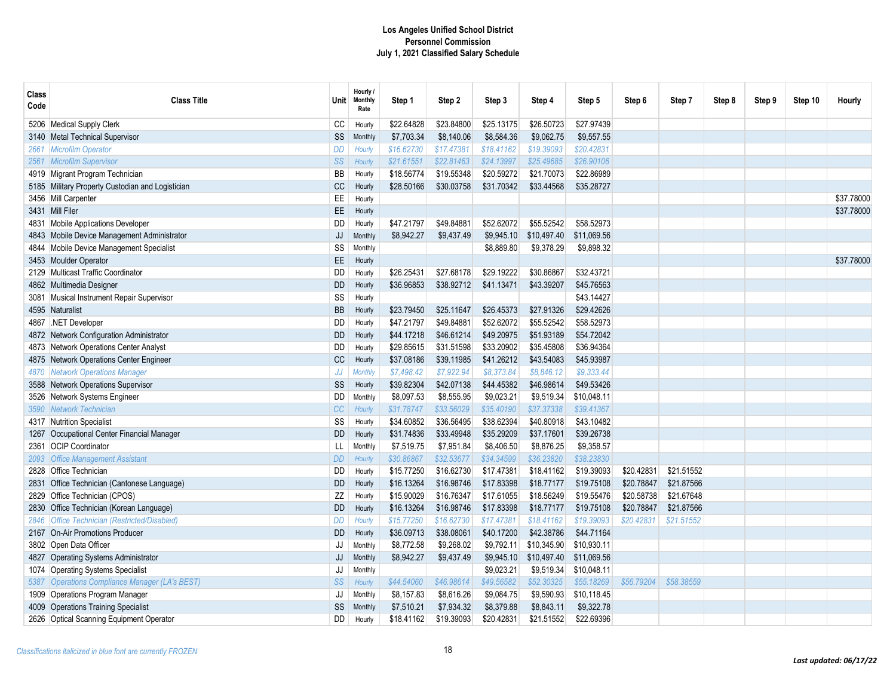# Los Angeles Unified School District
## Personnel Commission
## July 1, 2021 Classified Salary Schedule

| Class Code | Class Title | Unit | Hourly / Monthly Rate | Step 1 | Step 2 | Step 3 | Step 4 | Step 5 | Step 6 | Step 7 | Step 8 | Step 9 | Step 10 | Hourly |
|---|---|---|---|---|---|---|---|---|---|---|---|---|---|---|
| 5206 | Medical Supply Clerk | CC | Hourly | $22.64828 | $23.84800 | $25.13175 | $26.50723 | $27.97439 | | | | | | |
| 3140 | Metal Technical Supervisor | SS | Monthly | $7,703.34 | $8,140.06 | $8,584.36 | $9,062.75 | $9,557.55 | | | | | | |
| *2661* | *Microfilm Operator* | *DD* | *Hourly* | *$16.62730* | *$17.47381* | *$18.41162* | *$19.39093* | *$20.42831* | | | | | | |
| *2561* | *Microfilm Supervisor* | *SS* | *Hourly* | *$21.61551* | *$22.81463* | *$24.13997* | *$25.49685* | *$26.90106* | | | | | | |
| 4919 | Migrant Program Technician | BB | Hourly | $18.56774 | $19.55348 | $20.59272 | $21.70073 | $22.86989 | | | | | | |
| 5185 | Military Property Custodian and Logistician | CC | Hourly | $28.50166 | $30.03758 | $31.70342 | $33.44568 | $35.28727 | | | | | | |
| 3456 | Mill Carpenter | EE | Hourly | | | | | | | | | | | $37.78000 |
| 3431 | Mill Filer | EE | Hourly | | | | | | | | | | | $37.78000 |
| 4831 | Mobile Applications Developer | DD | Hourly | $47.21797 | $49.84881 | $52.62072 | $55.52542 | $58.52973 | | | | | | |
| 4843 | Mobile Device Management Administrator | JJ | Monthly | $8,942.27 | $9,437.49 | $9,945.10 | $10,497.40 | $11,069.56 | | | | | | |
| 4844 | Mobile Device Management Specialist | SS | Monthly | | | $8,889.80 | $9,378.29 | $9,898.32 | | | | | | |
| 3453 | Moulder Operator | EE | Hourly | | | | | | | | | | | $37.78000 |
| 2129 | Multicast Traffic Coordinator | DD | Hourly | $26.25431 | $27.68178 | $29.19222 | $30.86867 | $32.43721 | | | | | | |
| 4862 | Multimedia Designer | DD | Hourly | $36.96853 | $38.92712 | $41.13471 | $43.39207 | $45.76563 | | | | | | |
| 3081 | Musical Instrument Repair Supervisor | SS | Hourly | | | | | $43.14427 | | | | | | |
| 4595 | Naturalist | BB | Hourly | $23.79450 | $25.11647 | $26.45373 | $27.91326 | $29.42626 | | | | | | |
| 4867 | .NET Developer | DD | Hourly | $47.21797 | $49.84881 | $52.62072 | $55.52542 | $58.52973 | | | | | | |
| 4872 | Network Configuration Administrator | DD | Hourly | $44.17218 | $46.61214 | $49.20975 | $51.93189 | $54.72042 | | | | | | |
| 4873 | Network Operations Center Analyst | DD | Hourly | $29.85615 | $31.51598 | $33.20902 | $35.45808 | $36.94364 | | | | | | |
| 4875 | Network Operations Center Engineer | CC | Hourly | $37.08186 | $39.11985 | $41.26212 | $43.54083 | $45.93987 | | | | | | |
| *4870* | *Network Operations Manager* | *JJ* | *Monthly* | *$7,498.42* | *$7,922.94* | *$8,373.84* | *$8,846.12* | *$9,333.44* | | | | | | |
| 3588 | Network Operations Supervisor | SS | Hourly | $39.82304 | $42.07138 | $44.45382 | $46.98614 | $49.53426 | | | | | | |
| 3526 | Network Systems Engineer | DD | Monthly | $8,097.53 | $8,555.95 | $9,023.21 | $9,519.34 | $10,048.11 | | | | | | |
| *3590* | *Network Technician* | *CC* | *Hourly* | *$31.78747* | *$33.56029* | *$35.40190* | *$37.37338* | *$39.41367* | | | | | | |
| 4317 | Nutrition Specialist | SS | Hourly | $34.60852 | $36.56495 | $38.62394 | $40.80918 | $43.10482 | | | | | | |
| 1267 | Occupational Center Financial Manager | DD | Hourly | $31.74836 | $33.49948 | $35.29209 | $37.17601 | $39.26738 | | | | | | |
| 2361 | OCIP Coordinator | LL | Monthly | $7,519.75 | $7,951.84 | $8,406.50 | $8,876.25 | $9,358.57 | | | | | | |
| *2093* | *Office Management Assistant* | *DD* | *Hourly* | *$30.86867* | *$32.53677* | *$34.34599* | *$36.23820* | *$38.23830* | | | | | | |
| 2828 | Office Technician | DD | Hourly | $15.77250 | $16.62730 | $17.47381 | $18.41162 | $19.39093 | $20.42831 | $21.51552 | | | | |
| 2831 | Office Technician (Cantonese Language) | DD | Hourly | $16.13264 | $16.98746 | $17.83398 | $18.77177 | $19.75108 | $20.78847 | $21.87566 | | | | |
| 2829 | Office Technician (CPOS) | ZZ | Hourly | $15.90029 | $16.76347 | $17.61055 | $18.56249 | $19.55476 | $20.58738 | $21.67648 | | | | |
| 2830 | Office Technician (Korean Language) | DD | Hourly | $16.13264 | $16.98746 | $17.83398 | $18.77177 | $19.75108 | $20.78847 | $21.87566 | | | | |
| *2846* | *Office Technician (Restricted/Disabled)* | *DD* | *Hourly* | *$15.77250* | *$16.62730* | *$17.47381* | *$18.41162* | *$19.39093* | *$20.42831* | *$21.51552* | | | | |
| 2167 | On-Air Promotions Producer | DD | Hourly | $36.09713 | $38.08061 | $40.17200 | $42.38786 | $44.71164 | | | | | | |
| 3802 | Open Data Officer | JJ | Monthly | $8,772.58 | $9,268.02 | $9,792.11 | $10,345.90 | $10,930.11 | | | | | | |
| 4827 | Operating Systems Administrator | JJ | Monthly | $8,942.27 | $9,437.49 | $9,945.10 | $10,497.40 | $11,069.56 | | | | | | |
| 1074 | Operating Systems Specialist | JJ | Monthly | | | $9,023.21 | $9,519.34 | $10,048.11 | | | | | | |
| *5387* | *Operations Compliance Manager (LA's BEST)* | *SS* | *Hourly* | *$44.54060* | *$46.98614* | *$49.56582* | *$52.30325* | *$55.18269* | *$56.79204* | *$58.38559* | | | | |
| 1909 | Operations Program Manager | JJ | Monthly | $8,157.83 | $8,616.26 | $9,084.75 | $9,590.93 | $10,118.45 | | | | | | |
| 4009 | Operations Training Specialist | SS | Monthly | $7,510.21 | $7,934.32 | $8,379.88 | $8,843.11 | $9,322.78 | | | | | | |
| 2626 | Optical Scanning Equipment Operator | DD | Hourly | $18.41162 | $19.39093 | $20.42831 | $21.51552 | $22.69396 | | | | | | |

*Classifications italicized in blue font are currently FROZEN*

***Last updated: 06/17/22***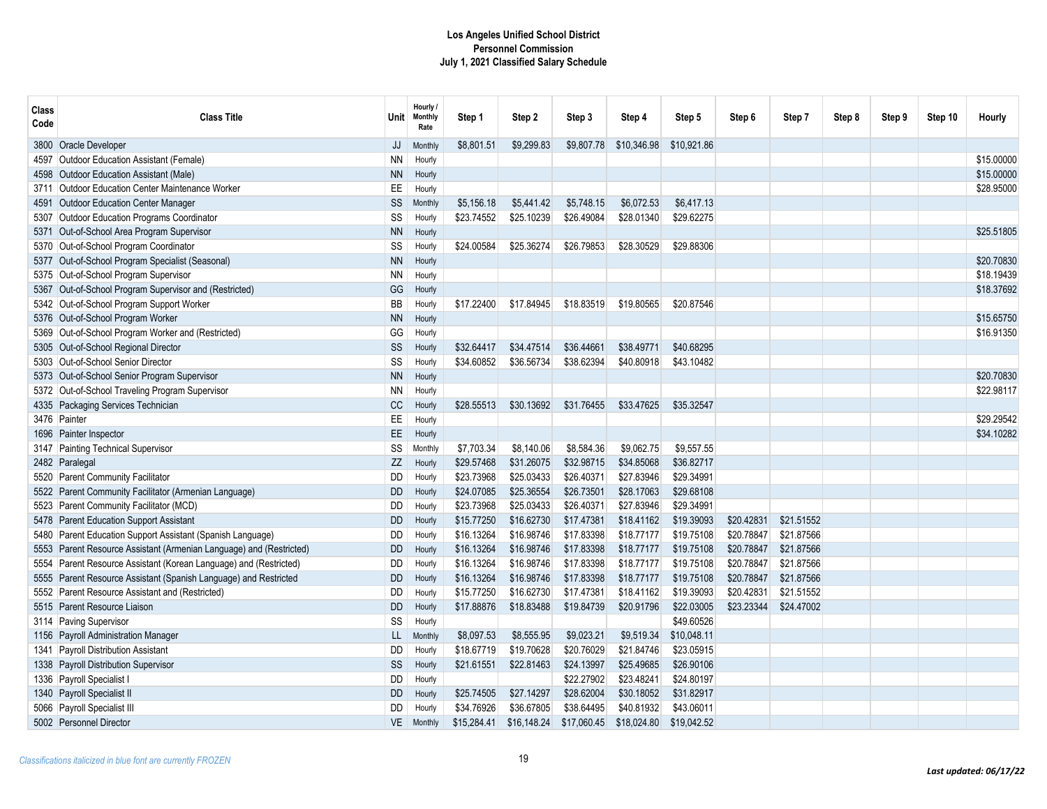**Los Angeles Unified School District**
**Personnel Commission**
**July 1, 2021 Classified Salary Schedule**

| Class Code | Class Title | Unit | Hourly / Monthly Rate | Step 1 | Step 2 | Step 3 | Step 4 | Step 5 | Step 6 | Step 7 | Step 8 | Step 9 | Step 10 | Hourly |
|---|---|---|---|---|---|---|---|---|---|---|---|---|---|---|
| 3800 | Oracle Developer | JJ | Monthly | $8,801.51 | $9,299.83 | $9,807.78 | $10,346.98 | $10,921.86 | | | | | | |
| 4597 | Outdoor Education Assistant (Female) | NN | Hourly | | | | | | | | | | | $15.00000 |
| 4598 | Outdoor Education Assistant (Male) | NN | Hourly | | | | | | | | | | | $15.00000 |
| 3711 | Outdoor Education Center Maintenance Worker | EE | Hourly | | | | | | | | | | | $28.95000 |
| 4591 | Outdoor Education Center Manager | SS | Monthly | $5,156.18 | $5,441.42 | $5,748.15 | $6,072.53 | $6,417.13 | | | | | | |
| 5307 | Outdoor Education Programs Coordinator | SS | Hourly | $23.74552 | $25.10239 | $26.49084 | $28.01340 | $29.62275 | | | | | | |
| 5371 | Out-of-School Area Program Supervisor | NN | Hourly | | | | | | | | | | | $25.51805 |
| 5370 | Out-of-School Program Coordinator | SS | Hourly | $24.00584 | $25.36274 | $26.79853 | $28.30529 | $29.88306 | | | | | | |
| 5377 | Out-of-School Program Specialist (Seasonal) | NN | Hourly | | | | | | | | | | | $20.70830 |
| 5375 | Out-of-School Program Supervisor | NN | Hourly | | | | | | | | | | | $18.19439 |
| 5367 | Out-of-School Program Supervisor and (Restricted) | GG | Hourly | | | | | | | | | | | $18.37692 |
| 5342 | Out-of-School Program Support Worker | BB | Hourly | $17.22400 | $17.84945 | $18.83519 | $19.80565 | $20.87546 | | | | | | |
| 5376 | Out-of-School Program Worker | NN | Hourly | | | | | | | | | | | $15.65750 |
| 5369 | Out-of-School Program Worker and (Restricted) | GG | Hourly | | | | | | | | | | | $16.91350 |
| 5305 | Out-of-School Regional Director | SS | Hourly | $32.64417 | $34.47514 | $36.44661 | $38.49771 | $40.68295 | | | | | | |
| 5303 | Out-of-School Senior Director | SS | Hourly | $34.60852 | $36.56734 | $38.62394 | $40.80918 | $43.10482 | | | | | | |
| 5373 | Out-of-School Senior Program Supervisor | NN | Hourly | | | | | | | | | | | $20.70830 |
| 5372 | Out-of-School Traveling Program Supervisor | NN | Hourly | | | | | | | | | | | $22.98117 |
| 4335 | Packaging Services Technician | CC | Hourly | $28.55513 | $30.13692 | $31.76455 | $33.47625 | $35.32547 | | | | | | |
| 3476 | Painter | EE | Hourly | | | | | | | | | | | $29.29542 |
| 1696 | Painter Inspector | EE | Hourly | | | | | | | | | | | $34.10282 |
| 3147 | Painting Technical Supervisor | SS | Monthly | $7,703.34 | $8,140.06 | $8,584.36 | $9,062.75 | $9,557.55 | | | | | | |
| 2482 | Paralegal | ZZ | Hourly | $29.57468 | $31.26075 | $32.98715 | $34.85068 | $36.82717 | | | | | | |
| 5520 | Parent Community Facilitator | DD | Hourly | $23.73968 | $25.03433 | $26.40371 | $27.83946 | $29.34991 | | | | | | |
| 5522 | Parent Community Facilitator (Armenian Language) | DD | Hourly | $24.07085 | $25.36554 | $26.73501 | $28.17063 | $29.68108 | | | | | | |
| 5523 | Parent Community Facilitator (MCD) | DD | Hourly | $23.73968 | $25.03433 | $26.40371 | $27.83946 | $29.34991 | | | | | | |
| 5478 | Parent Education Support Assistant | DD | Hourly | $15.77250 | $16.62730 | $17.47381 | $18.41162 | $19.39093 | $20.42831 | $21.51552 | | | | |
| 5480 | Parent Education Support Assistant (Spanish Language) | DD | Hourly | $16.13264 | $16.98746 | $17.83398 | $18.77177 | $19.75108 | $20.78847 | $21.87566 | | | | |
| 5553 | Parent Resource Assistant (Armenian Language) and (Restricted) | DD | Hourly | $16.13264 | $16.98746 | $17.83398 | $18.77177 | $19.75108 | $20.78847 | $21.87566 | | | | |
| 5554 | Parent Resource Assistant (Korean Language) and (Restricted) | DD | Hourly | $16.13264 | $16.98746 | $17.83398 | $18.77177 | $19.75108 | $20.78847 | $21.87566 | | | | |
| 5555 | Parent Resource Assistant (Spanish Language) and Restricted | DD | Hourly | $16.13264 | $16.98746 | $17.83398 | $18.77177 | $19.75108 | $20.78847 | $21.87566 | | | | |
| 5552 | Parent Resource Assistant and (Restricted) | DD | Hourly | $15.77250 | $16.62730 | $17.47381 | $18.41162 | $19.39093 | $20.42831 | $21.51552 | | | | |
| 5515 | Parent Resource Liaison | DD | Hourly | $17.88876 | $18.83488 | $19.84739 | $20.91796 | $22.03005 | $23.23344 | $24.47002 | | | | |
| 3114 | Paving Supervisor | SS | Hourly | | | | | $49.60526 | | | | | | |
| 1156 | Payroll Administration Manager | LL | Monthly | $8,097.53 | $8,555.95 | $9,023.21 | $9,519.34 | $10,048.11 | | | | | | |
| 1341 | Payroll Distribution Assistant | DD | Hourly | $18.67719 | $19.70628 | $20.76029 | $21.84746 | $23.05915 | | | | | | |
| 1338 | Payroll Distribution Supervisor | SS | Hourly | $21.61551 | $22.81463 | $24.13997 | $25.49685 | $26.90106 | | | | | | |
| 1336 | Payroll Specialist I | DD | Hourly | | | $22.27902 | $23.48241 | $24.80197 | | | | | | |
| 1340 | Payroll Specialist II | DD | Hourly | $25.74505 | $27.14297 | $28.62004 | $30.18052 | $31.82917 | | | | | | |
| 5066 | Payroll Specialist III | DD | Hourly | $34.76926 | $36.67805 | $38.64495 | $40.81932 | $43.06011 | | | | | | |
| 5002 | Personnel Director | VE | Monthly | $15,284.41 | $16,148.24 | $17,060.45 | $18,024.80 | $19,042.52 | | | | | | |

*Classifications italicized in blue font are currently FROZEN*

***Last updated: 06/17/22***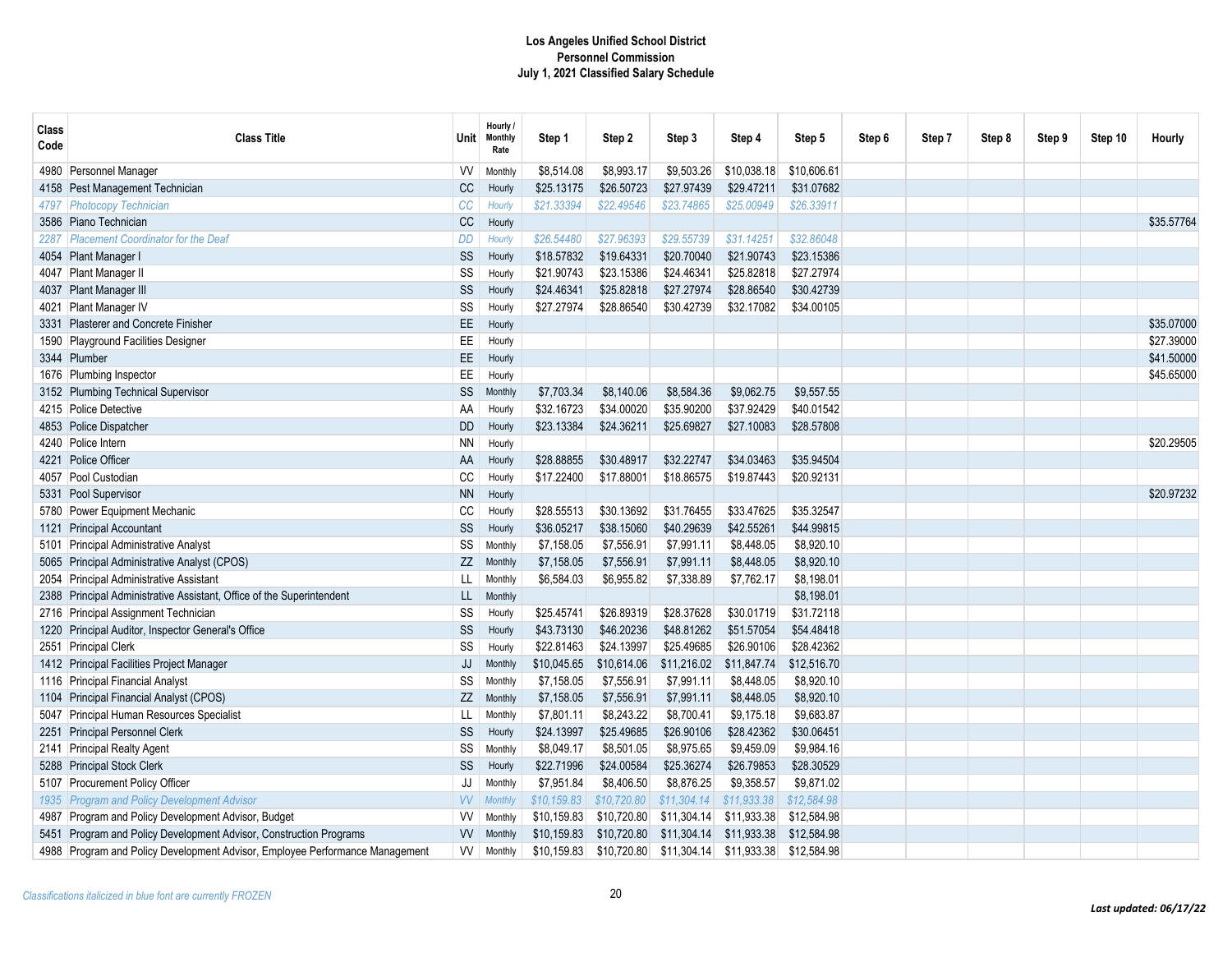**Los Angeles Unified School District**
**Personnel Commission**
**July 1, 2021 Classified Salary Schedule**

| Class Code | Class Title | Unit | Hourly / Monthly Rate | Step 1 | Step 2 | Step 3 | Step 4 | Step 5 | Step 6 | Step 7 | Step 8 | Step 9 | Step 10 | Hourly |
|---|---|---|---|---|---|---|---|---|---|---|---|---|---|---|
| 4980 | Personnel Manager | VV | Monthly | $8,514.08 | $8,993.17 | $9,503.26 | $10,038.18 | $10,606.61 | | | | | | |
| 4158 | Pest Management Technician | CC | Hourly | $25.13175 | $26.50723 | $27.97439 | $29.47211 | $31.07682 | | | | | | |
| *4797* | *Photocopy Technician* | *CC* | *Hourly* | *$21.33394* | *$22.49546* | *$23.74865* | *$25.00949* | *$26.33911* | | | | | | |
| 3586 | Piano Technician | CC | Hourly | | | | | | | | | | | $35.57764 |
| *2287* | *Placement Coordinator for the Deaf* | *DD* | *Hourly* | *$26.54480* | *$27.96393* | *$29.55739* | *$31.14251* | *$32.86048* | | | | | | |
| 4054 | Plant Manager I | SS | Hourly | $18.57832 | $19.64331 | $20.70040 | $21.90743 | $23.15386 | | | | | | |
| 4047 | Plant Manager II | SS | Hourly | $21.90743 | $23.15386 | $24.46341 | $25.82818 | $27.27974 | | | | | | |
| 4037 | Plant Manager III | SS | Hourly | $24.46341 | $25.82818 | $27.27974 | $28.86540 | $30.42739 | | | | | | |
| 4021 | Plant Manager IV | SS | Hourly | $27.27974 | $28.86540 | $30.42739 | $32.17082 | $34.00105 | | | | | | |
| 3331 | Plasterer and Concrete Finisher | EE | Hourly | | | | | | | | | | | $35.07000 |
| 1590 | Playground Facilities Designer | EE | Hourly | | | | | | | | | | | $27.39000 |
| 3344 | Plumber | EE | Hourly | | | | | | | | | | | $41.50000 |
| 1676 | Plumbing Inspector | EE | Hourly | | | | | | | | | | | $45.65000 |
| 3152 | Plumbing Technical Supervisor | SS | Monthly | $7,703.34 | $8,140.06 | $8,584.36 | $9,062.75 | $9,557.55 | | | | | | |
| 4215 | Police Detective | AA | Hourly | $32.16723 | $34.00020 | $35.90200 | $37.92429 | $40.01542 | | | | | | |
| 4853 | Police Dispatcher | DD | Hourly | $23.13384 | $24.36211 | $25.69827 | $27.10083 | $28.57808 | | | | | | |
| 4240 | Police Intern | NN | Hourly | | | | | | | | | | | $20.29505 |
| 4221 | Police Officer | AA | Hourly | $28.88855 | $30.48917 | $32.22747 | $34.03463 | $35.94504 | | | | | | |
| 4057 | Pool Custodian | CC | Hourly | $17.22400 | $17.88001 | $18.86575 | $19.87443 | $20.92131 | | | | | | |
| 5331 | Pool Supervisor | NN | Hourly | | | | | | | | | | | $20.97232 |
| 5780 | Power Equipment Mechanic | CC | Hourly | $28.55513 | $30.13692 | $31.76455 | $33.47625 | $35.32547 | | | | | | |
| 1121 | Principal Accountant | SS | Hourly | $36.05217 | $38.15060 | $40.29639 | $42.55261 | $44.99815 | | | | | | |
| 5101 | Principal Administrative Analyst | SS | Monthly | $7,158.05 | $7,556.91 | $7,991.11 | $8,448.05 | $8,920.10 | | | | | | |
| 5065 | Principal Administrative Analyst (CPOS) | ZZ | Monthly | $7,158.05 | $7,556.91 | $7,991.11 | $8,448.05 | $8,920.10 | | | | | | |
| 2054 | Principal Administrative Assistant | LL | Monthly | $6,584.03 | $6,955.82 | $7,338.89 | $7,762.17 | $8,198.01 | | | | | | |
| 2388 | Principal Administrative Assistant, Office of the Superintendent | LL | Monthly | | | | | $8,198.01 | | | | | | |
| 2716 | Principal Assignment Technician | SS | Hourly | $25.45741 | $26.89319 | $28.37628 | $30.01719 | $31.72118 | | | | | | |
| 1220 | Principal Auditor, Inspector General's Office | SS | Hourly | $43.73130 | $46.20236 | $48.81262 | $51.57054 | $54.48418 | | | | | | |
| 2551 | Principal Clerk | SS | Hourly | $22.81463 | $24.13997 | $25.49685 | $26.90106 | $28.42362 | | | | | | |
| 1412 | Principal Facilities Project Manager | JJ | Monthly | $10,045.65 | $10,614.06 | $11,216.02 | $11,847.74 | $12,516.70 | | | | | | |
| 1116 | Principal Financial Analyst | SS | Monthly | $7,158.05 | $7,556.91 | $7,991.11 | $8,448.05 | $8,920.10 | | | | | | |
| 1104 | Principal Financial Analyst (CPOS) | ZZ | Monthly | $7,158.05 | $7,556.91 | $7,991.11 | $8,448.05 | $8,920.10 | | | | | | |
| 5047 | Principal Human Resources Specialist | LL | Monthly | $7,801.11 | $8,243.22 | $8,700.41 | $9,175.18 | $9,683.87 | | | | | | |
| 2251 | Principal Personnel Clerk | SS | Hourly | $24.13997 | $25.49685 | $26.90106 | $28.42362 | $30.06451 | | | | | | |
| 2141 | Principal Realty Agent | SS | Monthly | $8,049.17 | $8,501.05 | $8,975.65 | $9,459.09 | $9,984.16 | | | | | | |
| 5288 | Principal Stock Clerk | SS | Hourly | $22.71996 | $24.00584 | $25.36274 | $26.79853 | $28.30529 | | | | | | |
| 5107 | Procurement Policy Officer | JJ | Monthly | $7,951.84 | $8,406.50 | $8,876.25 | $9,358.57 | $9,871.02 | | | | | | |
| *1935* | *Program and Policy Development Advisor* | *VV* | *Monthly* | *$10,159.83* | *$10,720.80* | *$11,304.14* | *$11,933.38* | *$12,584.98* | | | | | | |
| 4987 | Program and Policy Development Advisor, Budget | VV | Monthly | $10,159.83 | $10,720.80 | $11,304.14 | $11,933.38 | $12,584.98 | | | | | | |
| 5451 | Program and Policy Development Advisor, Construction Programs | VV | Monthly | $10,159.83 | $10,720.80 | $11,304.14 | $11,933.38 | $12,584.98 | | | | | | |
| 4988 | Program and Policy Development Advisor, Employee Performance Management | VV | Monthly | $10,159.83 | $10,720.80 | $11,304.14 | $11,933.38 | $12,584.98 | | | | | | |

*Classifications italicized in blue font are currently FROZEN*

***Last updated: 06/17/22***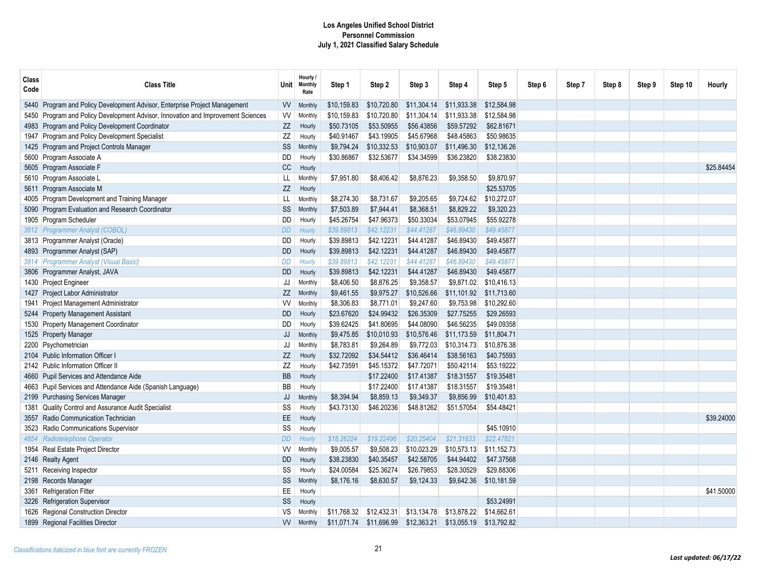**Los Angeles Unified School District**
**Personnel Commission**
**July 1, 2021 Classified Salary Schedule**

| Class Code | Class Title | Unit | Hourly / Monthly Rate | Step 1 | Step 2 | Step 3 | Step 4 | Step 5 | Step 6 | Step 7 | Step 8 | Step 9 | Step 10 | Hourly |
|---|---|---|---|---|---|---|---|---|---|---|---|---|---|---|
| 5440 | Program and Policy Development Advisor, Enterprise Project Management | VV | Monthly | $10,159.83 | $10,720.80 | $11,304.14 | $11,933.38 | $12,584.98 | | | | | | |
| 5450 | Program and Policy Development Advisor, Innovation and Improvement Sciences | VV | Monthly | $10,159.83 | $10,720.80 | $11,304.14 | $11,933.38 | $12,584.98 | | | | | | |
| 4983 | Program and Policy Development Coordinator | ZZ | Hourly | $50.73105 | $53.50955 | $56.43856 | $59.57292 | $62.81671 | | | | | | |
| 1947 | Program and Policy Development Specialist | ZZ | Hourly | $40.91467 | $43.19905 | $45.67968 | $48.45863 | $50.98635 | | | | | | |
| 1425 | Program and Project Controls Manager | SS | Monthly | $9,794.24 | $10,332.53 | $10,903.07 | $11,496.30 | $12,136.26 | | | | | | |
| 5600 | Program Associate A | DD | Hourly | $30.86867 | $32.53677 | $34.34599 | $36.23820 | $38.23830 | | | | | | |
| 5605 | Program Associate F | CC | Hourly | | | | | | | | | | | $25.84454 |
| 5610 | Program Associate L | LL | Monthly | $7,951.80 | $8,406.42 | $8,876.23 | $9,358.50 | $9,870.97 | | | | | | |
| 5611 | Program Associate M | ZZ | Hourly | | | | | $25.53705 | | | | | | |
| 4005 | Program Development and Training Manager | LL | Monthly | $8,274.30 | $8,731.67 | $9,205.65 | $9,724.62 | $10,272.07 | | | | | | |
| 5090 | Program Evaluation and Research Coordinator | SS | Monthly | $7,503.89 | $7,944.41 | $8,368.51 | $8,829.22 | $9,320.23 | | | | | | |
| 1905 | Program Scheduler | DD | Hourly | $45.26754 | $47.96373 | $50.33034 | $53.07945 | $55.92278 | | | | | | |
| *3812* | *Programmer Analyst (COBOL)* | *DD* | *Hourly* | *$39.89813* | *$42.12231* | *$44.41287* | *$46.89430* | *$49.45877* | | | | | | |
| 3813 | Programmer Analyst (Oracle) | DD | Hourly | $39.89813 | $42.12231 | $44.41287 | $46.89430 | $49.45877 | | | | | | |
| 4893 | Programmer Analyst (SAP) | DD | Hourly | $39.89813 | $42.12231 | $44.41287 | $46.89430 | $49.45877 | | | | | | |
| *3814* | *Programmer Analyst (Visual Basic)* | *DD* | *Hourly* | *$39.89813* | *$42.12231* | *$44.41287* | *$46.89430* | *$49.45877* | | | | | | |
| 3806 | Programmer Analyst, JAVA | DD | Hourly | $39.89813 | $42.12231 | $44.41287 | $46.89430 | $49.45877 | | | | | | |
| 1430 | Project Engineer | JJ | Monthly | $8,406.50 | $8,876.25 | $9,358.57 | $9,871.02 | $10,416.13 | | | | | | |
| 1427 | Project Labor Administrator | ZZ | Monthly | $9,461.55 | $9,975.27 | $10,526.66 | $11,101.92 | $11,713.60 | | | | | | |
| 1941 | Project Management Administrator | VV | Monthly | $8,306.83 | $8,771.01 | $9,247.60 | $9,753.98 | $10,292.60 | | | | | | |
| 5244 | Property Management Assistant | DD | Hourly | $23.67620 | $24.99432 | $26.35309 | $27.75255 | $29.26593 | | | | | | |
| 1530 | Property Management Coordinator | DD | Hourly | $39.62425 | $41.80695 | $44.08090 | $46.56235 | $49.09358 | | | | | | |
| 1525 | Property Manager | JJ | Monthly | $9,475.85 | $10,010.93 | $10,576.46 | $11,173.59 | $11,804.71 | | | | | | |
| 2200 | Psychometrician | JJ | Monthly | $8,783.81 | $9,264.89 | $9,772.03 | $10,314.73 | $10,876.38 | | | | | | |
| 2104 | Public Information Officer I | ZZ | Hourly | $32.72092 | $34.54412 | $36.46414 | $38.56163 | $40.75593 | | | | | | |
| 2142 | Public Information Officer II | ZZ | Hourly | $42.73591 | $45.15372 | $47.72071 | $50.42114 | $53.19222 | | | | | | |
| 4660 | Pupil Services and Attendance Aide | BB | Hourly | | $17.22400 | $17.41387 | $18.31557 | $19.35481 | | | | | | |
| 4663 | Pupil Services and Attendance Aide (Spanish Language) | BB | Hourly | | $17.22400 | $17.41387 | $18.31557 | $19.35481 | | | | | | |
| 2199 | Purchasing Services Manager | JJ | Monthly | $8,394.94 | $8,859.13 | $9,349.37 | $9,856.99 | $10,401.83 | | | | | | |
| 1381 | Quality Control and Assurance Audit Specialist | SS | Hourly | $43.73130 | $46.20236 | $48.81262 | $51.57054 | $54.48421 | | | | | | |
| 3557 | Radio Communication Technician | EE | Hourly | | | | | | | | | | | $39.24000 |
| 3523 | Radio Communications Supervisor | SS | Hourly | | | | | $45.10910 | | | | | | |
| *4854* | *Radiotelephone Operator* | *DD* | *Hourly* | *$18.26224* | *$19.22496* | *$20.25404* | *$21.31633* | *$22.47821* | | | | | | |
| 1954 | Real Estate Project Director | VV | Monthly | $9,005.57 | $9,508.23 | $10,023.29 | $10,573.13 | $11,152.73 | | | | | | |
| 2146 | Realty Agent | DD | Hourly | $38.23830 | $40.35457 | $42.58705 | $44.94402 | $47.37568 | | | | | | |
| 5211 | Receiving Inspector | SS | Hourly | $24.00584 | $25.36274 | $26.79853 | $28.30529 | $29.88306 | | | | | | |
| 2198 | Records Manager | SS | Monthly | $8,176.16 | $8,630.57 | $9,124.33 | $9,642.36 | $10,181.59 | | | | | | |
| 3361 | Refrigeration Fitter | EE | Hourly | | | | | | | | | | | $41.50000 |
| 3226 | Refrigeration Supervisor | SS | Hourly | | | | | $53.24991 | | | | | | |
| 1626 | Regional Construction Director | VS | Monthly | $11,768.32 | $12,432.31 | $13,134.78 | $13,878.22 | $14,662.61 | | | | | | |
| 1899 | Regional Facilities Director | VV | Monthly | $11,071.74 | $11,696.99 | $12,363.21 | $13,055.19 | $13,792.82 | | | | | | |

*Classifications italicized in blue font are currently FROZEN*

***Last updated: 06/17/22***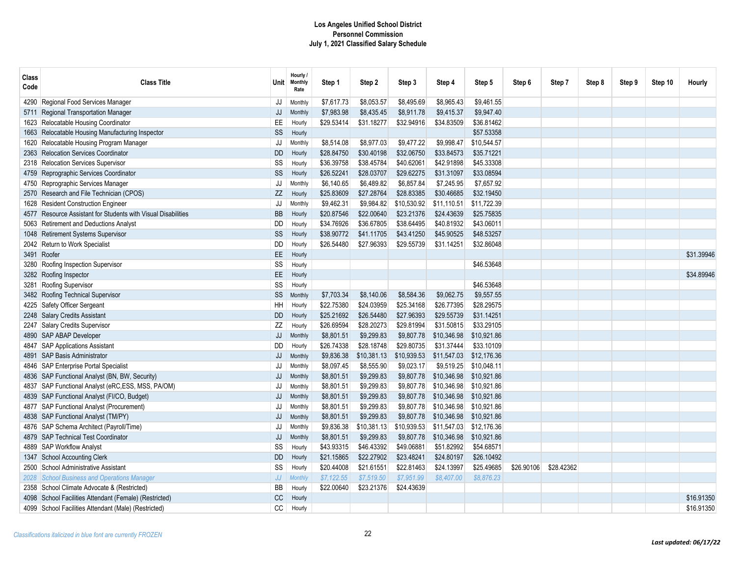**Los Angeles Unified School District**
**Personnel Commission**
**July 1, 2021 Classified Salary Schedule**

| Class Code | Class Title | Unit | Hourly / Monthly Rate | Step 1 | Step 2 | Step 3 | Step 4 | Step 5 | Step 6 | Step 7 | Step 8 | Step 9 | Step 10 | Hourly |
|---|---|---|---|---|---|---|---|---|---|---|---|---|---|---|
| 4290 | Regional Food Services Manager | JJ | Monthly | $7,617.73 | $8,053.57 | $8,495.69 | $8,965.43 | $9,461.55 | | | | | | |
| 5711 | Regional Transportation Manager | JJ | Monthly | $7,983.98 | $8,435.45 | $8,911.78 | $9,415.37 | $9,947.40 | | | | | | |
| 1623 | Relocatable Housing Coordinator | EE | Hourly | $29.53414 | $31.18277 | $32.94916 | $34.83509 | $36.81462 | | | | | | |
| 1663 | Relocatable Housing Manufacturing Inspector | SS | Hourly | | | | | $57.53358 | | | | | | |
| 1620 | Relocatable Housing Program Manager | JJ | Monthly | $8,514.08 | $8,977.03 | $9,477.22 | $9,998.47 | $10,544.57 | | | | | | |
| 2363 | Relocation Services Coordinator | DD | Hourly | $28.84750 | $30.40198 | $32.06750 | $33.84573 | $35.71221 | | | | | | |
| 2318 | Relocation Services Supervisor | SS | Hourly | $36.39758 | $38.45784 | $40.62061 | $42.91898 | $45.33308 | | | | | | |
| 4759 | Reprographic Services Coordinator | SS | Hourly | $26.52241 | $28.03707 | $29.62275 | $31.31097 | $33.08594 | | | | | | |
| 4750 | Reprographic Services Manager | JJ | Monthly | $6,140.65 | $6,489.82 | $6,857.84 | $7,245.95 | $7,657.92 | | | | | | |
| 2570 | Research and File Technician (CPOS) | ZZ | Hourly | $25.83609 | $27.28764 | $28.83385 | $30.46685 | $32.19450 | | | | | | |
| 1628 | Resident Construction Engineer | JJ | Monthly | $9,462.31 | $9,984.82 | $10,530.92 | $11,110.51 | $11,722.39 | | | | | | |
| 4577 | Resource Assistant for Students with Visual Disabilities | BB | Hourly | $20.87546 | $22.00640 | $23.21376 | $24.43639 | $25.75835 | | | | | | |
| 5063 | Retirement and Deductions Analyst | DD | Hourly | $34.76926 | $36.67805 | $38.64495 | $40.81932 | $43.06011 | | | | | | |
| 1048 | Retirement Systems Supervisor | SS | Hourly | $38.90772 | $41.11705 | $43.41250 | $45.90525 | $48.53257 | | | | | | |
| 2042 | Return to Work Specialist | DD | Hourly | $26.54480 | $27.96393 | $29.55739 | $31.14251 | $32.86048 | | | | | | |
| 3491 | Roofer | EE | Hourly | | | | | | | | | | | $31.39946 |
| 3280 | Roofing Inspection Supervisor | SS | Hourly | | | | | $46.53648 | | | | | | |
| 3282 | Roofing Inspector | EE | Hourly | | | | | | | | | | | $34.89946 |
| 3281 | Roofing Supervisor | SS | Hourly | | | | | $46.53648 | | | | | | |
| 3482 | Roofing Technical Supervisor | SS | Monthly | $7,703.34 | $8,140.06 | $8,584.36 | $9,062.75 | $9,557.55 | | | | | | |
| 4225 | Safety Officer Sergeant | HH | Hourly | $22.75380 | $24.03959 | $25.34168 | $26.77395 | $28.29575 | | | | | | |
| 2248 | Salary Credits Assistant | DD | Hourly | $25.21692 | $26.54480 | $27.96393 | $29.55739 | $31.14251 | | | | | | |
| 2247 | Salary Credits Supervisor | ZZ | Hourly | $26.69594 | $28.20273 | $29.81994 | $31.50815 | $33.29105 | | | | | | |
| 4890 | SAP ABAP Developer | JJ | Monthly | $8,801.51 | $9,299.83 | $9,807.78 | $10,346.98 | $10,921.86 | | | | | | |
| 4847 | SAP Applications Assistant | DD | Hourly | $26.74338 | $28.18748 | $29.80735 | $31.37444 | $33.10109 | | | | | | |
| 4891 | SAP Basis Administrator | JJ | Monthly | $9,836.38 | $10,381.13 | $10,939.53 | $11,547.03 | $12,176.36 | | | | | | |
| 4846 | SAP Enterprise Portal Specialist | JJ | Monthly | $8,097.45 | $8,555.90 | $9,023.17 | $9,519.25 | $10,048.11 | | | | | | |
| 4836 | SAP Functional Analyst (BN, BW, Security) | JJ | Monthly | $8,801.51 | $9,299.83 | $9,807.78 | $10,346.98 | $10,921.86 | | | | | | |
| 4837 | SAP Functional Analyst (eRC,ESS, MSS, PA/OM) | JJ | Monthly | $8,801.51 | $9,299.83 | $9,807.78 | $10,346.98 | $10,921.86 | | | | | | |
| 4839 | SAP Functional Analyst (FI/CO, Budget) | JJ | Monthly | $8,801.51 | $9,299.83 | $9,807.78 | $10,346.98 | $10,921.86 | | | | | | |
| 4877 | SAP Functional Analyst (Procurement) | JJ | Monthly | $8,801.51 | $9,299.83 | $9,807.78 | $10,346.98 | $10,921.86 | | | | | | |
| 4838 | SAP Functional Analyst (TM/PY) | JJ | Monthly | $8,801.51 | $9,299.83 | $9,807.78 | $10,346.98 | $10,921.86 | | | | | | |
| 4876 | SAP Schema Architect (Payroll/Time) | JJ | Monthly | $9,836.38 | $10,381.13 | $10,939.53 | $11,547.03 | $12,176.36 | | | | | | |
| 4879 | SAP Technical Test Coordinator | JJ | Monthly | $8,801.51 | $9,299.83 | $9,807.78 | $10,346.98 | $10,921.86 | | | | | | |
| 4889 | SAP Workflow Analyst | SS | Hourly | $43.93315 | $46.43392 | $49.06881 | $51.82992 | $54.68571 | | | | | | |
| 1347 | School Accounting Clerk | DD | Hourly | $21.15865 | $22.27902 | $23.48241 | $24.80197 | $26.10492 | | | | | | |
| 2500 | School Administrative Assistant | SS | Hourly | $20.44008 | $21.61551 | $22.81463 | $24.13997 | $25.49685 | $26.90106 | $28.42362 | | | | |
| *2028* | *School Business and Operations Manager* | *JJ* | *Monthly* | *$7,122.55* | *$7,519.50* | *$7,951.99* | *$8,407.00* | *$8,876.23* | | | | | | |
| 2358 | School Climate Advocate & (Restricted) | BB | Hourly | $22.00640 | $23.21376 | $24.43639 | | | | | | | | |
| 4098 | School Facilities Attendant (Female) (Restricted) | CC | Hourly | | | | | | | | | | | $16.91350 |
| 4099 | School Facilities Attendant (Male) (Restricted) | CC | Hourly | | | | | | | | | | | $16.91350 |

*Classifications italicized in blue font are currently FROZEN*

***Last updated: 06/17/22***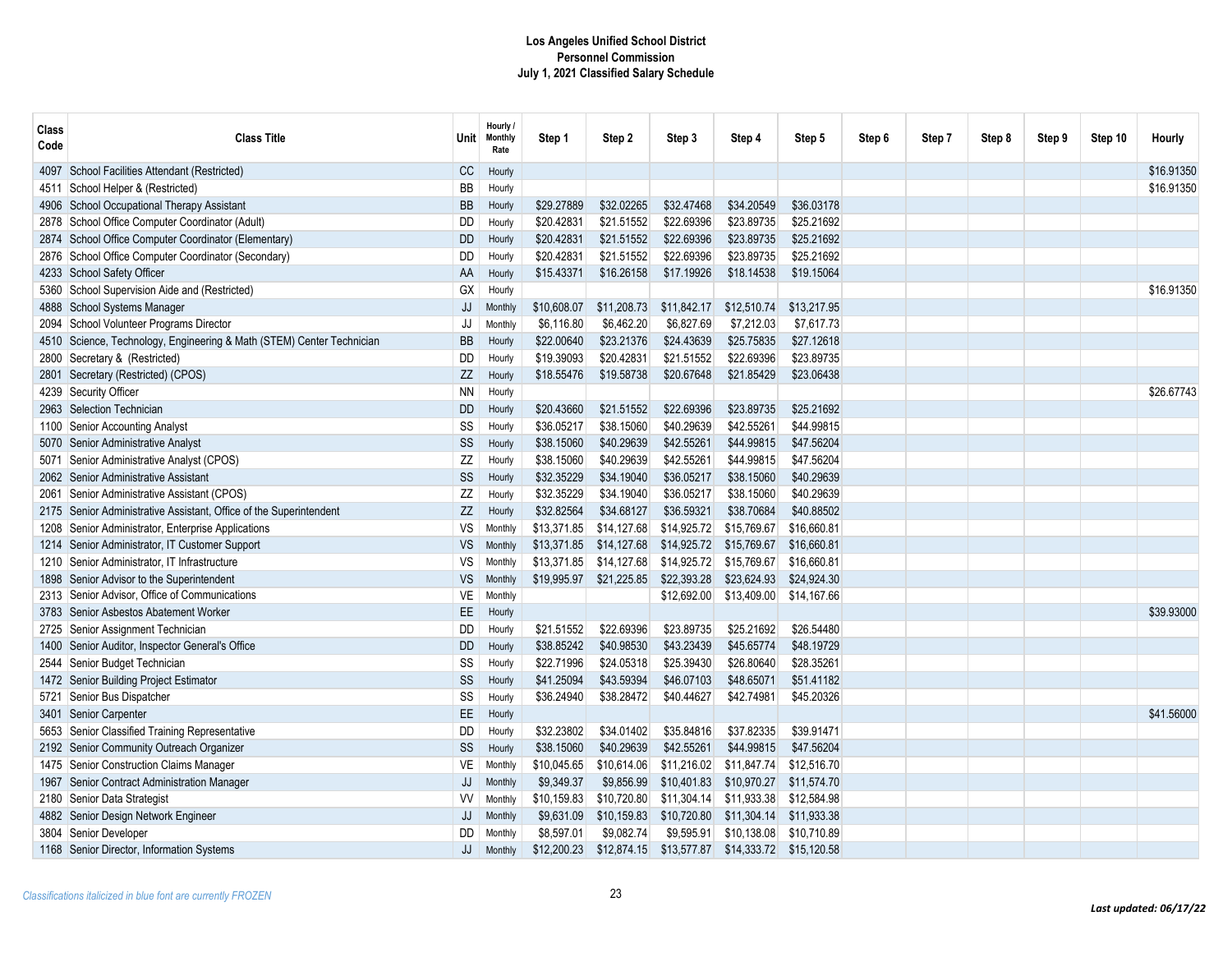**Los Angeles Unified School District**
**Personnel Commission**
**July 1, 2021 Classified Salary Schedule**

| Class Code | Class Title | Unit | Hourly / Monthly Rate | Step 1 | Step 2 | Step 3 | Step 4 | Step 5 | Step 6 | Step 7 | Step 8 | Step 9 | Step 10 | Hourly |
|---|---|---|---|---|---|---|---|---|---|---|---|---|---|---|
| 4097 | School Facilities Attendant (Restricted) | CC | Hourly | | | | | | | | | | | $16.91350 |
| 4511 | School Helper & (Restricted) | BB | Hourly | | | | | | | | | | | $16.91350 |
| 4906 | School Occupational Therapy Assistant | BB | Hourly | $29.27889 | $32.02265 | $32.47468 | $34.20549 | $36.03178 | | | | | | |
| 2878 | School Office Computer Coordinator (Adult) | DD | Hourly | $20.42831 | $21.51552 | $22.69396 | $23.89735 | $25.21692 | | | | | | |
| 2874 | School Office Computer Coordinator (Elementary) | DD | Hourly | $20.42831 | $21.51552 | $22.69396 | $23.89735 | $25.21692 | | | | | | |
| 2876 | School Office Computer Coordinator (Secondary) | DD | Hourly | $20.42831 | $21.51552 | $22.69396 | $23.89735 | $25.21692 | | | | | | |
| 4233 | School Safety Officer | AA | Hourly | $15.43371 | $16.26158 | $17.19926 | $18.14538 | $19.15064 | | | | | | |
| 5360 | School Supervision Aide and (Restricted) | GX | Hourly | | | | | | | | | | | $16.91350 |
| 4888 | School Systems Manager | JJ | Monthly | $10,608.07 | $11,208.73 | $11,842.17 | $12,510.74 | $13,217.95 | | | | | | |
| 2094 | School Volunteer Programs Director | JJ | Monthly | $6,116.80 | $6,462.20 | $6,827.69 | $7,212.03 | $7,617.73 | | | | | | |
| 4510 | Science, Technology, Engineering & Math (STEM) Center Technician | BB | Hourly | $22.00640 | $23.21376 | $24.43639 | $25.75835 | $27.12618 | | | | | | |
| 2800 | Secretary & (Restricted) | DD | Hourly | $19.39093 | $20.42831 | $21.51552 | $22.69396 | $23.89735 | | | | | | |
| 2801 | Secretary (Restricted) (CPOS) | ZZ | Hourly | $18.55476 | $19.58738 | $20.67648 | $21.85429 | $23.06438 | | | | | | |
| 4239 | Security Officer | NN | Hourly | | | | | | | | | | | $26.67743 |
| 2963 | Selection Technician | DD | Hourly | $20.43660 | $21.51552 | $22.69396 | $23.89735 | $25.21692 | | | | | | |
| 1100 | Senior Accounting Analyst | SS | Hourly | $36.05217 | $38.15060 | $40.29639 | $42.55261 | $44.99815 | | | | | | |
| 5070 | Senior Administrative Analyst | SS | Hourly | $38.15060 | $40.29639 | $42.55261 | $44.99815 | $47.56204 | | | | | | |
| 5071 | Senior Administrative Analyst (CPOS) | ZZ | Hourly | $38.15060 | $40.29639 | $42.55261 | $44.99815 | $47.56204 | | | | | | |
| 2062 | Senior Administrative Assistant | SS | Hourly | $32.35229 | $34.19040 | $36.05217 | $38.15060 | $40.29639 | | | | | | |
| 2061 | Senior Administrative Assistant (CPOS) | ZZ | Hourly | $32.35229 | $34.19040 | $36.05217 | $38.15060 | $40.29639 | | | | | | |
| 2175 | Senior Administrative Assistant, Office of the Superintendent | ZZ | Hourly | $32.82564 | $34.68127 | $36.59321 | $38.70684 | $40.88502 | | | | | | |
| 1208 | Senior Administrator, Enterprise Applications | VS | Monthly | $13,371.85 | $14,127.68 | $14,925.72 | $15,769.67 | $16,660.81 | | | | | | |
| 1214 | Senior Administrator, IT Customer Support | VS | Monthly | $13,371.85 | $14,127.68 | $14,925.72 | $15,769.67 | $16,660.81 | | | | | | |
| 1210 | Senior Administrator, IT Infrastructure | VS | Monthly | $13,371.85 | $14,127.68 | $14,925.72 | $15,769.67 | $16,660.81 | | | | | | |
| 1898 | Senior Advisor to the Superintendent | VS | Monthly | $19,995.97 | $21,225.85 | $22,393.28 | $23,624.93 | $24,924.30 | | | | | | |
| 2313 | Senior Advisor, Office of Communications | VE | Monthly | | | $12,692.00 | $13,409.00 | $14,167.66 | | | | | | |
| 3783 | Senior Asbestos Abatement Worker | EE | Hourly | | | | | | | | | | | $39.93000 |
| 2725 | Senior Assignment Technician | DD | Hourly | $21.51552 | $22.69396 | $23.89735 | $25.21692 | $26.54480 | | | | | | |
| 1400 | Senior Auditor, Inspector General's Office | DD | Hourly | $38.85242 | $40.98530 | $43.23439 | $45.65774 | $48.19729 | | | | | | |
| 2544 | Senior Budget Technician | SS | Hourly | $22.71996 | $24.05318 | $25.39430 | $26.80640 | $28.35261 | | | | | | |
| 1472 | Senior Building Project Estimator | SS | Hourly | $41.25094 | $43.59394 | $46.07103 | $48.65071 | $51.41182 | | | | | | |
| 5721 | Senior Bus Dispatcher | SS | Hourly | $36.24940 | $38.28472 | $40.44627 | $42.74981 | $45.20326 | | | | | | |
| 3401 | Senior Carpenter | EE | Hourly | | | | | | | | | | | $41.56000 |
| 5653 | Senior Classified Training Representative | DD | Hourly | $32.23802 | $34.01402 | $35.84816 | $37.82335 | $39.91471 | | | | | | |
| 2192 | Senior Community Outreach Organizer | SS | Hourly | $38.15060 | $40.29639 | $42.55261 | $44.99815 | $47.56204 | | | | | | |
| 1475 | Senior Construction Claims Manager | VE | Monthly | $10,045.65 | $10,614.06 | $11,216.02 | $11,847.74 | $12,516.70 | | | | | | |
| 1967 | Senior Contract Administration Manager | JJ | Monthly | $9,349.37 | $9,856.99 | $10,401.83 | $10,970.27 | $11,574.70 | | | | | | |
| 2180 | Senior Data Strategist | VV | Monthly | $10,159.83 | $10,720.80 | $11,304.14 | $11,933.38 | $12,584.98 | | | | | | |
| 4882 | Senior Design Network Engineer | JJ | Monthly | $9,631.09 | $10,159.83 | $10,720.80 | $11,304.14 | $11,933.38 | | | | | | |
| 3804 | Senior Developer | DD | Monthly | $8,597.01 | $9,082.74 | $9,595.91 | $10,138.08 | $10,710.89 | | | | | | |
| 1168 | Senior Director, Information Systems | JJ | Monthly | $12,200.23 | $12,874.15 | $13,577.87 | $14,333.72 | $15,120.58 | | | | | | |

*Classifications italicized in blue font are currently FROZEN*

***Last updated: 06/17/22***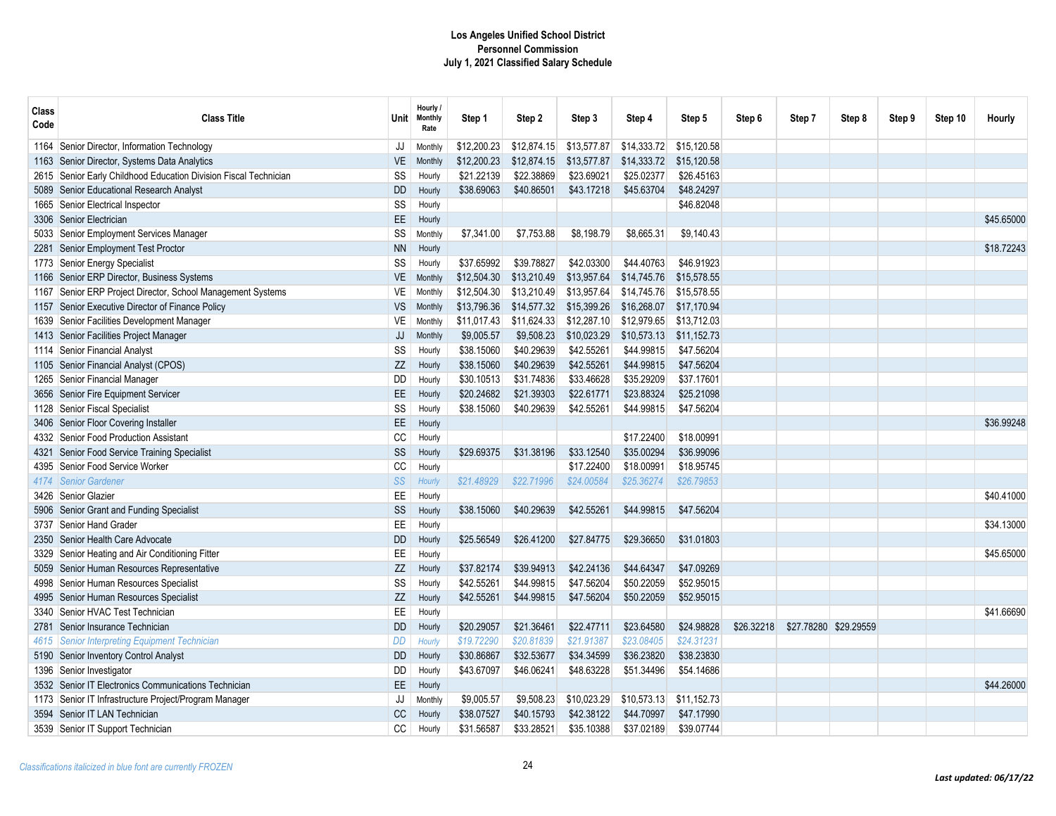**Los Angeles Unified School District**
**Personnel Commission**
**July 1, 2021 Classified Salary Schedule**

| Class Code | Class Title | Unit | Hourly / Monthly Rate | Step 1 | Step 2 | Step 3 | Step 4 | Step 5 | Step 6 | Step 7 | Step 8 | Step 9 | Step 10 | Hourly |
|---|---|---|---|---|---|---|---|---|---|---|---|---|---|---|
| 1164 | Senior Director, Information Technology | JJ | Monthly | $12,200.23 | $12,874.15 | $13,577.87 | $14,333.72 | $15,120.58 | | | | | | |
| 1163 | Senior Director, Systems Data Analytics | VE | Monthly | $12,200.23 | $12,874.15 | $13,577.87 | $14,333.72 | $15,120.58 | | | | | | |
| 2615 | Senior Early Childhood Education Division Fiscal Technician | SS | Hourly | $21.22139 | $22.38869 | $23.69021 | $25.02377 | $26.45163 | | | | | | |
| 5089 | Senior Educational Research Analyst | DD | Hourly | $38.69063 | $40.86501 | $43.17218 | $45.63704 | $48.24297 | | | | | | |
| 1665 | Senior Electrical Inspector | SS | Hourly | | | | | $46.82048 | | | | | | |
| 3306 | Senior Electrician | EE | Hourly | | | | | | | | | | | $45.65000 |
| 5033 | Senior Employment Services Manager | SS | Monthly | $7,341.00 | $7,753.88 | $8,198.79 | $8,665.31 | $9,140.43 | | | | | | |
| 2281 | Senior Employment Test Proctor | NN | Hourly | | | | | | | | | | | $18.72243 |
| 1773 | Senior Energy Specialist | SS | Hourly | $37.65992 | $39.78827 | $42.03300 | $44.40763 | $46.91923 | | | | | | |
| 1166 | Senior ERP Director, Business Systems | VE | Monthly | $12,504.30 | $13,210.49 | $13,957.64 | $14,745.76 | $15,578.55 | | | | | | |
| 1167 | Senior ERP Project Director, School Management Systems | VE | Monthly | $12,504.30 | $13,210.49 | $13,957.64 | $14,745.76 | $15,578.55 | | | | | | |
| 1157 | Senior Executive Director of Finance Policy | VS | Monthly | $13,796.36 | $14,577.32 | $15,399.26 | $16,268.07 | $17,170.94 | | | | | | |
| 1639 | Senior Facilities Development Manager | VE | Monthly | $11,017.43 | $11,624.33 | $12,287.10 | $12,979.65 | $13,712.03 | | | | | | |
| 1413 | Senior Facilities Project Manager | JJ | Monthly | $9,005.57 | $9,508.23 | $10,023.29 | $10,573.13 | $11,152.73 | | | | | | |
| 1114 | Senior Financial Analyst | SS | Hourly | $38.15060 | $40.29639 | $42.55261 | $44.99815 | $47.56204 | | | | | | |
| 1105 | Senior Financial Analyst (CPOS) | ZZ | Hourly | $38.15060 | $40.29639 | $42.55261 | $44.99815 | $47.56204 | | | | | | |
| 1265 | Senior Financial Manager | DD | Hourly | $30.10513 | $31.74836 | $33.46628 | $35.29209 | $37.17601 | | | | | | |
| 3656 | Senior Fire Equipment Servicer | EE | Hourly | $20.24682 | $21.39303 | $22.61771 | $23.88324 | $25.21098 | | | | | | |
| 1128 | Senior Fiscal Specialist | SS | Hourly | $38.15060 | $40.29639 | $42.55261 | $44.99815 | $47.56204 | | | | | | |
| 3406 | Senior Floor Covering Installer | EE | Hourly | | | | | | | | | | | $36.99248 |
| 4332 | Senior Food Production Assistant | CC | Hourly | | | | $17.22400 | $18.00991 | | | | | | |
| 4321 | Senior Food Service Training Specialist | SS | Hourly | $29.69375 | $31.38196 | $33.12540 | $35.00294 | $36.99096 | | | | | | |
| 4395 | Senior Food Service Worker | CC | Hourly | | | $17.22400 | $18.00991 | $18.95745 | | | | | | |
| *4174* | *Senior Gardener* | *SS* | *Hourly* | *$21.48929* | *$22.71996* | *$24.00584* | *$25.36274* | *$26.79853* | | | | | | |
| 3426 | Senior Glazier | EE | Hourly | | | | | | | | | | | $40.41000 |
| 5906 | Senior Grant and Funding Specialist | SS | Hourly | $38.15060 | $40.29639 | $42.55261 | $44.99815 | $47.56204 | | | | | | |
| 3737 | Senior Hand Grader | EE | Hourly | | | | | | | | | | | $34.13000 |
| 2350 | Senior Health Care Advocate | DD | Hourly | $25.56549 | $26.41200 | $27.84775 | $29.36650 | $31.01803 | | | | | | |
| 3329 | Senior Heating and Air Conditioning Fitter | EE | Hourly | | | | | | | | | | | $45.65000 |
| 5059 | Senior Human Resources Representative | ZZ | Hourly | $37.82174 | $39.94913 | $42.24136 | $44.64347 | $47.09269 | | | | | | |
| 4998 | Senior Human Resources Specialist | SS | Hourly | $42.55261 | $44.99815 | $47.56204 | $50.22059 | $52.95015 | | | | | | |
| 4995 | Senior Human Resources Specialist | ZZ | Hourly | $42.55261 | $44.99815 | $47.56204 | $50.22059 | $52.95015 | | | | | | |
| 3340 | Senior HVAC Test Technician | EE | Hourly | | | | | | | | | | | $41.66690 |
| 2781 | Senior Insurance Technician | DD | Hourly | $20.29057 | $21.36461 | $22.47711 | $23.64580 | $24.98828 | $26.32218 | $27.78280 | $29.29559 | | | |
| *4615* | *Senior Interpreting Equipment Technician* | *DD* | *Hourly* | *$19.72290* | *$20.81839* | *$21.91387* | *$23.08405* | *$24.31231* | | | | | | |
| 5190 | Senior Inventory Control Analyst | DD | Hourly | $30.86867 | $32.53677 | $34.34599 | $36.23820 | $38.23830 | | | | | | |
| 1396 | Senior Investigator | DD | Hourly | $43.67097 | $46.06241 | $48.63228 | $51.34496 | $54.14686 | | | | | | |
| 3532 | Senior IT Electronics Communications Technician | EE | Hourly | | | | | | | | | | | $44.26000 |
| 1173 | Senior IT Infrastructure Project/Program Manager | JJ | Monthly | $9,005.57 | $9,508.23 | $10,023.29 | $10,573.13 | $11,152.73 | | | | | | |
| 3594 | Senior IT LAN Technician | CC | Hourly | $38.07527 | $40.15793 | $42.38122 | $44.70997 | $47.17990 | | | | | | |
| 3539 | Senior IT Support Technician | CC | Hourly | $31.56587 | $33.28521 | $35.10388 | $37.02189 | $39.07744 | | | | | | |

*Classifications italicized in blue font are currently FROZEN*

***Last updated: 06/17/22***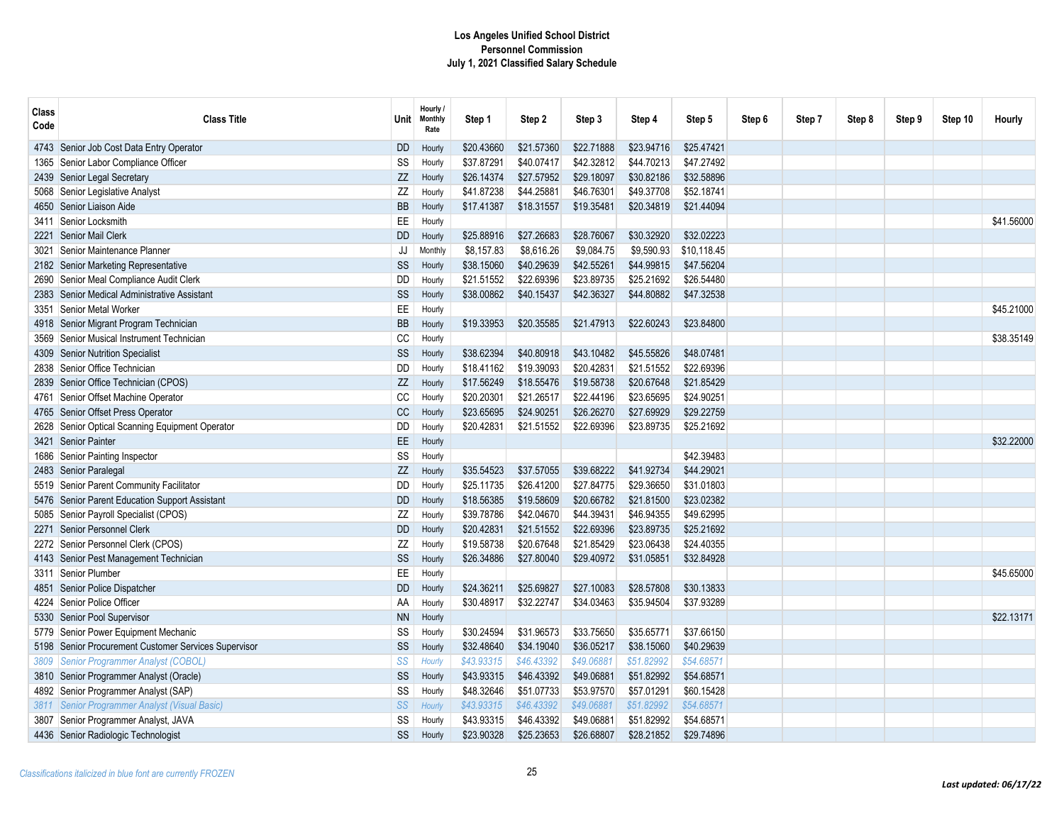**Los Angeles Unified School District**
**Personnel Commission**
**July 1, 2021 Classified Salary Schedule**

| Class Code | Class Title | Unit | Hourly / Monthly Rate | Step 1 | Step 2 | Step 3 | Step 4 | Step 5 | Step 6 | Step 7 | Step 8 | Step 9 | Step 10 | Hourly |
|---|---|---|---|---|---|---|---|---|---|---|---|---|---|---|
| 4743 | Senior Job Cost Data Entry Operator | DD | Hourly | $20.43660 | $21.57360 | $22.71888 | $23.94716 | $25.47421 | | | | | | |
| 1365 | Senior Labor Compliance Officer | SS | Hourly | $37.87291 | $40.07417 | $42.32812 | $44.70213 | $47.27492 | | | | | | |
| 2439 | Senior Legal Secretary | ZZ | Hourly | $26.14374 | $27.57952 | $29.18097 | $30.82186 | $32.58896 | | | | | | |
| 5068 | Senior Legislative Analyst | ZZ | Hourly | $41.87238 | $44.25881 | $46.76301 | $49.37708 | $52.18741 | | | | | | |
| 4650 | Senior Liaison Aide | BB | Hourly | $17.41387 | $18.31557 | $19.35481 | $20.34819 | $21.44094 | | | | | | |
| 3411 | Senior Locksmith | EE | Hourly | | | | | | | | | | | $41.56000 |
| 2221 | Senior Mail Clerk | DD | Hourly | $25.88916 | $27.26683 | $28.76067 | $30.32920 | $32.02223 | | | | | | |
| 3021 | Senior Maintenance Planner | JJ | Monthly | $8,157.83 | $8,616.26 | $9,084.75 | $9,590.93 | $10,118.45 | | | | | | |
| 2182 | Senior Marketing Representative | SS | Hourly | $38.15060 | $40.29639 | $42.55261 | $44.99815 | $47.56204 | | | | | | |
| 2690 | Senior Meal Compliance Audit Clerk | DD | Hourly | $21.51552 | $22.69396 | $23.89735 | $25.21692 | $26.54480 | | | | | | |
| 2383 | Senior Medical Administrative Assistant | SS | Hourly | $38.00862 | $40.15437 | $42.36327 | $44.80882 | $47.32538 | | | | | | |
| 3351 | Senior Metal Worker | EE | Hourly | | | | | | | | | | | $45.21000 |
| 4918 | Senior Migrant Program Technician | BB | Hourly | $19.33953 | $20.35585 | $21.47913 | $22.60243 | $23.84800 | | | | | | |
| 3569 | Senior Musical Instrument Technician | CC | Hourly | | | | | | | | | | | $38.35149 |
| 4309 | Senior Nutrition Specialist | SS | Hourly | $38.62394 | $40.80918 | $43.10482 | $45.55826 | $48.07481 | | | | | | |
| 2838 | Senior Office Technician | DD | Hourly | $18.41162 | $19.39093 | $20.42831 | $21.51552 | $22.69396 | | | | | | |
| 2839 | Senior Office Technician (CPOS) | ZZ | Hourly | $17.56249 | $18.55476 | $19.58738 | $20.67648 | $21.85429 | | | | | | |
| 4761 | Senior Offset Machine Operator | CC | Hourly | $20.20301 | $21.26517 | $22.44196 | $23.65695 | $24.90251 | | | | | | |
| 4765 | Senior Offset Press Operator | CC | Hourly | $23.65695 | $24.90251 | $26.26270 | $27.69929 | $29.22759 | | | | | | |
| 2628 | Senior Optical Scanning Equipment Operator | DD | Hourly | $20.42831 | $21.51552 | $22.69396 | $23.89735 | $25.21692 | | | | | | |
| 3421 | Senior Painter | EE | Hourly | | | | | | | | | | | $32.22000 |
| 1686 | Senior Painting Inspector | SS | Hourly | | | | | $42.39483 | | | | | | |
| 2483 | Senior Paralegal | ZZ | Hourly | $35.54523 | $37.57055 | $39.68222 | $41.92734 | $44.29021 | | | | | | |
| 5519 | Senior Parent Community Facilitator | DD | Hourly | $25.11735 | $26.41200 | $27.84775 | $29.36650 | $31.01803 | | | | | | |
| 5476 | Senior Parent Education Support Assistant | DD | Hourly | $18.56385 | $19.58609 | $20.66782 | $21.81500 | $23.02382 | | | | | | |
| 5085 | Senior Payroll Specialist (CPOS) | ZZ | Hourly | $39.78786 | $42.04670 | $44.39431 | $46.94355 | $49.62995 | | | | | | |
| 2271 | Senior Personnel Clerk | DD | Hourly | $20.42831 | $21.51552 | $22.69396 | $23.89735 | $25.21692 | | | | | | |
| 2272 | Senior Personnel Clerk (CPOS) | ZZ | Hourly | $19.58738 | $20.67648 | $21.85429 | $23.06438 | $24.40355 | | | | | | |
| 4143 | Senior Pest Management Technician | SS | Hourly | $26.34886 | $27.80040 | $29.40972 | $31.05851 | $32.84928 | | | | | | |
| 3311 | Senior Plumber | EE | Hourly | | | | | | | | | | | $45.65000 |
| 4851 | Senior Police Dispatcher | DD | Hourly | $24.36211 | $25.69827 | $27.10083 | $28.57808 | $30.13833 | | | | | | |
| 4224 | Senior Police Officer | AA | Hourly | $30.48917 | $32.22747 | $34.03463 | $35.94504 | $37.93289 | | | | | | |
| 5330 | Senior Pool Supervisor | NN | Hourly | | | | | | | | | | | $22.13171 |
| 5779 | Senior Power Equipment Mechanic | SS | Hourly | $30.24594 | $31.96573 | $33.75650 | $35.65771 | $37.66150 | | | | | | |
| 5198 | Senior Procurement Customer Services Supervisor | SS | Hourly | $32.48640 | $34.19040 | $36.05217 | $38.15060 | $40.29639 | | | | | | |
| *3809* | *Senior Programmer Analyst (COBOL)* | *SS* | *Hourly* | *$43.93315* | *$46.43392* | *$49.06881* | *$51.82992* | *$54.68571* | | | | | | |
| 3810 | Senior Programmer Analyst (Oracle) | SS | Hourly | $43.93315 | $46.43392 | $49.06881 | $51.82992 | $54.68571 | | | | | | |
| 4892 | Senior Programmer Analyst (SAP) | SS | Hourly | $48.32646 | $51.07733 | $53.97570 | $57.01291 | $60.15428 | | | | | | |
| *3811* | *Senior Programmer Analyst (Visual Basic)* | *SS* | *Hourly* | *$43.93315* | *$46.43392* | *$49.06881* | *$51.82992* | *$54.68571* | | | | | | |
| 3807 | Senior Programmer Analyst, JAVA | SS | Hourly | $43.93315 | $46.43392 | $49.06881 | $51.82992 | $54.68571 | | | | | | |
| 4436 | Senior Radiologic Technologist | SS | Hourly | $23.90328 | $25.23653 | $26.68807 | $28.21852 | $29.74896 | | | | | | |

*Classifications italicized in blue font are currently FROZEN*

***Last updated: 06/17/22***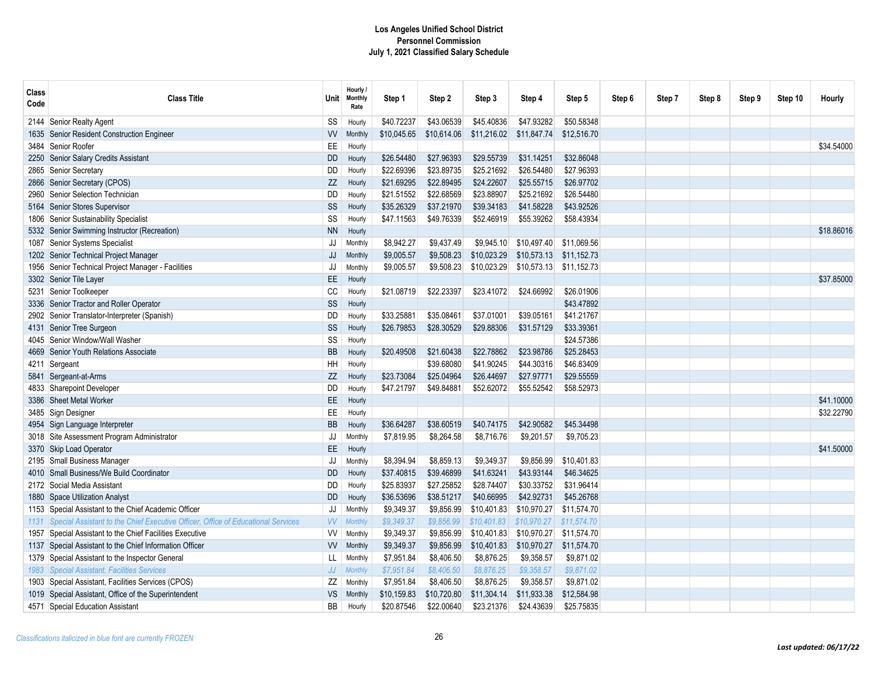# Los Angeles Unified School District
## Personnel Commission
## July 1, 2021 Classified Salary Schedule

| Class Code | Class Title | Unit | Hourly / Monthly Rate | Step 1 | Step 2 | Step 3 | Step 4 | Step 5 | Step 6 | Step 7 | Step 8 | Step 9 | Step 10 | Hourly |
|---|---|---|---|---|---|---|---|---|---|---|---|---|---|---|
| 2144 | Senior Realty Agent | SS | Hourly | $40.72237 | $43.06539 | $45.40836 | $47.93282 | $50.58348 | | | | | | |
| 1635 | Senior Resident Construction Engineer | VV | Monthly | $10,045.65 | $10,614.06 | $11,216.02 | $11,847.74 | $12,516.70 | | | | | | |
| 3484 | Senior Roofer | EE | Hourly | | | | | | | | | | | $34.54000 |
| 2250 | Senior Salary Credits Assistant | DD | Hourly | $26.54480 | $27.96393 | $29.55739 | $31.14251 | $32.86048 | | | | | | |
| 2865 | Senior Secretary | DD | Hourly | $22.69396 | $23.89735 | $25.21692 | $26.54480 | $27.96393 | | | | | | |
| 2866 | Senior Secretary (CPOS) | ZZ | Hourly | $21.69295 | $22.89495 | $24.22607 | $25.55715 | $26.97702 | | | | | | |
| 2960 | Senior Selection Technician | DD | Hourly | $21.51552 | $22.68569 | $23.88907 | $25.21692 | $26.54480 | | | | | | |
| 5164 | Senior Stores Supervisor | SS | Hourly | $35.26329 | $37.21970 | $39.34183 | $41.58228 | $43.92526 | | | | | | |
| 1806 | Senior Sustainability Specialist | SS | Hourly | $47.11563 | $49.76339 | $52.46919 | $55.39262 | $58.43934 | | | | | | |
| 5332 | Senior Swimming Instructor (Recreation) | NN | Hourly | | | | | | | | | | | $18.86016 |
| 1087 | Senior Systems Specialist | JJ | Monthly | $8,942.27 | $9,437.49 | $9,945.10 | $10,497.40 | $11,069.56 | | | | | | |
| 1202 | Senior Technical Project Manager | JJ | Monthly | $9,005.57 | $9,508.23 | $10,023.29 | $10,573.13 | $11,152.73 | | | | | | |
| 1956 | Senior Technical Project Manager - Facilities | JJ | Monthly | $9,005.57 | $9,508.23 | $10,023.29 | $10,573.13 | $11,152.73 | | | | | | |
| 3302 | Senior Tile Layer | EE | Hourly | | | | | | | | | | | $37.85000 |
| 5231 | Senior Toolkeeper | CC | Hourly | $21.08719 | $22.23397 | $23.41072 | $24.66992 | $26.01906 | | | | | | |
| 3336 | Senior Tractor and Roller Operator | SS | Hourly | | | | | $43.47892 | | | | | | |
| 2902 | Senior Translator-Interpreter (Spanish) | DD | Hourly | $33.25881 | $35.08461 | $37.01001 | $39.05161 | $41.21767 | | | | | | |
| 4131 | Senior Tree Surgeon | SS | Hourly | $26.79853 | $28.30529 | $29.88306 | $31.57129 | $33.39361 | | | | | | |
| 4045 | Senior Window/Wall Washer | SS | Hourly | | | | | $24.57386 | | | | | | |
| 4669 | Senior Youth Relations Associate | BB | Hourly | $20.49508 | $21.60438 | $22.78862 | $23.98786 | $25.28453 | | | | | | |
| 4211 | Sergeant | HH | Hourly | | $39.68080 | $41.90245 | $44.30316 | $46.83409 | | | | | | |
| 5841 | Sergeant-at-Arms | ZZ | Hourly | $23.73084 | $25.04964 | $26.44697 | $27.97771 | $29.55559 | | | | | | |
| 4833 | Sharepoint Developer | DD | Hourly | $47.21797 | $49.84881 | $52.62072 | $55.52542 | $58.52973 | | | | | | |
| 3386 | Sheet Metal Worker | EE | Hourly | | | | | | | | | | | $41.10000 |
| 3485 | Sign Designer | EE | Hourly | | | | | | | | | | | $32.22790 |
| 4954 | Sign Language Interpreter | BB | Hourly | $36.64287 | $38.60519 | $40.74175 | $42.90582 | $45.34498 | | | | | | |
| 3018 | Site Assessment Program Administrator | JJ | Monthly | $7,819.95 | $8,264.58 | $8,716.76 | $9,201.57 | $9,705.23 | | | | | | |
| 3370 | Skip Load Operator | EE | Hourly | | | | | | | | | | | $41.50000 |
| 2195 | Small Business Manager | JJ | Monthly | $8,394.94 | $8,859.13 | $9,349.37 | $9,856.99 | $10,401.83 | | | | | | |
| 4010 | Small Business/We Build Coordinator | DD | Hourly | $37.40815 | $39.46899 | $41.63241 | $43.93144 | $46.34625 | | | | | | |
| 2172 | Social Media Assistant | DD | Hourly | $25.83937 | $27.25852 | $28.74407 | $30.33752 | $31.96414 | | | | | | |
| 1880 | Space Utilization Analyst | DD | Hourly | $36.53696 | $38.51217 | $40.66995 | $42.92731 | $45.26768 | | | | | | |
| 1153 | Special Assistant to the Chief Academic Officer | JJ | Monthly | $9,349.37 | $9,856.99 | $10,401.83 | $10,970.27 | $11,574.70 | | | | | | |
| *1131* | *Special Assistant to the Chief Executive Officer, Office of Educational Services* | *VV* | *Monthly* | *$9,349.37* | *$9,856.99* | *$10,401.83* | *$10,970.27* | *$11,574.70* | | | | | | |
| 1957 | Special Assistant to the Chief Facilities Executive | VV | Monthly | $9,349.37 | $9,856.99 | $10,401.83 | $10,970.27 | $11,574.70 | | | | | | |
| 1137 | Special Assistant to the Chief Information Officer | VV | Monthly | $9,349.37 | $9,856.99 | $10,401.83 | $10,970.27 | $11,574.70 | | | | | | |
| 1379 | Special Assistant to the Inspector General | LL | Monthly | $7,951.84 | $8,406.50 | $8,876.25 | $9,358.57 | $9,871.02 | | | | | | |
| *1983* | *Special Assistant, Facilities Services* | *JJ* | *Monthly* | *$7,951.84* | *$8,406.50* | *$8,876.25* | *$9,358.57* | *$9,871.02* | | | | | | |
| 1903 | Special Assistant, Facilities Services (CPOS) | ZZ | Monthly | $7,951.84 | $8,406.50 | $8,876.25 | $9,358.57 | $9,871.02 | | | | | | |
| 1019 | Special Assistant, Office of the Superintendent | VS | Monthly | $10,159.83 | $10,720.80 | $11,304.14 | $11,933.38 | $12,584.98 | | | | | | |
| 4571 | Special Education Assistant | BB | Hourly | $20.87546 | $22.00640 | $23.21376 | $24.43639 | $25.75835 | | | | | | |

*Classifications italicized in blue font are currently FROZEN*

***Last updated: 06/17/22***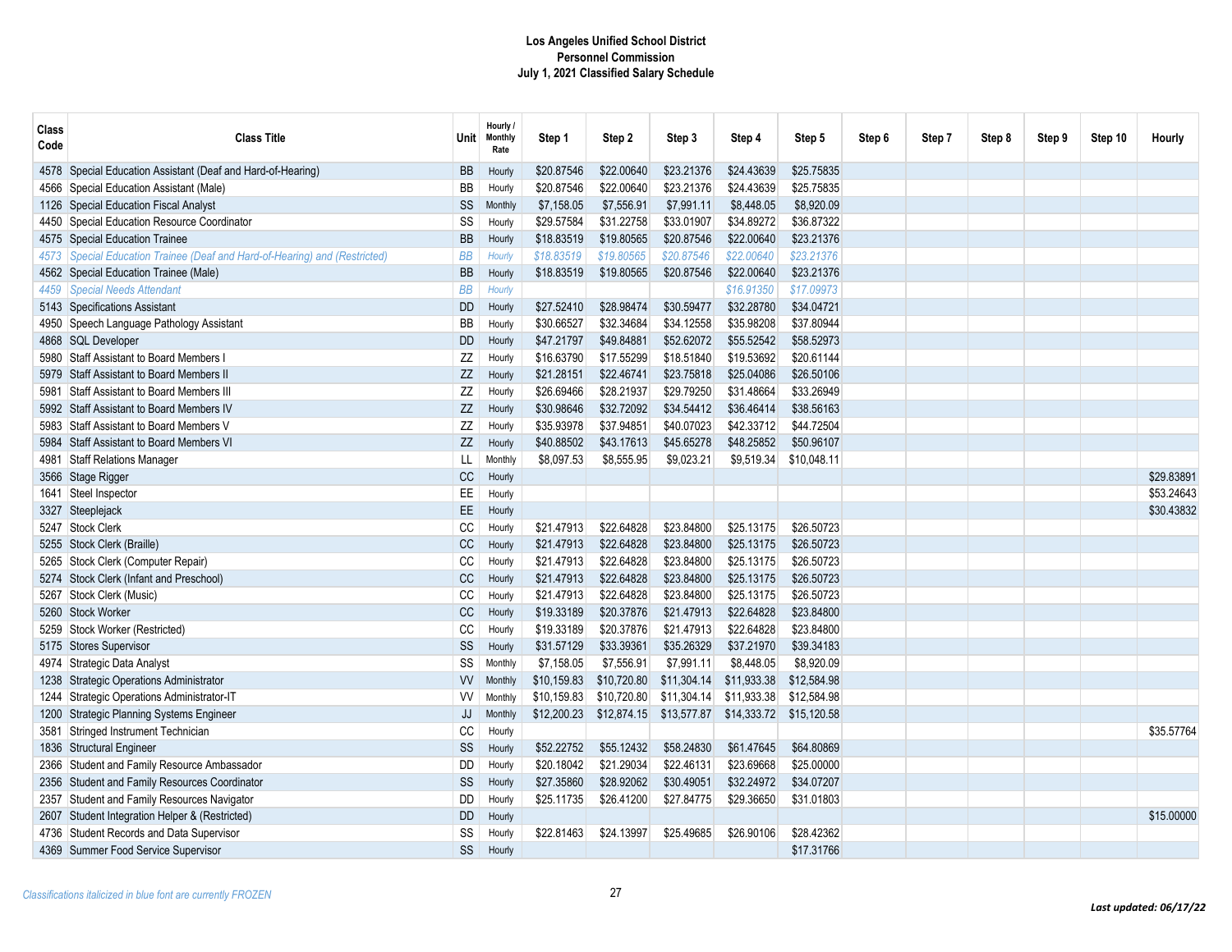**Los Angeles Unified School District**
**Personnel Commission**
**July 1, 2021 Classified Salary Schedule**

| Class Code | Class Title | Unit | Hourly / Monthly Rate | Step 1 | Step 2 | Step 3 | Step 4 | Step 5 | Step 6 | Step 7 | Step 8 | Step 9 | Step 10 | Hourly |
|---|---|---|---|---|---|---|---|---|---|---|---|---|---|---|
| 4578 | Special Education Assistant (Deaf and Hard-of-Hearing) | BB | Hourly | $20.87546 | $22.00640 | $23.21376 | $24.43639 | $25.75835 | | | | | | |
| 4566 | Special Education Assistant (Male) | BB | Hourly | $20.87546 | $22.00640 | $23.21376 | $24.43639 | $25.75835 | | | | | | |
| 1126 | Special Education Fiscal Analyst | SS | Monthly | $7,158.05 | $7,556.91 | $7,991.11 | $8,448.05 | $8,920.09 | | | | | | |
| 4450 | Special Education Resource Coordinator | SS | Hourly | $29.57584 | $31.22758 | $33.01907 | $34.89272 | $36.87322 | | | | | | |
| 4575 | Special Education Trainee | BB | Hourly | $18.83519 | $19.80565 | $20.87546 | $22.00640 | $23.21376 | | | | | | |
| *4573* | *Special Education Trainee (Deaf and Hard-of-Hearing) and (Restricted)* | *BB* | *Hourly* | *$18.83519* | *$19.80565* | *$20.87546* | *$22.00640* | *$23.21376* | | | | | | |
| 4562 | Special Education Trainee (Male) | BB | Hourly | $18.83519 | $19.80565 | $20.87546 | $22.00640 | $23.21376 | | | | | | |
| *4459* | *Special Needs Attendant* | *BB* | *Hourly* | | | | *$16.91350* | *$17.09973* | | | | | | |
| 5143 | Specifications Assistant | DD | Hourly | $27.52410 | $28.98474 | $30.59477 | $32.28780 | $34.04721 | | | | | | |
| 4950 | Speech Language Pathology Assistant | BB | Hourly | $30.66527 | $32.34684 | $34.12558 | $35.98208 | $37.80944 | | | | | | |
| 4868 | SQL Developer | DD | Hourly | $47.21797 | $49.84881 | $52.62072 | $55.52542 | $58.52973 | | | | | | |
| 5980 | Staff Assistant to Board Members I | ZZ | Hourly | $16.63790 | $17.55299 | $18.51840 | $19.53692 | $20.61144 | | | | | | |
| 5979 | Staff Assistant to Board Members II | ZZ | Hourly | $21.28151 | $22.46741 | $23.75818 | $25.04086 | $26.50106 | | | | | | |
| 5981 | Staff Assistant to Board Members III | ZZ | Hourly | $26.69466 | $28.21937 | $29.79250 | $31.48664 | $33.26949 | | | | | | |
| 5992 | Staff Assistant to Board Members IV | ZZ | Hourly | $30.98646 | $32.72092 | $34.54412 | $36.46414 | $38.56163 | | | | | | |
| 5983 | Staff Assistant to Board Members V | ZZ | Hourly | $35.93978 | $37.94851 | $40.07023 | $42.33712 | $44.72504 | | | | | | |
| 5984 | Staff Assistant to Board Members VI | ZZ | Hourly | $40.88502 | $43.17613 | $45.65278 | $48.25852 | $50.96107 | | | | | | |
| 4981 | Staff Relations Manager | LL | Monthly | $8,097.53 | $8,555.95 | $9,023.21 | $9,519.34 | $10,048.11 | | | | | | |
| 3566 | Stage Rigger | CC | Hourly | | | | | | | | | | | $29.83891 |
| 1641 | Steel Inspector | EE | Hourly | | | | | | | | | | | $53.24643 |
| 3327 | Steeplejack | EE | Hourly | | | | | | | | | | | $30.43832 |
| 5247 | Stock Clerk | CC | Hourly | $21.47913 | $22.64828 | $23.84800 | $25.13175 | $26.50723 | | | | | | |
| 5255 | Stock Clerk (Braille) | CC | Hourly | $21.47913 | $22.64828 | $23.84800 | $25.13175 | $26.50723 | | | | | | |
| 5265 | Stock Clerk (Computer Repair) | CC | Hourly | $21.47913 | $22.64828 | $23.84800 | $25.13175 | $26.50723 | | | | | | |
| 5274 | Stock Clerk (Infant and Preschool) | CC | Hourly | $21.47913 | $22.64828 | $23.84800 | $25.13175 | $26.50723 | | | | | | |
| 5267 | Stock Clerk (Music) | CC | Hourly | $21.47913 | $22.64828 | $23.84800 | $25.13175 | $26.50723 | | | | | | |
| 5260 | Stock Worker | CC | Hourly | $19.33189 | $20.37876 | $21.47913 | $22.64828 | $23.84800 | | | | | | |
| 5259 | Stock Worker (Restricted) | CC | Hourly | $19.33189 | $20.37876 | $21.47913 | $22.64828 | $23.84800 | | | | | | |
| 5175 | Stores Supervisor | SS | Hourly | $31.57129 | $33.39361 | $35.26329 | $37.21970 | $39.34183 | | | | | | |
| 4974 | Strategic Data Analyst | SS | Monthly | $7,158.05 | $7,556.91 | $7,991.11 | $8,448.05 | $8,920.09 | | | | | | |
| 1238 | Strategic Operations Administrator | VV | Monthly | $10,159.83 | $10,720.80 | $11,304.14 | $11,933.38 | $12,584.98 | | | | | | |
| 1244 | Strategic Operations Administrator-IT | VV | Monthly | $10,159.83 | $10,720.80 | $11,304.14 | $11,933.38 | $12,584.98 | | | | | | |
| 1200 | Strategic Planning Systems Engineer | JJ | Monthly | $12,200.23 | $12,874.15 | $13,577.87 | $14,333.72 | $15,120.58 | | | | | | |
| 3581 | Stringed Instrument Technician | CC | Hourly | | | | | | | | | | | $35.57764 |
| 1836 | Structural Engineer | SS | Hourly | $52.22752 | $55.12432 | $58.24830 | $61.47645 | $64.80869 | | | | | | |
| 2366 | Student and Family Resource Ambassador | DD | Hourly | $20.18042 | $21.29034 | $22.46131 | $23.69668 | $25.00000 | | | | | | |
| 2356 | Student and Family Resources Coordinator | SS | Hourly | $27.35860 | $28.92062 | $30.49051 | $32.24972 | $34.07207 | | | | | | |
| 2357 | Student and Family Resources Navigator | DD | Hourly | $25.11735 | $26.41200 | $27.84775 | $29.36650 | $31.01803 | | | | | | |
| 2607 | Student Integration Helper & (Restricted) | DD | Hourly | | | | | | | | | | | $15.00000 |
| 4736 | Student Records and Data Supervisor | SS | Hourly | $22.81463 | $24.13997 | $25.49685 | $26.90106 | $28.42362 | | | | | | |
| 4369 | Summer Food Service Supervisor | SS | Hourly | | | | | $17.31766 | | | | | | |

*Classifications italicized in blue font are currently FROZEN*

***Last updated: 06/17/22***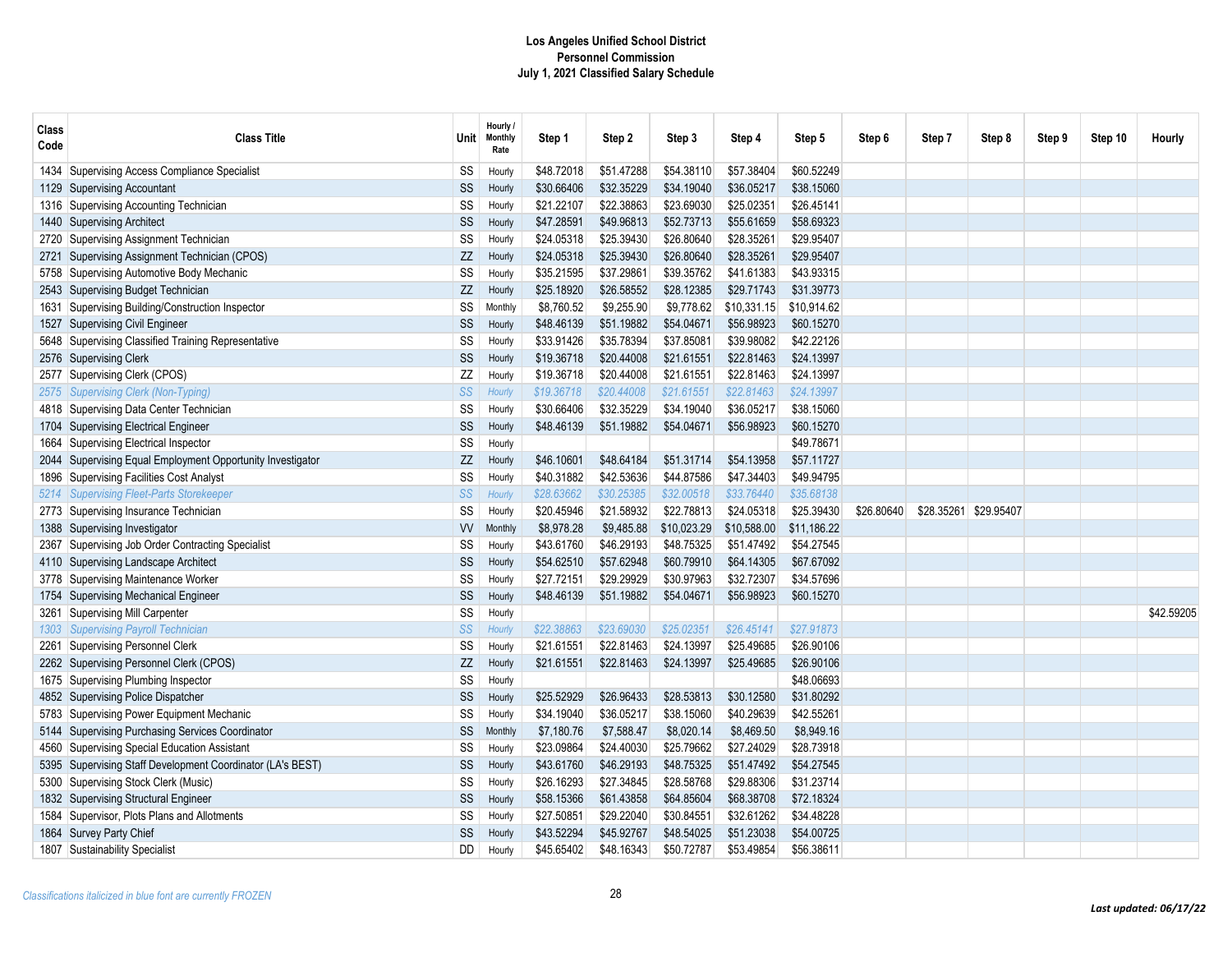# Los Angeles Unified School District
## Personnel Commission
## July 1, 2021 Classified Salary Schedule

| Class Code | Class Title | Unit | Hourly / Monthly Rate | Step 1 | Step 2 | Step 3 | Step 4 | Step 5 | Step 6 | Step 7 | Step 8 | Step 9 | Step 10 | Hourly |
|---|---|---|---|---|---|---|---|---|---|---|---|---|---|---|
| 1434 | Supervising Access Compliance Specialist | SS | Hourly | $48.72018 | $51.47288 | $54.38110 | $57.38404 | $60.52249 | | | | | | |
| 1129 | Supervising Accountant | SS | Hourly | $30.66406 | $32.35229 | $34.19040 | $36.05217 | $38.15060 | | | | | | |
| 1316 | Supervising Accounting Technician | SS | Hourly | $21.22107 | $22.38863 | $23.69030 | $25.02351 | $26.45141 | | | | | | |
| 1440 | Supervising Architect | SS | Hourly | $47.28591 | $49.96813 | $52.73713 | $55.61659 | $58.69323 | | | | | | |
| 2720 | Supervising Assignment Technician | SS | Hourly | $24.05318 | $25.39430 | $26.80640 | $28.35261 | $29.95407 | | | | | | |
| 2721 | Supervising Assignment Technician (CPOS) | ZZ | Hourly | $24.05318 | $25.39430 | $26.80640 | $28.35261 | $29.95407 | | | | | | |
| 5758 | Supervising Automotive Body Mechanic | SS | Hourly | $35.21595 | $37.29861 | $39.35762 | $41.61383 | $43.93315 | | | | | | |
| 2543 | Supervising Budget Technician | ZZ | Hourly | $25.18920 | $26.58552 | $28.12385 | $29.71743 | $31.39773 | | | | | | |
| 1631 | Supervising Building/Construction Inspector | SS | Monthly | $8,760.52 | $9,255.90 | $9,778.62 | $10,331.15 | $10,914.62 | | | | | | |
| 1527 | Supervising Civil Engineer | SS | Hourly | $48.46139 | $51.19882 | $54.04671 | $56.98923 | $60.15270 | | | | | | |
| 5648 | Supervising Classified Training Representative | SS | Hourly | $33.91426 | $35.78394 | $37.85081 | $39.98082 | $42.22126 | | | | | | |
| 2576 | Supervising Clerk | SS | Hourly | $19.36718 | $20.44008 | $21.61551 | $22.81463 | $24.13997 | | | | | | |
| 2577 | Supervising Clerk (CPOS) | ZZ | Hourly | $19.36718 | $20.44008 | $21.61551 | $22.81463 | $24.13997 | | | | | | |
| *2575* | *Supervising Clerk (Non-Typing)* | *SS* | *Hourly* | *$19.36718* | *$20.44008* | *$21.61551* | *$22.81463* | *$24.13997* | | | | | | |
| 4818 | Supervising Data Center Technician | SS | Hourly | $30.66406 | $32.35229 | $34.19040 | $36.05217 | $38.15060 | | | | | | |
| 1704 | Supervising Electrical Engineer | SS | Hourly | $48.46139 | $51.19882 | $54.04671 | $56.98923 | $60.15270 | | | | | | |
| 1664 | Supervising Electrical Inspector | SS | Hourly | | | | | $49.78671 | | | | | | |
| 2044 | Supervising Equal Employment Opportunity Investigator | ZZ | Hourly | $46.10601 | $48.64184 | $51.31714 | $54.13958 | $57.11727 | | | | | | |
| 1896 | Supervising Facilities Cost Analyst | SS | Hourly | $40.31882 | $42.53636 | $44.87586 | $47.34403 | $49.94795 | | | | | | |
| *5214* | *Supervising Fleet-Parts Storekeeper* | *SS* | *Hourly* | *$28.63662* | *$30.25385* | *$32.00518* | *$33.76440* | *$35.68138* | | | | | | |
| 2773 | Supervising Insurance Technician | SS | Hourly | $20.45946 | $21.58932 | $22.78813 | $24.05318 | $25.39430 | $26.80640 | $28.35261 | $29.95407 | | | |
| 1388 | Supervising Investigator | VV | Monthly | $8,978.28 | $9,485.88 | $10,023.29 | $10,588.00 | $11,186.22 | | | | | | |
| 2367 | Supervising Job Order Contracting Specialist | SS | Hourly | $43.61760 | $46.29193 | $48.75325 | $51.47492 | $54.27545 | | | | | | |
| 4110 | Supervising Landscape Architect | SS | Hourly | $54.62510 | $57.62948 | $60.79910 | $64.14305 | $67.67092 | | | | | | |
| 3778 | Supervising Maintenance Worker | SS | Hourly | $27.72151 | $29.29929 | $30.97963 | $32.72307 | $34.57696 | | | | | | |
| 1754 | Supervising Mechanical Engineer | SS | Hourly | $48.46139 | $51.19882 | $54.04671 | $56.98923 | $60.15270 | | | | | | |
| 3261 | Supervising Mill Carpenter | SS | Hourly | | | | | | | | | | | $42.59205 |
| *1303* | *Supervising Payroll Technician* | *SS* | *Hourly* | *$22.38863* | *$23.69030* | *$25.02351* | *$26.45141* | *$27.91873* | | | | | | |
| 2261 | Supervising Personnel Clerk | SS | Hourly | $21.61551 | $22.81463 | $24.13997 | $25.49685 | $26.90106 | | | | | | |
| 2262 | Supervising Personnel Clerk (CPOS) | ZZ | Hourly | $21.61551 | $22.81463 | $24.13997 | $25.49685 | $26.90106 | | | | | | |
| 1675 | Supervising Plumbing Inspector | SS | Hourly | | | | | $48.06693 | | | | | | |
| 4852 | Supervising Police Dispatcher | SS | Hourly | $25.52929 | $26.96433 | $28.53813 | $30.12580 | $31.80292 | | | | | | |
| 5783 | Supervising Power Equipment Mechanic | SS | Hourly | $34.19040 | $36.05217 | $38.15060 | $40.29639 | $42.55261 | | | | | | |
| 5144 | Supervising Purchasing Services Coordinator | SS | Monthly | $7,180.76 | $7,588.47 | $8,020.14 | $8,469.50 | $8,949.16 | | | | | | |
| 4560 | Supervising Special Education Assistant | SS | Hourly | $23.09864 | $24.40030 | $25.79662 | $27.24029 | $28.73918 | | | | | | |
| 5395 | Supervising Staff Development Coordinator (LA's BEST) | SS | Hourly | $43.61760 | $46.29193 | $48.75325 | $51.47492 | $54.27545 | | | | | | |
| 5300 | Supervising Stock Clerk (Music) | SS | Hourly | $26.16293 | $27.34845 | $28.58768 | $29.88306 | $31.23714 | | | | | | |
| 1832 | Supervising Structural Engineer | SS | Hourly | $58.15366 | $61.43858 | $64.85604 | $68.38708 | $72.18324 | | | | | | |
| 1584 | Supervisor, Plots Plans and Allotments | SS | Hourly | $27.50851 | $29.22040 | $30.84551 | $32.61262 | $34.48228 | | | | | | |
| 1864 | Survey Party Chief | SS | Hourly | $43.52294 | $45.92767 | $48.54025 | $51.23038 | $54.00725 | | | | | | |
| 1807 | Sustainability Specialist | DD | Hourly | $45.65402 | $48.16343 | $50.72787 | $53.49854 | $56.38611 | | | | | | |

*Classifications italicized in blue font are currently FROZEN*

***Last updated: 06/17/22***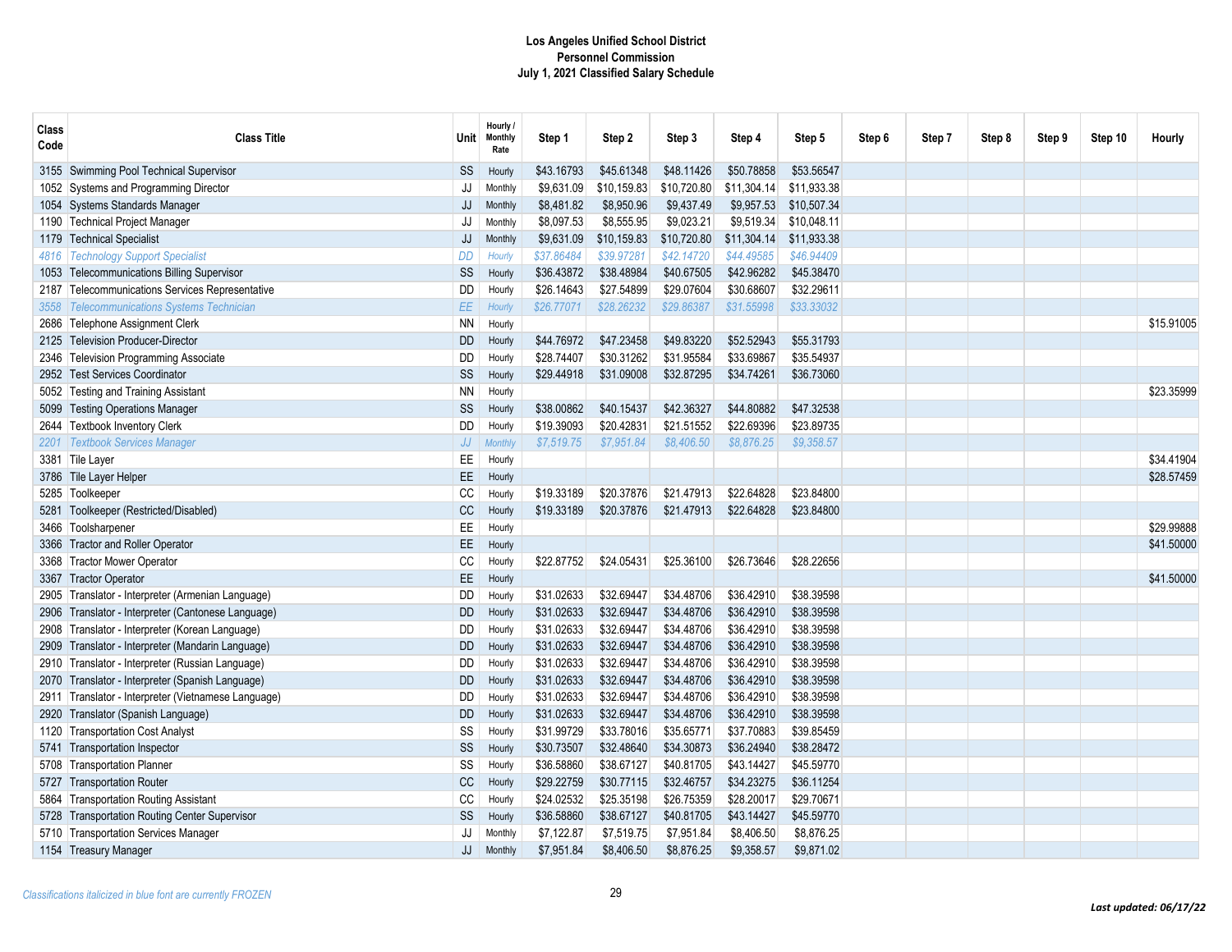**Los Angeles Unified School District**
**Personnel Commission**
**July 1, 2021 Classified Salary Schedule**

| Class Code | Class Title | Unit | Hourly / Monthly Rate | Step 1 | Step 2 | Step 3 | Step 4 | Step 5 | Step 6 | Step 7 | Step 8 | Step 9 | Step 10 | Hourly |
|---|---|---|---|---|---|---|---|---|---|---|---|---|---|---|
| 3155 | Swimming Pool Technical Supervisor | SS | Hourly | $43.16793 | $45.61348 | $48.11426 | $50.78858 | $53.56547 | | | | | | |
| 1052 | Systems and Programming Director | JJ | Monthly | $9,631.09 | $10,159.83 | $10,720.80 | $11,304.14 | $11,933.38 | | | | | | |
| 1054 | Systems Standards Manager | JJ | Monthly | $8,481.82 | $8,950.96 | $9,437.49 | $9,957.53 | $10,507.34 | | | | | | |
| 1190 | Technical Project Manager | JJ | Monthly | $8,097.53 | $8,555.95 | $9,023.21 | $9,519.34 | $10,048.11 | | | | | | |
| 1179 | Technical Specialist | JJ | Monthly | $9,631.09 | $10,159.83 | $10,720.80 | $11,304.14 | $11,933.38 | | | | | | |
| *4816* | *Technology Support Specialist* | *DD* | *Hourly* | *$37.86484* | *$39.97281* | *$42.14720* | *$44.49585* | *$46.94409* | | | | | | |
| 1053 | Telecommunications Billing Supervisor | SS | Hourly | $36.43872 | $38.48984 | $40.67505 | $42.96282 | $45.38470 | | | | | | |
| 2187 | Telecommunications Services Representative | DD | Hourly | $26.14643 | $27.54899 | $29.07604 | $30.68607 | $32.29611 | | | | | | |
| *3558* | *Telecommunications Systems Technician* | *EE* | *Hourly* | *$26.77071* | *$28.26232* | *$29.86387* | *$31.55998* | *$33.33032* | | | | | | |
| 2686 | Telephone Assignment Clerk | NN | Hourly | | | | | | | | | | | $15.91005 |
| 2125 | Television Producer-Director | DD | Hourly | $44.76972 | $47.23458 | $49.83220 | $52.52943 | $55.31793 | | | | | | |
| 2346 | Television Programming Associate | DD | Hourly | $28.74407 | $30.31262 | $31.95584 | $33.69867 | $35.54937 | | | | | | |
| 2952 | Test Services Coordinator | SS | Hourly | $29.44918 | $31.09008 | $32.87295 | $34.74261 | $36.73060 | | | | | | |
| 5052 | Testing and Training Assistant | NN | Hourly | | | | | | | | | | | $23.35999 |
| 5099 | Testing Operations Manager | SS | Hourly | $38.00862 | $40.15437 | $42.36327 | $44.80882 | $47.32538 | | | | | | |
| 2644 | Textbook Inventory Clerk | DD | Hourly | $19.39093 | $20.42831 | $21.51552 | $22.69396 | $23.89735 | | | | | | |
| *2201* | *Textbook Services Manager* | *JJ* | *Monthly* | *$7,519.75* | *$7,951.84* | *$8,406.50* | *$8,876.25* | *$9,358.57* | | | | | | |
| 3381 | Tile Layer | EE | Hourly | | | | | | | | | | | $34.41904 |
| 3786 | Tile Layer Helper | EE | Hourly | | | | | | | | | | | $28.57459 |
| 5285 | Toolkeeper | CC | Hourly | $19.33189 | $20.37876 | $21.47913 | $22.64828 | $23.84800 | | | | | | |
| 5281 | Toolkeeper (Restricted/Disabled) | CC | Hourly | $19.33189 | $20.37876 | $21.47913 | $22.64828 | $23.84800 | | | | | | |
| 3466 | Toolsharpener | EE | Hourly | | | | | | | | | | | $29.99888 |
| 3366 | Tractor and Roller Operator | EE | Hourly | | | | | | | | | | | $41.50000 |
| 3368 | Tractor Mower Operator | CC | Hourly | $22.87752 | $24.05431 | $25.36100 | $26.73646 | $28.22656 | | | | | | |
| 3367 | Tractor Operator | EE | Hourly | | | | | | | | | | | $41.50000 |
| 2905 | Translator - Interpreter (Armenian Language) | DD | Hourly | $31.02633 | $32.69447 | $34.48706 | $36.42910 | $38.39598 | | | | | | |
| 2906 | Translator - Interpreter (Cantonese Language) | DD | Hourly | $31.02633 | $32.69447 | $34.48706 | $36.42910 | $38.39598 | | | | | | |
| 2908 | Translator - Interpreter (Korean Language) | DD | Hourly | $31.02633 | $32.69447 | $34.48706 | $36.42910 | $38.39598 | | | | | | |
| 2909 | Translator - Interpreter (Mandarin Language) | DD | Hourly | $31.02633 | $32.69447 | $34.48706 | $36.42910 | $38.39598 | | | | | | |
| 2910 | Translator - Interpreter (Russian Language) | DD | Hourly | $31.02633 | $32.69447 | $34.48706 | $36.42910 | $38.39598 | | | | | | |
| 2070 | Translator - Interpreter (Spanish Language) | DD | Hourly | $31.02633 | $32.69447 | $34.48706 | $36.42910 | $38.39598 | | | | | | |
| 2911 | Translator - Interpreter (Vietnamese Language) | DD | Hourly | $31.02633 | $32.69447 | $34.48706 | $36.42910 | $38.39598 | | | | | | |
| 2920 | Translator (Spanish Language) | DD | Hourly | $31.02633 | $32.69447 | $34.48706 | $36.42910 | $38.39598 | | | | | | |
| 1120 | Transportation Cost Analyst | SS | Hourly | $31.99729 | $33.78016 | $35.65771 | $37.70883 | $39.85459 | | | | | | |
| 5741 | Transportation Inspector | SS | Hourly | $30.73507 | $32.48640 | $34.30873 | $36.24940 | $38.28472 | | | | | | |
| 5708 | Transportation Planner | SS | Hourly | $36.58860 | $38.67127 | $40.81705 | $43.14427 | $45.59770 | | | | | | |
| 5727 | Transportation Router | CC | Hourly | $29.22759 | $30.77115 | $32.46757 | $34.23275 | $36.11254 | | | | | | |
| 5864 | Transportation Routing Assistant | CC | Hourly | $24.02532 | $25.35198 | $26.75359 | $28.20017 | $29.70671 | | | | | | |
| 5728 | Transportation Routing Center Supervisor | SS | Hourly | $36.58860 | $38.67127 | $40.81705 | $43.14427 | $45.59770 | | | | | | |
| 5710 | Transportation Services Manager | JJ | Monthly | $7,122.87 | $7,519.75 | $7,951.84 | $8,406.50 | $8,876.25 | | | | | | |
| 1154 | Treasury Manager | JJ | Monthly | $7,951.84 | $8,406.50 | $8,876.25 | $9,358.57 | $9,871.02 | | | | | | |

*Classifications italicized in blue font are currently FROZEN*

***Last updated: 06/17/22***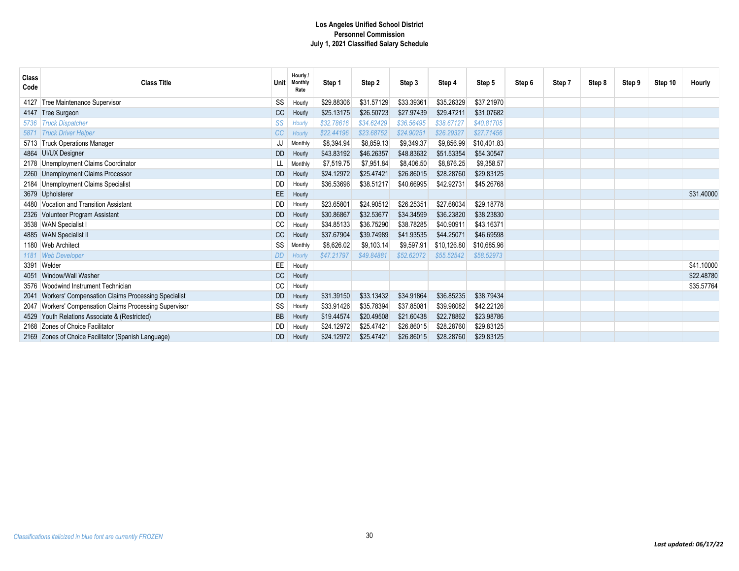**Los Angeles Unified School District**
**Personnel Commission**
**July 1, 2021 Classified Salary Schedule**

| Class Code | Class Title | Unit | Hourly / Monthly Rate | Step 1 | Step 2 | Step 3 | Step 4 | Step 5 | Step 6 | Step 7 | Step 8 | Step 9 | Step 10 | Hourly |
|---|---|---|---|---|---|---|---|---|---|---|---|---|---|---|
| 4127 | Tree Maintenance Supervisor | SS | Hourly | $29.88306 | $31.57129 | $33.39361 | $35.26329 | $37.21970 | | | | | | |
| 4147 | Tree Surgeon | CC | Hourly | $25.13175 | $26.50723 | $27.97439 | $29.47211 | $31.07682 | | | | | | |
| *5736* | *Truck Dispatcher* | *SS* | *Hourly* | *$32.78616* | *$34.62429* | *$36.56495* | *$38.67127* | *$40.81705* | | | | | | |
| *5871* | *Truck Driver Helper* | *CC* | *Hourly* | *$22.44196* | *$23.68752* | *$24.90251* | *$26.29327* | *$27.71456* | | | | | | |
| 5713 | Truck Operations Manager | JJ | Monthly | $8,394.94 | $8,859.13 | $9,349.37 | $9,856.99 | $10,401.83 | | | | | | |
| 4864 | UI/UX Designer | DD | Hourly | $43.83192 | $46.26357 | $48.83632 | $51.53354 | $54.30547 | | | | | | |
| 2178 | Unemployment Claims Coordinator | LL | Monthly | $7,519.75 | $7,951.84 | $8,406.50 | $8,876.25 | $9,358.57 | | | | | | |
| 2260 | Unemployment Claims Processor | DD | Hourly | $24.12972 | $25.47421 | $26.86015 | $28.28760 | $29.83125 | | | | | | |
| 2184 | Unemployment Claims Specialist | DD | Hourly | $36.53696 | $38.51217 | $40.66995 | $42.92731 | $45.26768 | | | | | | |
| 3679 | Upholsterer | EE | Hourly | | | | | | | | | | | $31.40000 |
| 4480 | Vocation and Transition Assistant | DD | Hourly | $23.65801 | $24.90512 | $26.25351 | $27.68034 | $29.18778 | | | | | | |
| 2326 | Volunteer Program Assistant | DD | Hourly | $30.86867 | $32.53677 | $34.34599 | $36.23820 | $38.23830 | | | | | | |
| 3538 | WAN Specialist I | CC | Hourly | $34.85133 | $36.75290 | $38.78285 | $40.90911 | $43.16371 | | | | | | |
| 4885 | WAN Specialist II | CC | Hourly | $37.67904 | $39.74989 | $41.93535 | $44.25071 | $46.69598 | | | | | | |
| 1180 | Web Architect | SS | Monthly | $8,626.02 | $9,103.14 | $9,597.91 | $10,126.80 | $10,685.96 | | | | | | |
| *1181* | *Web Developer* | *DD* | *Hourly* | *$47.21797* | *$49.84881* | *$52.62072* | *$55.52542* | *$58.52973* | | | | | | |
| 3391 | Welder | EE | Hourly | | | | | | | | | | | $41.10000 |
| 4051 | Window/Wall Washer | CC | Hourly | | | | | | | | | | | $22.48780 |
| 3576 | Woodwind Instrument Technician | CC | Hourly | | | | | | | | | | | $35.57764 |
| 2041 | Workers' Compensation Claims Processing Specialist | DD | Hourly | $31.39150 | $33.13432 | $34.91864 | $36.85235 | $38.79434 | | | | | | |
| 2047 | Workers' Compensation Claims Processing Supervisor | SS | Hourly | $33.91426 | $35.78394 | $37.85081 | $39.98082 | $42.22126 | | | | | | |
| 4529 | Youth Relations Associate & (Restricted) | BB | Hourly | $19.44574 | $20.49508 | $21.60438 | $22.78862 | $23.98786 | | | | | | |
| 2168 | Zones of Choice Facilitator | DD | Hourly | $24.12972 | $25.47421 | $26.86015 | $28.28760 | $29.83125 | | | | | | |
| 2169 | Zones of Choice Facilitator (Spanish Language) | DD | Hourly | $24.12972 | $25.47421 | $26.86015 | $28.28760 | $29.83125 | | | | | | |

*Classifications italicized in blue font are currently FROZEN*

***Last updated: 06/17/22***